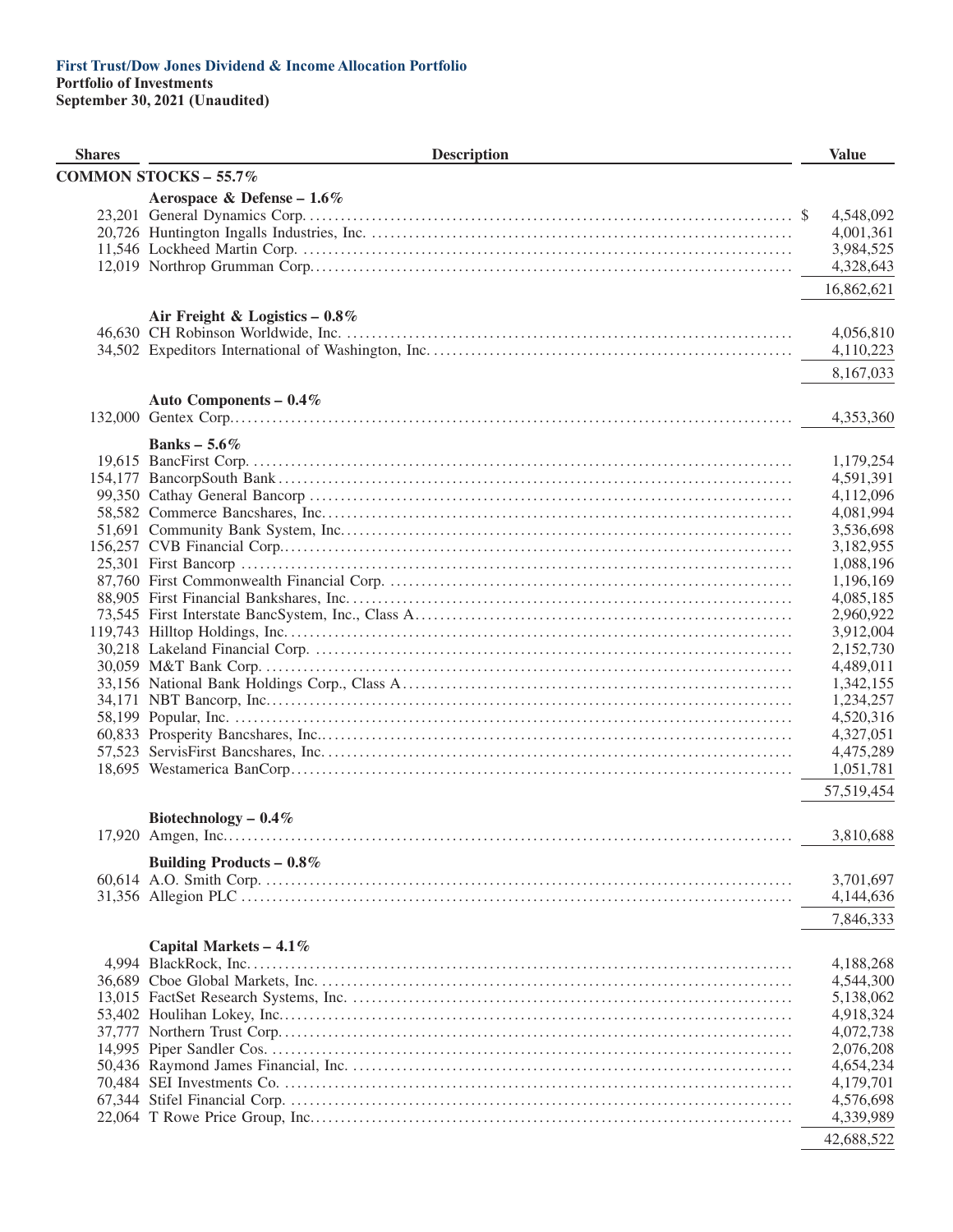**First Trust/Dow Jones Dividend & Income Allocation Portfolio**
**Portfolio of Investments**
**September 30, 2021 (Unaudited)**

| Shares | Description | Value |
|---|---|---|
| | **COMMON STOCKS – 55.7%** | |
| | **Aerospace & Defense – 1.6%** | |
| 23,201 | General Dynamics Corp. | $ 4,548,092 |
| 20,726 | Huntington Ingalls Industries, Inc. | 4,001,361 |
| 11,546 | Lockheed Martin Corp. | 3,984,525 |
| 12,019 | Northrop Grumman Corp. | 4,328,643 |
| | | 16,862,621 |
| | **Air Freight & Logistics – 0.8%** | |
| 46,630 | CH Robinson Worldwide, Inc. | 4,056,810 |
| 34,502 | Expeditors International of Washington, Inc. | 4,110,223 |
| | | 8,167,033 |
| | **Auto Components – 0.4%** | |
| 132,000 | Gentex Corp. | 4,353,360 |
| | **Banks – 5.6%** | |
| 19,615 | BancFirst Corp. | 1,179,254 |
| 154,177 | BancorpSouth Bank | 4,591,391 |
| 99,350 | Cathay General Bancorp | 4,112,096 |
| 58,582 | Commerce Bancshares, Inc. | 4,081,994 |
| 51,691 | Community Bank System, Inc. | 3,536,698 |
| 156,257 | CVB Financial Corp. | 3,182,955 |
| 25,301 | First Bancorp | 1,088,196 |
| 87,760 | First Commonwealth Financial Corp. | 1,196,169 |
| 88,905 | First Financial Bankshares, Inc. | 4,085,185 |
| 73,545 | First Interstate BancSystem, Inc., Class A | 2,960,922 |
| 119,743 | Hilltop Holdings, Inc. | 3,912,004 |
| 30,218 | Lakeland Financial Corp. | 2,152,730 |
| 30,059 | M&T Bank Corp. | 4,489,011 |
| 33,156 | National Bank Holdings Corp., Class A | 1,342,155 |
| 34,171 | NBT Bancorp, Inc. | 1,234,257 |
| 58,199 | Popular, Inc. | 4,520,316 |
| 60,833 | Prosperity Bancshares, Inc. | 4,327,051 |
| 57,523 | ServisFirst Bancshares, Inc. | 4,475,289 |
| 18,695 | Westamerica BanCorp. | 1,051,781 |
| | | 57,519,454 |
| | **Biotechnology – 0.4%** | |
| 17,920 | Amgen, Inc. | 3,810,688 |
| | **Building Products – 0.8%** | |
| 60,614 | A.O. Smith Corp. | 3,701,697 |
| 31,356 | Allegion PLC | 4,144,636 |
| | | 7,846,333 |
| | **Capital Markets – 4.1%** | |
| 4,994 | BlackRock, Inc. | 4,188,268 |
| 36,689 | Cboe Global Markets, Inc. | 4,544,300 |
| 13,015 | FactSet Research Systems, Inc. | 5,138,062 |
| 53,402 | Houlihan Lokey, Inc. | 4,918,324 |
| 37,777 | Northern Trust Corp. | 4,072,738 |
| 14,995 | Piper Sandler Cos. | 2,076,208 |
| 50,436 | Raymond James Financial, Inc. | 4,654,234 |
| 70,484 | SEI Investments Co. | 4,179,701 |
| 67,344 | Stifel Financial Corp. | 4,576,698 |
| 22,064 | T Rowe Price Group, Inc. | 4,339,989 |
| | | 42,688,522 |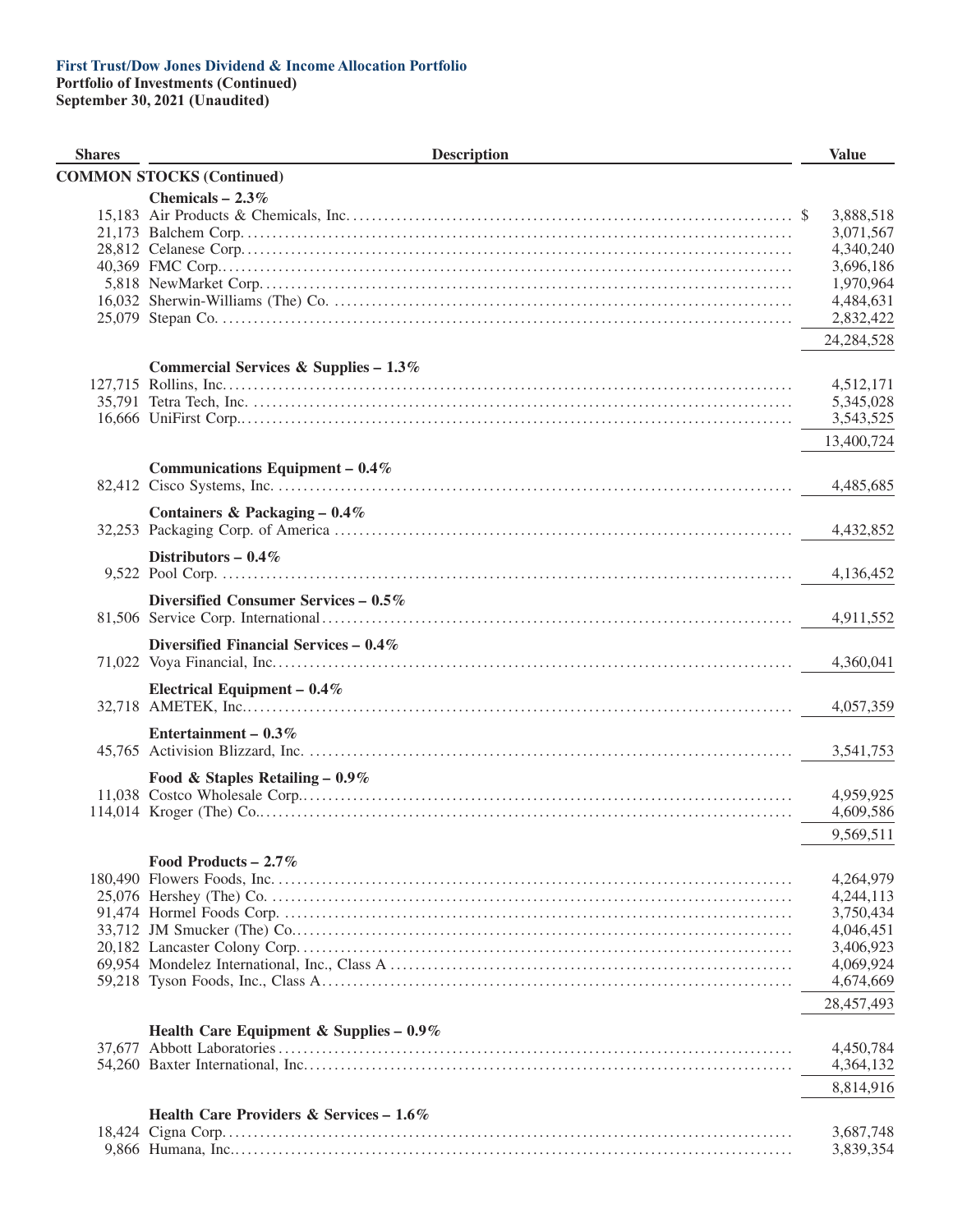**First Trust/Dow Jones Dividend & Income Allocation Portfolio**
**Portfolio of Investments (Continued)**
**September 30, 2021 (Unaudited)**

| Shares | Description | Value |
|---|---|---|
| | **COMMON STOCKS (Continued)** | |
| | **Chemicals – 2.3%** | |
| 15,183 | Air Products & Chemicals, Inc. | $ 3,888,518 |
| 21,173 | Balchem Corp. | 3,071,567 |
| 28,812 | Celanese Corp. | 4,340,240 |
| 40,369 | FMC Corp. | 3,696,186 |
| 5,818 | NewMarket Corp. | 1,970,964 |
| 16,032 | Sherwin-Williams (The) Co. | 4,484,631 |
| 25,079 | Stepan Co. | 2,832,422 |
| | | 24,284,528 |
| | **Commercial Services & Supplies – 1.3%** | |
| 127,715 | Rollins, Inc. | 4,512,171 |
| 35,791 | Tetra Tech, Inc. | 5,345,028 |
| 16,666 | UniFirst Corp. | 3,543,525 |
| | | 13,400,724 |
| | **Communications Equipment – 0.4%** | |
| 82,412 | Cisco Systems, Inc. | 4,485,685 |
| | **Containers & Packaging – 0.4%** | |
| 32,253 | Packaging Corp. of America | 4,432,852 |
| | **Distributors – 0.4%** | |
| 9,522 | Pool Corp. | 4,136,452 |
| | **Diversified Consumer Services – 0.5%** | |
| 81,506 | Service Corp. International | 4,911,552 |
| | **Diversified Financial Services – 0.4%** | |
| 71,022 | Voya Financial, Inc. | 4,360,041 |
| | **Electrical Equipment – 0.4%** | |
| 32,718 | AMETEK, Inc. | 4,057,359 |
| | **Entertainment – 0.3%** | |
| 45,765 | Activision Blizzard, Inc. | 3,541,753 |
| | **Food & Staples Retailing – 0.9%** | |
| 11,038 | Costco Wholesale Corp. | 4,959,925 |
| 114,014 | Kroger (The) Co. | 4,609,586 |
| | | 9,569,511 |
| | **Food Products – 2.7%** | |
| 180,490 | Flowers Foods, Inc. | 4,264,979 |
| 25,076 | Hershey (The) Co. | 4,244,113 |
| 91,474 | Hormel Foods Corp. | 3,750,434 |
| 33,712 | JM Smucker (The) Co. | 4,046,451 |
| 20,182 | Lancaster Colony Corp. | 3,406,923 |
| 69,954 | Mondelez International, Inc., Class A | 4,069,924 |
| 59,218 | Tyson Foods, Inc., Class A | 4,674,669 |
| | | 28,457,493 |
| | **Health Care Equipment & Supplies – 0.9%** | |
| 37,677 | Abbott Laboratories | 4,450,784 |
| 54,260 | Baxter International, Inc. | 4,364,132 |
| | | 8,814,916 |
| | **Health Care Providers & Services – 1.6%** | |
| 18,424 | Cigna Corp. | 3,687,748 |
| 9,866 | Humana, Inc. | 3,839,354 |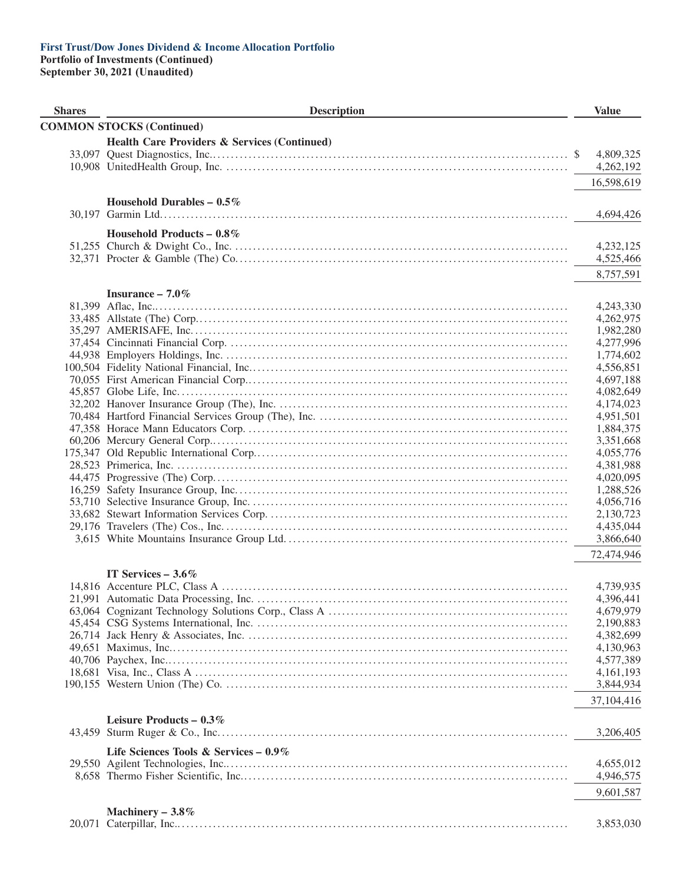**First Trust/Dow Jones Dividend & Income Allocation Portfolio**
**Portfolio of Investments (Continued)**
**September 30, 2021 (Unaudited)**

| Shares | Description | Value |
|---|---|---|
| | **COMMON STOCKS (Continued)** | |
| | **Health Care Providers & Services (Continued)** | |
| 33,097 | Quest Diagnostics, Inc. | $ 4,809,325 |
| 10,908 | UnitedHealth Group, Inc. | 4,262,192 |
| | | 16,598,619 |
| | **Household Durables – 0.5%** | |
| 30,197 | Garmin Ltd. | 4,694,426 |
| | **Household Products – 0.8%** | |
| 51,255 | Church & Dwight Co., Inc. | 4,232,125 |
| 32,371 | Procter & Gamble (The) Co. | 4,525,466 |
| | | 8,757,591 |
| | **Insurance – 7.0%** | |
| 81,399 | Aflac, Inc. | 4,243,330 |
| 33,485 | Allstate (The) Corp. | 4,262,975 |
| 35,297 | AMERISAFE, Inc. | 1,982,280 |
| 37,454 | Cincinnati Financial Corp. | 4,277,996 |
| 44,938 | Employers Holdings, Inc. | 1,774,602 |
| 100,504 | Fidelity National Financial, Inc. | 4,556,851 |
| 70,055 | First American Financial Corp. | 4,697,188 |
| 45,857 | Globe Life, Inc. | 4,082,649 |
| 32,202 | Hanover Insurance Group (The), Inc. | 4,174,023 |
| 70,484 | Hartford Financial Services Group (The), Inc. | 4,951,501 |
| 47,358 | Horace Mann Educators Corp. | 1,884,375 |
| 60,206 | Mercury General Corp. | 3,351,668 |
| 175,347 | Old Republic International Corp. | 4,055,776 |
| 28,523 | Primerica, Inc. | 4,381,988 |
| 44,475 | Progressive (The) Corp. | 4,020,095 |
| 16,259 | Safety Insurance Group, Inc. | 1,288,526 |
| 53,710 | Selective Insurance Group, Inc. | 4,056,716 |
| 33,682 | Stewart Information Services Corp. | 2,130,723 |
| 29,176 | Travelers (The) Cos., Inc. | 4,435,044 |
| 3,615 | White Mountains Insurance Group Ltd. | 3,866,640 |
| | | 72,474,946 |
| | **IT Services – 3.6%** | |
| 14,816 | Accenture PLC, Class A | 4,739,935 |
| 21,991 | Automatic Data Processing, Inc. | 4,396,441 |
| 63,064 | Cognizant Technology Solutions Corp., Class A | 4,679,979 |
| 45,454 | CSG Systems International, Inc. | 2,190,883 |
| 26,714 | Jack Henry & Associates, Inc. | 4,382,699 |
| 49,651 | Maximus, Inc. | 4,130,963 |
| 40,706 | Paychex, Inc. | 4,577,389 |
| 18,681 | Visa, Inc., Class A | 4,161,193 |
| 190,155 | Western Union (The) Co. | 3,844,934 |
| | | 37,104,416 |
| | **Leisure Products – 0.3%** | |
| 43,459 | Sturm Ruger & Co., Inc. | 3,206,405 |
| | **Life Sciences Tools & Services – 0.9%** | |
| 29,550 | Agilent Technologies, Inc. | 4,655,012 |
| 8,658 | Thermo Fisher Scientific, Inc. | 4,946,575 |
| | | 9,601,587 |
| | **Machinery – 3.8%** | |
| 20,071 | Caterpillar, Inc. | 3,853,030 |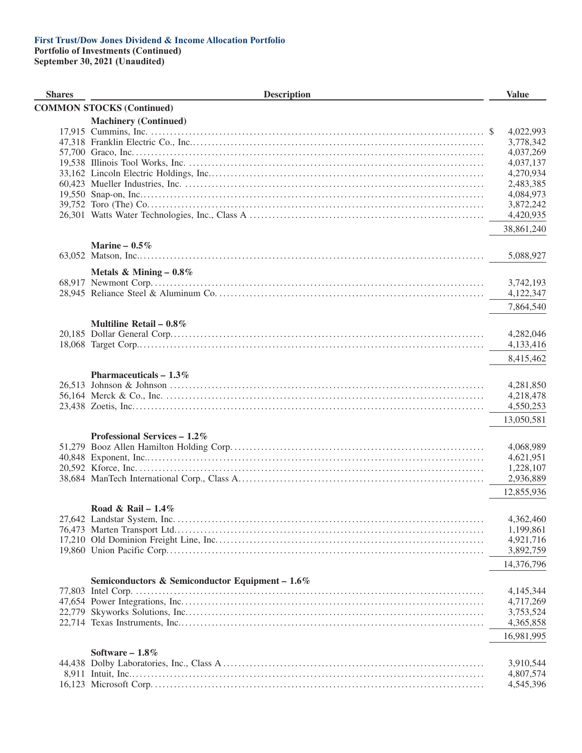**First Trust/Dow Jones Dividend & Income Allocation Portfolio**
**Portfolio of Investments (Continued)**
**September 30, 2021 (Unaudited)**

| Shares | Description | Value |
|---|---|---|
| | **COMMON STOCKS (Continued)** | |
| | **Machinery (Continued)** | |
| 17,915 | Cummins, Inc. | $ 4,022,993 |
| 47,318 | Franklin Electric Co., Inc. | 3,778,342 |
| 57,700 | Graco, Inc. | 4,037,269 |
| 19,538 | Illinois Tool Works, Inc. | 4,037,137 |
| 33,162 | Lincoln Electric Holdings, Inc. | 4,270,934 |
| 60,423 | Mueller Industries, Inc. | 2,483,385 |
| 19,550 | Snap-on, Inc. | 4,084,973 |
| 39,752 | Toro (The) Co. | 3,872,242 |
| 26,301 | Watts Water Technologies, Inc., Class A | 4,420,935 |
| | | 38,861,240 |
| | **Marine – 0.5%** | |
| 63,052 | Matson, Inc. | 5,088,927 |
| | **Metals & Mining – 0.8%** | |
| 68,917 | Newmont Corp. | 3,742,193 |
| 28,945 | Reliance Steel & Aluminum Co. | 4,122,347 |
| | | 7,864,540 |
| | **Multiline Retail – 0.8%** | |
| 20,185 | Dollar General Corp. | 4,282,046 |
| 18,068 | Target Corp. | 4,133,416 |
| | | 8,415,462 |
| | **Pharmaceuticals – 1.3%** | |
| 26,513 | Johnson & Johnson | 4,281,850 |
| 56,164 | Merck & Co., Inc. | 4,218,478 |
| 23,438 | Zoetis, Inc. | 4,550,253 |
| | | 13,050,581 |
| | **Professional Services – 1.2%** | |
| 51,279 | Booz Allen Hamilton Holding Corp. | 4,068,989 |
| 40,848 | Exponent, Inc. | 4,621,951 |
| 20,592 | Kforce, Inc. | 1,228,107 |
| 38,684 | ManTech International Corp., Class A | 2,936,889 |
| | | 12,855,936 |
| | **Road & Rail – 1.4%** | |
| 27,642 | Landstar System, Inc. | 4,362,460 |
| 76,473 | Marten Transport Ltd. | 1,199,861 |
| 17,210 | Old Dominion Freight Line, Inc. | 4,921,716 |
| 19,860 | Union Pacific Corp. | 3,892,759 |
| | | 14,376,796 |
| | **Semiconductors & Semiconductor Equipment – 1.6%** | |
| 77,803 | Intel Corp. | 4,145,344 |
| 47,654 | Power Integrations, Inc. | 4,717,269 |
| 22,779 | Skyworks Solutions, Inc. | 3,753,524 |
| 22,714 | Texas Instruments, Inc. | 4,365,858 |
| | | 16,981,995 |
| | **Software – 1.8%** | |
| 44,438 | Dolby Laboratories, Inc., Class A | 3,910,544 |
| 8,911 | Intuit, Inc. | 4,807,574 |
| 16,123 | Microsoft Corp. | 4,545,396 |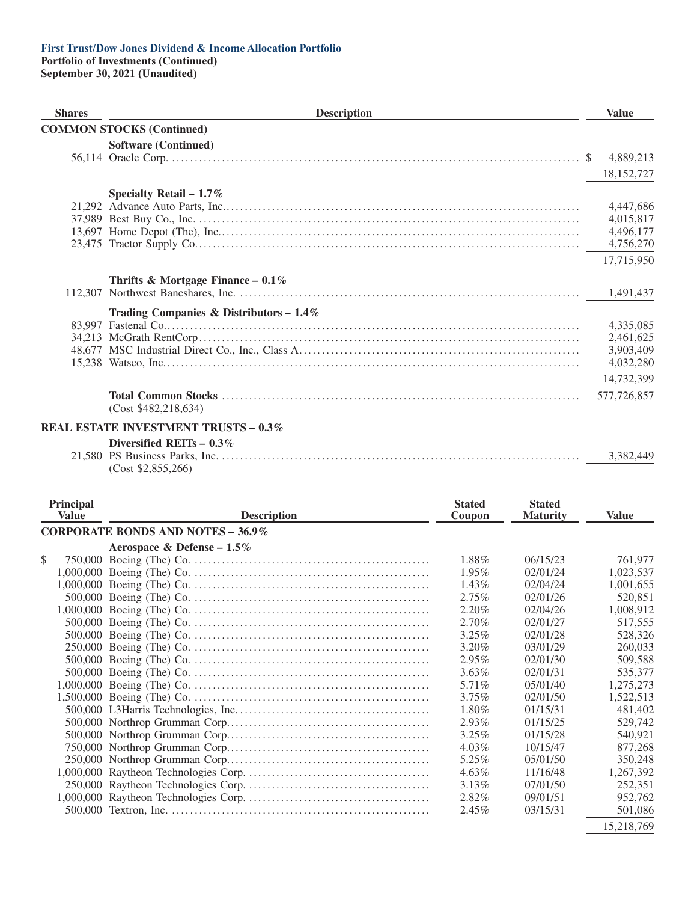**First Trust/Dow Jones Dividend & Income Allocation Portfolio**
**Portfolio of Investments (Continued)**
**September 30, 2021 (Unaudited)**

| Shares | Description | Value |
|---|---|---|
| **COMMON STOCKS (Continued)** | | |
| | **Software (Continued)** | |
| 56,114 | Oracle Corp. | $ 4,889,213 |
| | | 18,152,727 |
| | **Specialty Retail – 1.7%** | |
| 21,292 | Advance Auto Parts, Inc. | 4,447,686 |
| 37,989 | Best Buy Co., Inc. | 4,015,817 |
| 13,697 | Home Depot (The), Inc. | 4,496,177 |
| 23,475 | Tractor Supply Co. | 4,756,270 |
| | | 17,715,950 |
| | **Thrifts & Mortgage Finance – 0.1%** | |
| 112,307 | Northwest Bancshares, Inc. | 1,491,437 |
| | **Trading Companies & Distributors – 1.4%** | |
| 83,997 | Fastenal Co. | 4,335,085 |
| 34,213 | McGrath RentCorp | 2,461,625 |
| 48,677 | MSC Industrial Direct Co., Inc., Class A | 3,903,409 |
| 15,238 | Watsco, Inc. | 4,032,280 |
| | | 14,732,399 |
| | **Total Common Stocks** (Cost $482,218,634) | 577,726,857 |
| **REAL ESTATE INVESTMENT TRUSTS – 0.3%** | | |
| | **Diversified REITs – 0.3%** | |
| 21,580 | PS Business Parks, Inc. (Cost $2,855,266) | 3,382,449 |

| Principal Value | Description | Stated Coupon | Stated Maturity | Value |
|---|---|---|---|---|
| **CORPORATE BONDS AND NOTES – 36.9%** | | | | |
| | **Aerospace & Defense – 1.5%** | | | |
| $ 750,000 | Boeing (The) Co. | 1.88% | 06/15/23 | 761,977 |
| 1,000,000 | Boeing (The) Co. | 1.95% | 02/01/24 | 1,023,537 |
| 1,000,000 | Boeing (The) Co. | 1.43% | 02/04/24 | 1,001,655 |
| 500,000 | Boeing (The) Co. | 2.75% | 02/01/26 | 520,851 |
| 1,000,000 | Boeing (The) Co. | 2.20% | 02/04/26 | 1,008,912 |
| 500,000 | Boeing (The) Co. | 2.70% | 02/01/27 | 517,555 |
| 500,000 | Boeing (The) Co. | 3.25% | 02/01/28 | 528,326 |
| 250,000 | Boeing (The) Co. | 3.20% | 03/01/29 | 260,033 |
| 500,000 | Boeing (The) Co. | 2.95% | 02/01/30 | 509,588 |
| 500,000 | Boeing (The) Co. | 3.63% | 02/01/31 | 535,377 |
| 1,000,000 | Boeing (The) Co. | 5.71% | 05/01/40 | 1,275,273 |
| 1,500,000 | Boeing (The) Co. | 3.75% | 02/01/50 | 1,522,513 |
| 500,000 | L3Harris Technologies, Inc. | 1.80% | 01/15/31 | 481,402 |
| 500,000 | Northrop Grumman Corp. | 2.93% | 01/15/25 | 529,742 |
| 500,000 | Northrop Grumman Corp. | 3.25% | 01/15/28 | 540,921 |
| 750,000 | Northrop Grumman Corp. | 4.03% | 10/15/47 | 877,268 |
| 250,000 | Northrop Grumman Corp. | 5.25% | 05/01/50 | 350,248 |
| 1,000,000 | Raytheon Technologies Corp. | 4.63% | 11/16/48 | 1,267,392 |
| 250,000 | Raytheon Technologies Corp. | 3.13% | 07/01/50 | 252,351 |
| 1,000,000 | Raytheon Technologies Corp. | 2.82% | 09/01/51 | 952,762 |
| 500,000 | Textron, Inc. | 2.45% | 03/15/31 | 501,086 |
| | | | | 15,218,769 |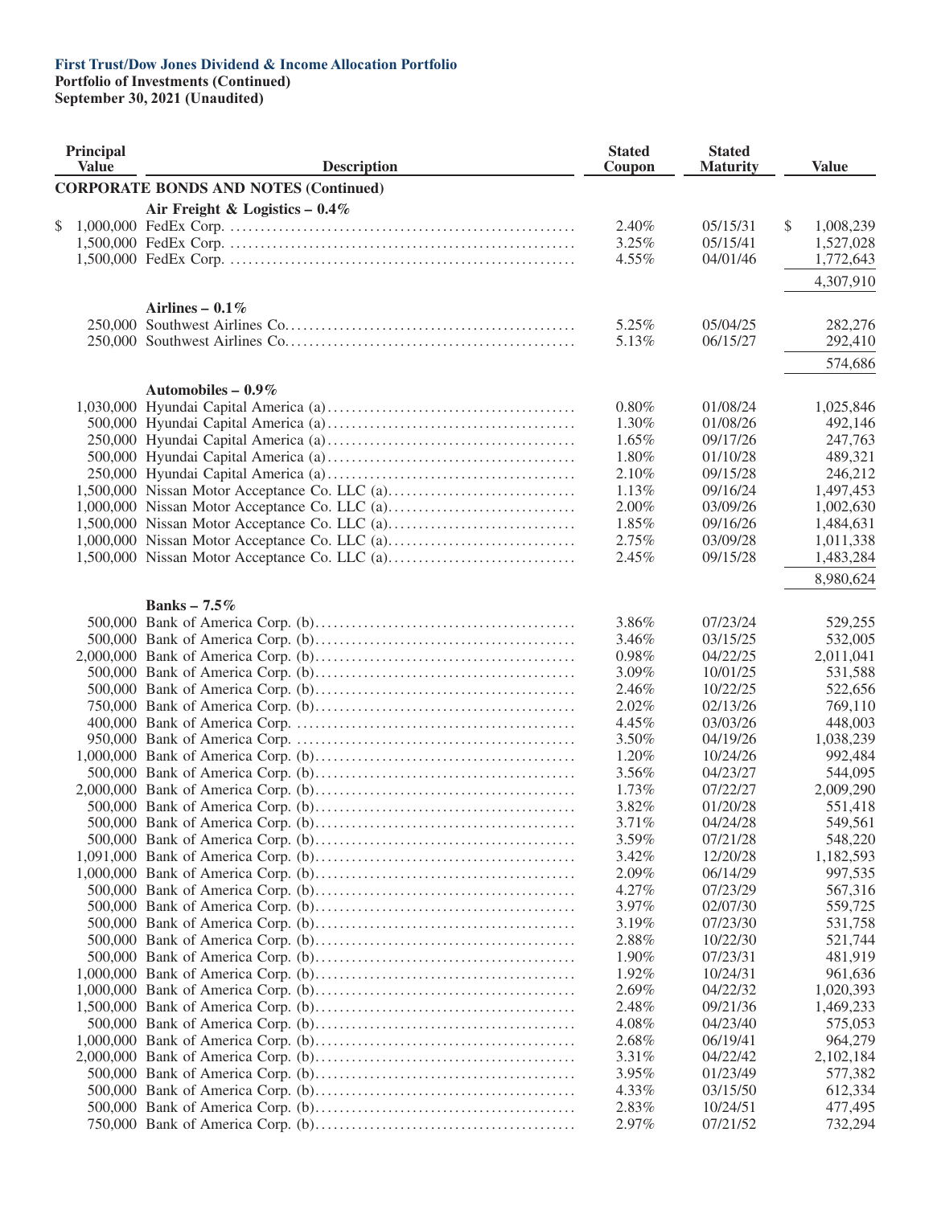**First Trust/Dow Jones Dividend & Income Allocation Portfolio**
**Portfolio of Investments (Continued)**
**September 30, 2021 (Unaudited)**

| Principal Value | Description | Stated Coupon | Stated Maturity | Value |
|---|---|---|---|---|
| | **CORPORATE BONDS AND NOTES (Continued)** | | | |
| | **Air Freight & Logistics – 0.4%** | | | |
| $ 1,000,000 | FedEx Corp. | 2.40% | 05/15/31 | $ 1,008,239 |
| 1,500,000 | FedEx Corp. | 3.25% | 05/15/41 | 1,527,028 |
| 1,500,000 | FedEx Corp. | 4.55% | 04/01/46 | 1,772,643 |
| | | | | 4,307,910 |
| | **Airlines – 0.1%** | | | |
| 250,000 | Southwest Airlines Co. | 5.25% | 05/04/25 | 282,276 |
| 250,000 | Southwest Airlines Co. | 5.13% | 06/15/27 | 292,410 |
| | | | | 574,686 |
| | **Automobiles – 0.9%** | | | |
| 1,030,000 | Hyundai Capital America (a) | 0.80% | 01/08/24 | 1,025,846 |
| 500,000 | Hyundai Capital America (a) | 1.30% | 01/08/26 | 492,146 |
| 250,000 | Hyundai Capital America (a) | 1.65% | 09/17/26 | 247,763 |
| 500,000 | Hyundai Capital America (a) | 1.80% | 01/10/28 | 489,321 |
| 250,000 | Hyundai Capital America (a) | 2.10% | 09/15/28 | 246,212 |
| 1,500,000 | Nissan Motor Acceptance Co. LLC (a) | 1.13% | 09/16/24 | 1,497,453 |
| 1,000,000 | Nissan Motor Acceptance Co. LLC (a) | 2.00% | 03/09/26 | 1,002,630 |
| 1,500,000 | Nissan Motor Acceptance Co. LLC (a) | 1.85% | 09/16/26 | 1,484,631 |
| 1,000,000 | Nissan Motor Acceptance Co. LLC (a) | 2.75% | 03/09/28 | 1,011,338 |
| 1,500,000 | Nissan Motor Acceptance Co. LLC (a) | 2.45% | 09/15/28 | 1,483,284 |
| | | | | 8,980,624 |
| | **Banks – 7.5%** | | | |
| 500,000 | Bank of America Corp. (b) | 3.86% | 07/23/24 | 529,255 |
| 500,000 | Bank of America Corp. (b) | 3.46% | 03/15/25 | 532,005 |
| 2,000,000 | Bank of America Corp. (b) | 0.98% | 04/22/25 | 2,011,041 |
| 500,000 | Bank of America Corp. (b) | 3.09% | 10/01/25 | 531,588 |
| 500,000 | Bank of America Corp. (b) | 2.46% | 10/22/25 | 522,656 |
| 750,000 | Bank of America Corp. (b) | 2.02% | 02/13/26 | 769,110 |
| 400,000 | Bank of America Corp. | 4.45% | 03/03/26 | 448,003 |
| 950,000 | Bank of America Corp. | 3.50% | 04/19/26 | 1,038,239 |
| 1,000,000 | Bank of America Corp. (b) | 1.20% | 10/24/26 | 992,484 |
| 500,000 | Bank of America Corp. (b) | 3.56% | 04/23/27 | 544,095 |
| 2,000,000 | Bank of America Corp. (b) | 1.73% | 07/22/27 | 2,009,290 |
| 500,000 | Bank of America Corp. (b) | 3.82% | 01/20/28 | 551,418 |
| 500,000 | Bank of America Corp. (b) | 3.71% | 04/24/28 | 549,561 |
| 500,000 | Bank of America Corp. (b) | 3.59% | 07/21/28 | 548,220 |
| 1,091,000 | Bank of America Corp. (b) | 3.42% | 12/20/28 | 1,182,593 |
| 1,000,000 | Bank of America Corp. (b) | 2.09% | 06/14/29 | 997,535 |
| 500,000 | Bank of America Corp. (b) | 4.27% | 07/23/29 | 567,316 |
| 500,000 | Bank of America Corp. (b) | 3.97% | 02/07/30 | 559,725 |
| 500,000 | Bank of America Corp. (b) | 3.19% | 07/23/30 | 531,758 |
| 500,000 | Bank of America Corp. (b) | 2.88% | 10/22/30 | 521,744 |
| 500,000 | Bank of America Corp. (b) | 1.90% | 07/23/31 | 481,919 |
| 1,000,000 | Bank of America Corp. (b) | 1.92% | 10/24/31 | 961,636 |
| 1,000,000 | Bank of America Corp. (b) | 2.69% | 04/22/32 | 1,020,393 |
| 1,500,000 | Bank of America Corp. (b) | 2.48% | 09/21/36 | 1,469,233 |
| 500,000 | Bank of America Corp. (b) | 4.08% | 04/23/40 | 575,053 |
| 1,000,000 | Bank of America Corp. (b) | 2.68% | 06/19/41 | 964,279 |
| 2,000,000 | Bank of America Corp. (b) | 3.31% | 04/22/42 | 2,102,184 |
| 500,000 | Bank of America Corp. (b) | 3.95% | 01/23/49 | 577,382 |
| 500,000 | Bank of America Corp. (b) | 4.33% | 03/15/50 | 612,334 |
| 500,000 | Bank of America Corp. (b) | 2.83% | 10/24/51 | 477,495 |
| 750,000 | Bank of America Corp. (b) | 2.97% | 07/21/52 | 732,294 |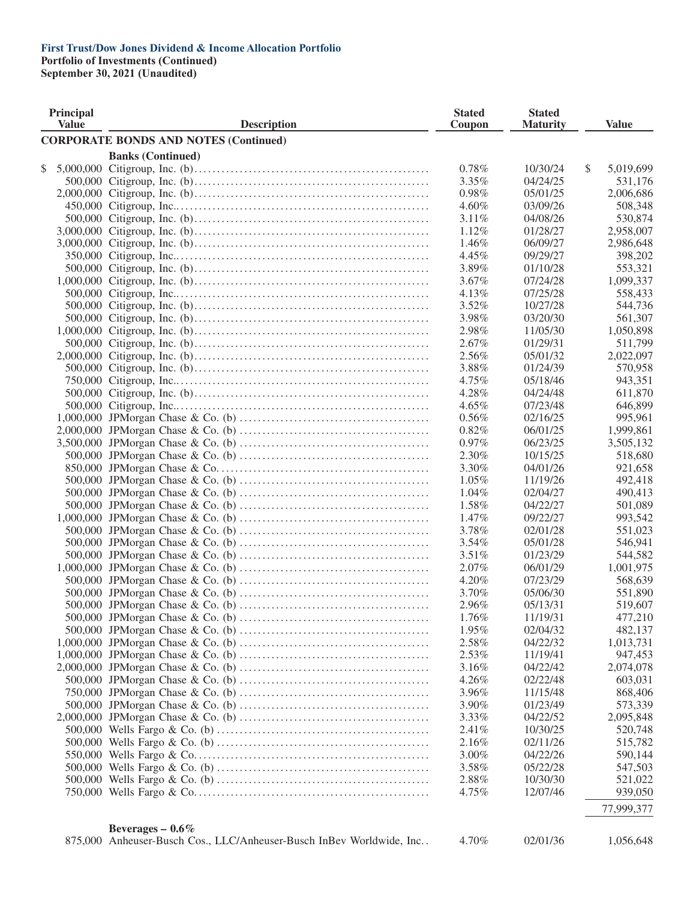**First Trust/Dow Jones Dividend & Income Allocation Portfolio**
**Portfolio of Investments (Continued)**
**September 30, 2021 (Unaudited)**

| Principal Value | Description | Stated Coupon | Stated Maturity | Value |
|---|---|---|---|---|
| | **CORPORATE BONDS AND NOTES (Continued)** | | | |
| | **Banks (Continued)** | | | |
| $ 5,000,000 | Citigroup, Inc. (b) | 0.78% | 10/30/24 | $ 5,019,699 |
| 500,000 | Citigroup, Inc. (b) | 3.35% | 04/24/25 | 531,176 |
| 2,000,000 | Citigroup, Inc. (b) | 0.98% | 05/01/25 | 2,006,686 |
| 450,000 | Citigroup, Inc. | 4.60% | 03/09/26 | 508,348 |
| 500,000 | Citigroup, Inc. (b) | 3.11% | 04/08/26 | 530,874 |
| 3,000,000 | Citigroup, Inc. (b) | 1.12% | 01/28/27 | 2,958,007 |
| 3,000,000 | Citigroup, Inc. (b) | 1.46% | 06/09/27 | 2,986,648 |
| 350,000 | Citigroup, Inc. | 4.45% | 09/29/27 | 398,202 |
| 500,000 | Citigroup, Inc. (b) | 3.89% | 01/10/28 | 553,321 |
| 1,000,000 | Citigroup, Inc. (b) | 3.67% | 07/24/28 | 1,099,337 |
| 500,000 | Citigroup, Inc. | 4.13% | 07/25/28 | 558,433 |
| 500,000 | Citigroup, Inc. (b) | 3.52% | 10/27/28 | 544,736 |
| 500,000 | Citigroup, Inc. (b) | 3.98% | 03/20/30 | 561,307 |
| 1,000,000 | Citigroup, Inc. (b) | 2.98% | 11/05/30 | 1,050,898 |
| 500,000 | Citigroup, Inc. (b) | 2.67% | 01/29/31 | 511,799 |
| 2,000,000 | Citigroup, Inc. (b) | 2.56% | 05/01/32 | 2,022,097 |
| 500,000 | Citigroup, Inc. (b) | 3.88% | 01/24/39 | 570,958 |
| 750,000 | Citigroup, Inc. | 4.75% | 05/18/46 | 943,351 |
| 500,000 | Citigroup, Inc. (b) | 4.28% | 04/24/48 | 611,870 |
| 500,000 | Citigroup, Inc. | 4.65% | 07/23/48 | 646,899 |
| 1,000,000 | JPMorgan Chase & Co. (b) | 0.56% | 02/16/25 | 995,961 |
| 2,000,000 | JPMorgan Chase & Co. (b) | 0.82% | 06/01/25 | 1,999,861 |
| 3,500,000 | JPMorgan Chase & Co. (b) | 0.97% | 06/23/25 | 3,505,132 |
| 500,000 | JPMorgan Chase & Co. (b) | 2.30% | 10/15/25 | 518,680 |
| 850,000 | JPMorgan Chase & Co. | 3.30% | 04/01/26 | 921,658 |
| 500,000 | JPMorgan Chase & Co. (b) | 1.05% | 11/19/26 | 492,418 |
| 500,000 | JPMorgan Chase & Co. (b) | 1.04% | 02/04/27 | 490,413 |
| 500,000 | JPMorgan Chase & Co. (b) | 1.58% | 04/22/27 | 501,089 |
| 1,000,000 | JPMorgan Chase & Co. (b) | 1.47% | 09/22/27 | 993,542 |
| 500,000 | JPMorgan Chase & Co. (b) | 3.78% | 02/01/28 | 551,023 |
| 500,000 | JPMorgan Chase & Co. (b) | 3.54% | 05/01/28 | 546,941 |
| 500,000 | JPMorgan Chase & Co. (b) | 3.51% | 01/23/29 | 544,582 |
| 1,000,000 | JPMorgan Chase & Co. (b) | 2.07% | 06/01/29 | 1,001,975 |
| 500,000 | JPMorgan Chase & Co. (b) | 4.20% | 07/23/29 | 568,639 |
| 500,000 | JPMorgan Chase & Co. (b) | 3.70% | 05/06/30 | 551,890 |
| 500,000 | JPMorgan Chase & Co. (b) | 2.96% | 05/13/31 | 519,607 |
| 500,000 | JPMorgan Chase & Co. (b) | 1.76% | 11/19/31 | 477,210 |
| 500,000 | JPMorgan Chase & Co. (b) | 1.95% | 02/04/32 | 482,137 |
| 1,000,000 | JPMorgan Chase & Co. (b) | 2.58% | 04/22/32 | 1,013,731 |
| 1,000,000 | JPMorgan Chase & Co. (b) | 2.53% | 11/19/41 | 947,453 |
| 2,000,000 | JPMorgan Chase & Co. (b) | 3.16% | 04/22/42 | 2,074,078 |
| 500,000 | JPMorgan Chase & Co. (b) | 4.26% | 02/22/48 | 603,031 |
| 750,000 | JPMorgan Chase & Co. (b) | 3.96% | 11/15/48 | 868,406 |
| 500,000 | JPMorgan Chase & Co. (b) | 3.90% | 01/23/49 | 573,339 |
| 2,000,000 | JPMorgan Chase & Co. (b) | 3.33% | 04/22/52 | 2,095,848 |
| 500,000 | Wells Fargo & Co. (b) | 2.41% | 10/30/25 | 520,748 |
| 500,000 | Wells Fargo & Co. (b) | 2.16% | 02/11/26 | 515,782 |
| 550,000 | Wells Fargo & Co. | 3.00% | 04/22/26 | 590,144 |
| 500,000 | Wells Fargo & Co. (b) | 3.58% | 05/22/28 | 547,503 |
| 500,000 | Wells Fargo & Co. (b) | 2.88% | 10/30/30 | 521,022 |
| 750,000 | Wells Fargo & Co. | 4.75% | 12/07/46 | 939,050 |
| | | | | 77,999,377 |
| | **Beverages – 0.6%** | | | |
| 875,000 | Anheuser-Busch Cos., LLC/Anheuser-Busch InBev Worldwide, Inc. | 4.70% | 02/01/36 | 1,056,648 |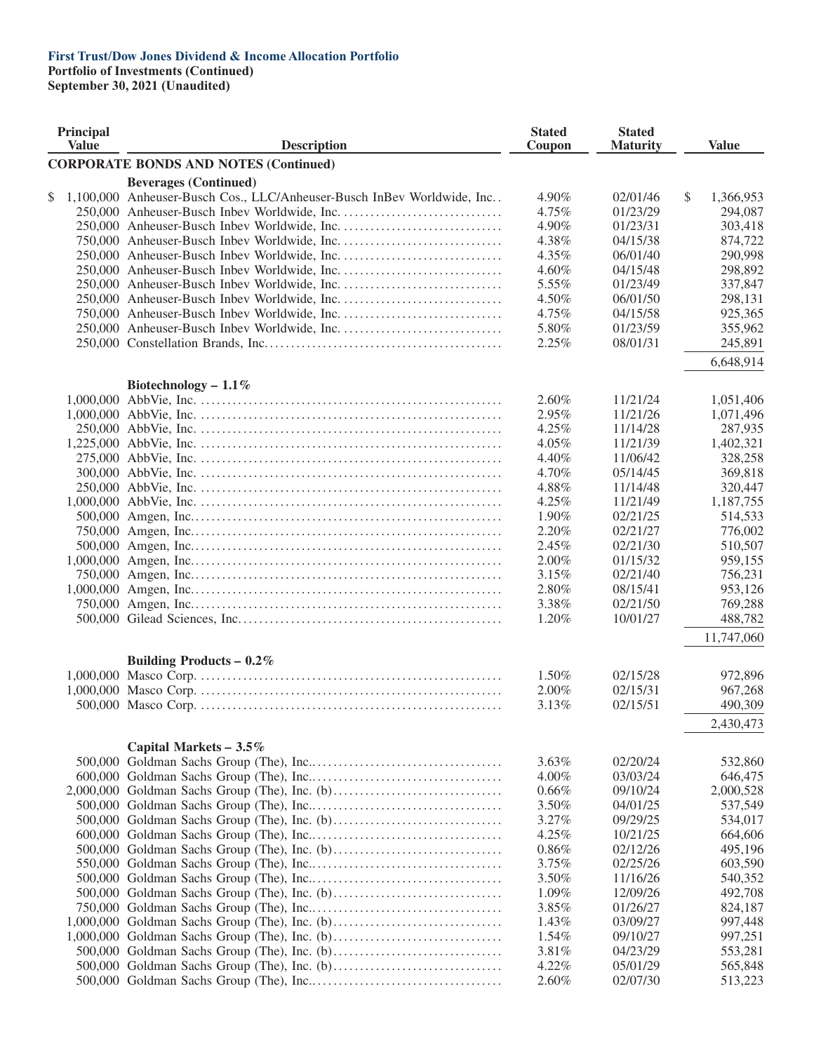**First Trust/Dow Jones Dividend & Income Allocation Portfolio**
**Portfolio of Investments (Continued)**
**September 30, 2021 (Unaudited)**

| Principal Value | Description | Stated Coupon | Stated Maturity | Value |
|---|---|---|---|---|
| | **CORPORATE BONDS AND NOTES (Continued)** | | | |
| | **Beverages (Continued)** | | | |
| $ 1,100,000 | Anheuser-Busch Cos., LLC/Anheuser-Busch InBev Worldwide, Inc. | 4.90% | 02/01/46 | $ 1,366,953 |
| 250,000 | Anheuser-Busch Inbev Worldwide, Inc. | 4.75% | 01/23/29 | 294,087 |
| 250,000 | Anheuser-Busch Inbev Worldwide, Inc. | 4.90% | 01/23/31 | 303,418 |
| 750,000 | Anheuser-Busch Inbev Worldwide, Inc. | 4.38% | 04/15/38 | 874,722 |
| 250,000 | Anheuser-Busch Inbev Worldwide, Inc. | 4.35% | 06/01/40 | 290,998 |
| 250,000 | Anheuser-Busch Inbev Worldwide, Inc. | 4.60% | 04/15/48 | 298,892 |
| 250,000 | Anheuser-Busch Inbev Worldwide, Inc. | 5.55% | 01/23/49 | 337,847 |
| 250,000 | Anheuser-Busch Inbev Worldwide, Inc. | 4.50% | 06/01/50 | 298,131 |
| 750,000 | Anheuser-Busch Inbev Worldwide, Inc. | 4.75% | 04/15/58 | 925,365 |
| 250,000 | Anheuser-Busch Inbev Worldwide, Inc. | 5.80% | 01/23/59 | 355,962 |
| 250,000 | Constellation Brands, Inc. | 2.25% | 08/01/31 | 245,891 |
| | | | | 6,648,914 |
| | **Biotechnology – 1.1%** | | | |
| 1,000,000 | AbbVie, Inc. | 2.60% | 11/21/24 | 1,051,406 |
| 1,000,000 | AbbVie, Inc. | 2.95% | 11/21/26 | 1,071,496 |
| 250,000 | AbbVie, Inc. | 4.25% | 11/14/28 | 287,935 |
| 1,225,000 | AbbVie, Inc. | 4.05% | 11/21/39 | 1,402,321 |
| 275,000 | AbbVie, Inc. | 4.40% | 11/06/42 | 328,258 |
| 300,000 | AbbVie, Inc. | 4.70% | 05/14/45 | 369,818 |
| 250,000 | AbbVie, Inc. | 4.88% | 11/14/48 | 320,447 |
| 1,000,000 | AbbVie, Inc. | 4.25% | 11/21/49 | 1,187,755 |
| 500,000 | Amgen, Inc. | 1.90% | 02/21/25 | 514,533 |
| 750,000 | Amgen, Inc. | 2.20% | 02/21/27 | 776,002 |
| 500,000 | Amgen, Inc. | 2.45% | 02/21/30 | 510,507 |
| 1,000,000 | Amgen, Inc. | 2.00% | 01/15/32 | 959,155 |
| 750,000 | Amgen, Inc. | 3.15% | 02/21/40 | 756,231 |
| 1,000,000 | Amgen, Inc. | 2.80% | 08/15/41 | 953,126 |
| 750,000 | Amgen, Inc. | 3.38% | 02/21/50 | 769,288 |
| 500,000 | Gilead Sciences, Inc. | 1.20% | 10/01/27 | 488,782 |
| | | | | 11,747,060 |
| | **Building Products – 0.2%** | | | |
| 1,000,000 | Masco Corp. | 1.50% | 02/15/28 | 972,896 |
| 1,000,000 | Masco Corp. | 2.00% | 02/15/31 | 967,268 |
| 500,000 | Masco Corp. | 3.13% | 02/15/51 | 490,309 |
| | | | | 2,430,473 |
| | **Capital Markets – 3.5%** | | | |
| 500,000 | Goldman Sachs Group (The), Inc. | 3.63% | 02/20/24 | 532,860 |
| 600,000 | Goldman Sachs Group (The), Inc. | 4.00% | 03/03/24 | 646,475 |
| 2,000,000 | Goldman Sachs Group (The), Inc. (b) | 0.66% | 09/10/24 | 2,000,528 |
| 500,000 | Goldman Sachs Group (The), Inc. | 3.50% | 04/01/25 | 537,549 |
| 500,000 | Goldman Sachs Group (The), Inc. (b) | 3.27% | 09/29/25 | 534,017 |
| 600,000 | Goldman Sachs Group (The), Inc. | 4.25% | 10/21/25 | 664,606 |
| 500,000 | Goldman Sachs Group (The), Inc. (b) | 0.86% | 02/12/26 | 495,196 |
| 550,000 | Goldman Sachs Group (The), Inc. | 3.75% | 02/25/26 | 603,590 |
| 500,000 | Goldman Sachs Group (The), Inc. | 3.50% | 11/16/26 | 540,352 |
| 500,000 | Goldman Sachs Group (The), Inc. (b) | 1.09% | 12/09/26 | 492,708 |
| 750,000 | Goldman Sachs Group (The), Inc. | 3.85% | 01/26/27 | 824,187 |
| 1,000,000 | Goldman Sachs Group (The), Inc. (b) | 1.43% | 03/09/27 | 997,448 |
| 1,000,000 | Goldman Sachs Group (The), Inc. (b) | 1.54% | 09/10/27 | 997,251 |
| 500,000 | Goldman Sachs Group (The), Inc. (b) | 3.81% | 04/23/29 | 553,281 |
| 500,000 | Goldman Sachs Group (The), Inc. (b) | 4.22% | 05/01/29 | 565,848 |
| 500,000 | Goldman Sachs Group (The), Inc. | 2.60% | 02/07/30 | 513,223 |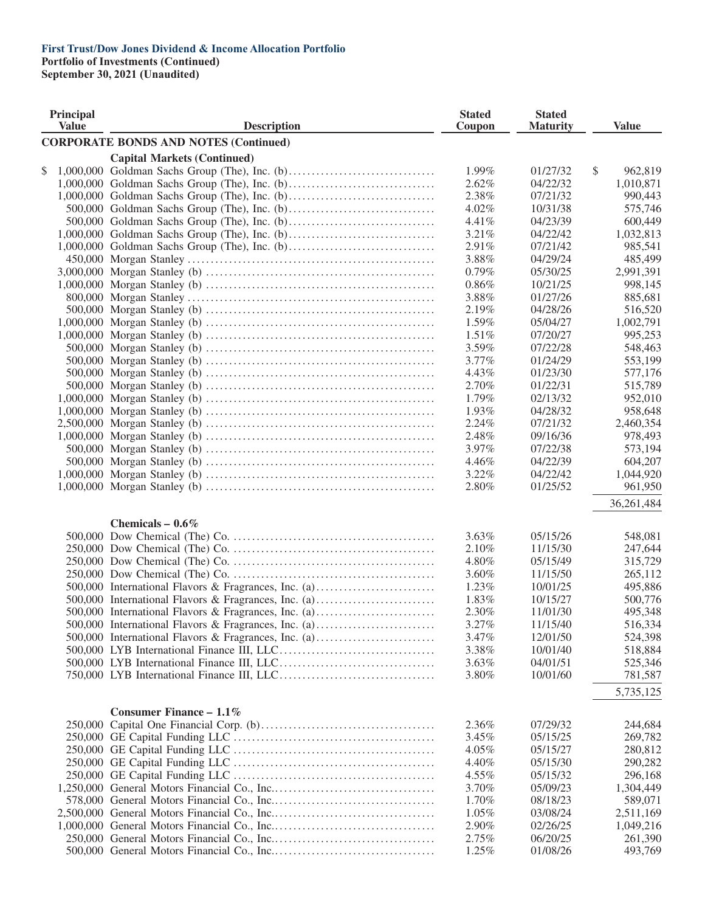**First Trust/Dow Jones Dividend & Income Allocation Portfolio**
**Portfolio of Investments (Continued)**
**September 30, 2021 (Unaudited)**

| Principal Value | Description | Stated Coupon | Stated Maturity | Value |
|---|---|---|---|---|
| | **CORPORATE BONDS AND NOTES (Continued)** | | | |
| | **Capital Markets (Continued)** | | | |
| $ 1,000,000 | Goldman Sachs Group (The), Inc. (b) | 1.99% | 01/27/32 | $ 962,819 |
| 1,000,000 | Goldman Sachs Group (The), Inc. (b) | 2.62% | 04/22/32 | 1,010,871 |
| 1,000,000 | Goldman Sachs Group (The), Inc. (b) | 2.38% | 07/21/32 | 990,443 |
| 500,000 | Goldman Sachs Group (The), Inc. (b) | 4.02% | 10/31/38 | 575,746 |
| 500,000 | Goldman Sachs Group (The), Inc. (b) | 4.41% | 04/23/39 | 600,449 |
| 1,000,000 | Goldman Sachs Group (The), Inc. (b) | 3.21% | 04/22/42 | 1,032,813 |
| 1,000,000 | Goldman Sachs Group (The), Inc. (b) | 2.91% | 07/21/42 | 985,541 |
| 450,000 | Morgan Stanley | 3.88% | 04/29/24 | 485,499 |
| 3,000,000 | Morgan Stanley (b) | 0.79% | 05/30/25 | 2,991,391 |
| 1,000,000 | Morgan Stanley (b) | 0.86% | 10/21/25 | 998,145 |
| 800,000 | Morgan Stanley | 3.88% | 01/27/26 | 885,681 |
| 500,000 | Morgan Stanley (b) | 2.19% | 04/28/26 | 516,520 |
| 1,000,000 | Morgan Stanley (b) | 1.59% | 05/04/27 | 1,002,791 |
| 1,000,000 | Morgan Stanley (b) | 1.51% | 07/20/27 | 995,253 |
| 500,000 | Morgan Stanley (b) | 3.59% | 07/22/28 | 548,463 |
| 500,000 | Morgan Stanley (b) | 3.77% | 01/24/29 | 553,199 |
| 500,000 | Morgan Stanley (b) | 4.43% | 01/23/30 | 577,176 |
| 500,000 | Morgan Stanley (b) | 2.70% | 01/22/31 | 515,789 |
| 1,000,000 | Morgan Stanley (b) | 1.79% | 02/13/32 | 952,010 |
| 1,000,000 | Morgan Stanley (b) | 1.93% | 04/28/32 | 958,648 |
| 2,500,000 | Morgan Stanley (b) | 2.24% | 07/21/32 | 2,460,354 |
| 1,000,000 | Morgan Stanley (b) | 2.48% | 09/16/36 | 978,493 |
| 500,000 | Morgan Stanley (b) | 3.97% | 07/22/38 | 573,194 |
| 500,000 | Morgan Stanley (b) | 4.46% | 04/22/39 | 604,207 |
| 1,000,000 | Morgan Stanley (b) | 3.22% | 04/22/42 | 1,044,920 |
| 1,000,000 | Morgan Stanley (b) | 2.80% | 01/25/52 | 961,950 |
| | | | | 36,261,484 |
| | **Chemicals – 0.6%** | | | |
| 500,000 | Dow Chemical (The) Co. | 3.63% | 05/15/26 | 548,081 |
| 250,000 | Dow Chemical (The) Co. | 2.10% | 11/15/30 | 247,644 |
| 250,000 | Dow Chemical (The) Co. | 4.80% | 05/15/49 | 315,729 |
| 250,000 | Dow Chemical (The) Co. | 3.60% | 11/15/50 | 265,112 |
| 500,000 | International Flavors & Fragrances, Inc. (a) | 1.23% | 10/01/25 | 495,886 |
| 500,000 | International Flavors & Fragrances, Inc. (a) | 1.83% | 10/15/27 | 500,776 |
| 500,000 | International Flavors & Fragrances, Inc. (a) | 2.30% | 11/01/30 | 495,348 |
| 500,000 | International Flavors & Fragrances, Inc. (a) | 3.27% | 11/15/40 | 516,334 |
| 500,000 | International Flavors & Fragrances, Inc. (a) | 3.47% | 12/01/50 | 524,398 |
| 500,000 | LYB International Finance III, LLC | 3.38% | 10/01/40 | 518,884 |
| 500,000 | LYB International Finance III, LLC | 3.63% | 04/01/51 | 525,346 |
| 750,000 | LYB International Finance III, LLC | 3.80% | 10/01/60 | 781,587 |
| | | | | 5,735,125 |
| | **Consumer Finance – 1.1%** | | | |
| 250,000 | Capital One Financial Corp. (b) | 2.36% | 07/29/32 | 244,684 |
| 250,000 | GE Capital Funding LLC | 3.45% | 05/15/25 | 269,782 |
| 250,000 | GE Capital Funding LLC | 4.05% | 05/15/27 | 280,812 |
| 250,000 | GE Capital Funding LLC | 4.40% | 05/15/30 | 290,282 |
| 250,000 | GE Capital Funding LLC | 4.55% | 05/15/32 | 296,168 |
| 1,250,000 | General Motors Financial Co., Inc. | 3.70% | 05/09/23 | 1,304,449 |
| 578,000 | General Motors Financial Co., Inc. | 1.70% | 08/18/23 | 589,071 |
| 2,500,000 | General Motors Financial Co., Inc. | 1.05% | 03/08/24 | 2,511,169 |
| 1,000,000 | General Motors Financial Co., Inc. | 2.90% | 02/26/25 | 1,049,216 |
| 250,000 | General Motors Financial Co., Inc. | 2.75% | 06/20/25 | 261,390 |
| 500,000 | General Motors Financial Co., Inc. | 1.25% | 01/08/26 | 493,769 |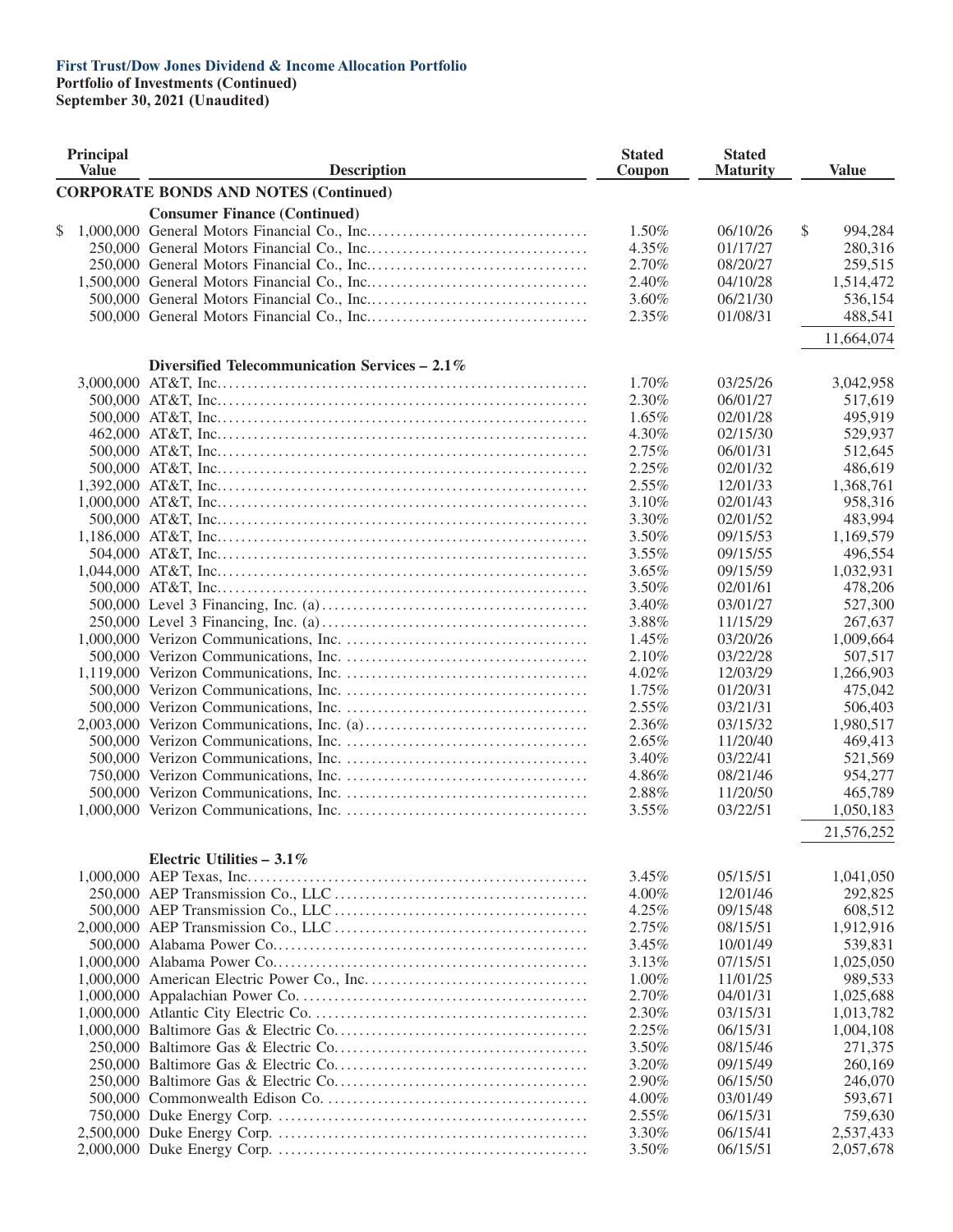**First Trust/Dow Jones Dividend & Income Allocation Portfolio**
**Portfolio of Investments (Continued)**
**September 30, 2021 (Unaudited)**

| Principal Value | Description | Stated Coupon | Stated Maturity | Value |
|---|---|---|---|---|
| | **CORPORATE BONDS AND NOTES (Continued)** | | | |
| | **Consumer Finance (Continued)** | | | |
| $ 1,000,000 | General Motors Financial Co., Inc. | 1.50% | 06/10/26 | $ 994,284 |
| 250,000 | General Motors Financial Co., Inc. | 4.35% | 01/17/27 | 280,316 |
| 250,000 | General Motors Financial Co., Inc. | 2.70% | 08/20/27 | 259,515 |
| 1,500,000 | General Motors Financial Co., Inc. | 2.40% | 04/10/28 | 1,514,472 |
| 500,000 | General Motors Financial Co., Inc. | 3.60% | 06/21/30 | 536,154 |
| 500,000 | General Motors Financial Co., Inc. | 2.35% | 01/08/31 | 488,541 |
| | | | | 11,664,074 |
| | **Diversified Telecommunication Services – 2.1%** | | | |
| 3,000,000 | AT&T, Inc. | 1.70% | 03/25/26 | 3,042,958 |
| 500,000 | AT&T, Inc. | 2.30% | 06/01/27 | 517,619 |
| 500,000 | AT&T, Inc. | 1.65% | 02/01/28 | 495,919 |
| 462,000 | AT&T, Inc. | 4.30% | 02/15/30 | 529,937 |
| 500,000 | AT&T, Inc. | 2.75% | 06/01/31 | 512,645 |
| 500,000 | AT&T, Inc. | 2.25% | 02/01/32 | 486,619 |
| 1,392,000 | AT&T, Inc. | 2.55% | 12/01/33 | 1,368,761 |
| 1,000,000 | AT&T, Inc. | 3.10% | 02/01/43 | 958,316 |
| 500,000 | AT&T, Inc. | 3.30% | 02/01/52 | 483,994 |
| 1,186,000 | AT&T, Inc. | 3.50% | 09/15/53 | 1,169,579 |
| 504,000 | AT&T, Inc. | 3.55% | 09/15/55 | 496,554 |
| 1,044,000 | AT&T, Inc. | 3.65% | 09/15/59 | 1,032,931 |
| 500,000 | AT&T, Inc. | 3.50% | 02/01/61 | 478,206 |
| 500,000 | Level 3 Financing, Inc. (a) | 3.40% | 03/01/27 | 527,300 |
| 250,000 | Level 3 Financing, Inc. (a) | 3.88% | 11/15/29 | 267,637 |
| 1,000,000 | Verizon Communications, Inc. | 1.45% | 03/20/26 | 1,009,664 |
| 500,000 | Verizon Communications, Inc. | 2.10% | 03/22/28 | 507,517 |
| 1,119,000 | Verizon Communications, Inc. | 4.02% | 12/03/29 | 1,266,903 |
| 500,000 | Verizon Communications, Inc. | 1.75% | 01/20/31 | 475,042 |
| 500,000 | Verizon Communications, Inc. | 2.55% | 03/21/31 | 506,403 |
| 2,003,000 | Verizon Communications, Inc. (a) | 2.36% | 03/15/32 | 1,980,517 |
| 500,000 | Verizon Communications, Inc. | 2.65% | 11/20/40 | 469,413 |
| 500,000 | Verizon Communications, Inc. | 3.40% | 03/22/41 | 521,569 |
| 750,000 | Verizon Communications, Inc. | 4.86% | 08/21/46 | 954,277 |
| 500,000 | Verizon Communications, Inc. | 2.88% | 11/20/50 | 465,789 |
| 1,000,000 | Verizon Communications, Inc. | 3.55% | 03/22/51 | 1,050,183 |
| | | | | 21,576,252 |
| | **Electric Utilities – 3.1%** | | | |
| 1,000,000 | AEP Texas, Inc. | 3.45% | 05/15/51 | 1,041,050 |
| 250,000 | AEP Transmission Co., LLC | 4.00% | 12/01/46 | 292,825 |
| 500,000 | AEP Transmission Co., LLC | 4.25% | 09/15/48 | 608,512 |
| 2,000,000 | AEP Transmission Co., LLC | 2.75% | 08/15/51 | 1,912,916 |
| 500,000 | Alabama Power Co. | 3.45% | 10/01/49 | 539,831 |
| 1,000,000 | Alabama Power Co. | 3.13% | 07/15/51 | 1,025,050 |
| 1,000,000 | American Electric Power Co., Inc. | 1.00% | 11/01/25 | 989,533 |
| 1,000,000 | Appalachian Power Co. | 2.70% | 04/01/31 | 1,025,688 |
| 1,000,000 | Atlantic City Electric Co. | 2.30% | 03/15/31 | 1,013,782 |
| 1,000,000 | Baltimore Gas & Electric Co. | 2.25% | 06/15/31 | 1,004,108 |
| 250,000 | Baltimore Gas & Electric Co. | 3.50% | 08/15/46 | 271,375 |
| 250,000 | Baltimore Gas & Electric Co. | 3.20% | 09/15/49 | 260,169 |
| 250,000 | Baltimore Gas & Electric Co. | 2.90% | 06/15/50 | 246,070 |
| 500,000 | Commonwealth Edison Co. | 4.00% | 03/01/49 | 593,671 |
| 750,000 | Duke Energy Corp. | 2.55% | 06/15/31 | 759,630 |
| 2,500,000 | Duke Energy Corp. | 3.30% | 06/15/41 | 2,537,433 |
| 2,000,000 | Duke Energy Corp. | 3.50% | 06/15/51 | 2,057,678 |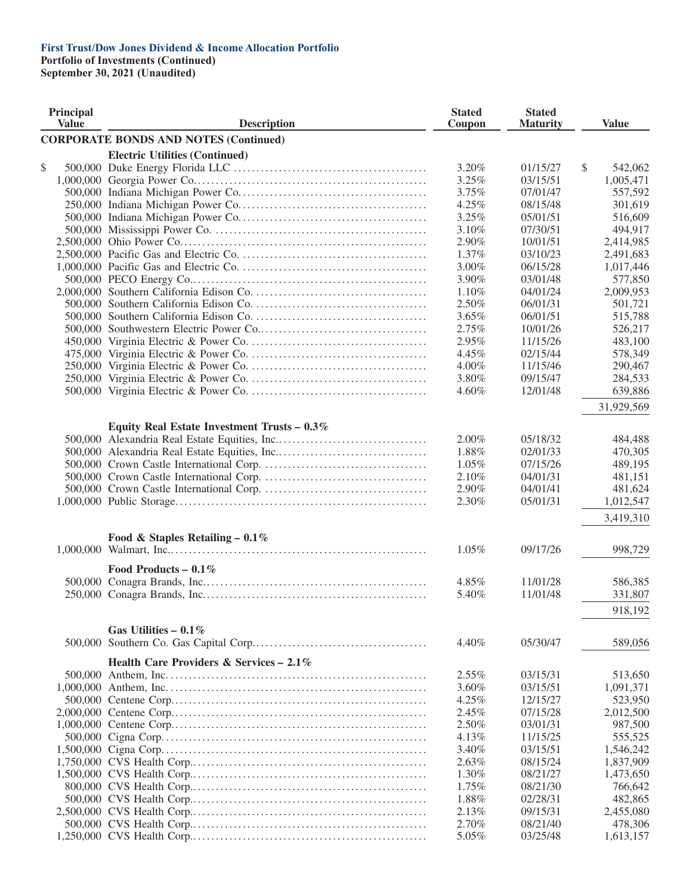**First Trust/Dow Jones Dividend & Income Allocation Portfolio**
**Portfolio of Investments (Continued)**
**September 30, 2021 (Unaudited)**

| Principal Value | Description | Stated Coupon | Stated Maturity | Value |
|---|---|---|---|---|
| | **CORPORATE BONDS AND NOTES (Continued)** | | | |
| | **Electric Utilities (Continued)** | | | |
| $ 500,000 | Duke Energy Florida LLC | 3.20% | 01/15/27 | $ 542,062 |
| 1,000,000 | Georgia Power Co. | 3.25% | 03/15/51 | 1,005,471 |
| 500,000 | Indiana Michigan Power Co. | 3.75% | 07/01/47 | 557,592 |
| 250,000 | Indiana Michigan Power Co. | 4.25% | 08/15/48 | 301,619 |
| 500,000 | Indiana Michigan Power Co. | 3.25% | 05/01/51 | 516,609 |
| 500,000 | Mississippi Power Co. | 3.10% | 07/30/51 | 494,917 |
| 2,500,000 | Ohio Power Co. | 2.90% | 10/01/51 | 2,414,985 |
| 2,500,000 | Pacific Gas and Electric Co. | 1.37% | 03/10/23 | 2,491,683 |
| 1,000,000 | Pacific Gas and Electric Co. | 3.00% | 06/15/28 | 1,017,446 |
| 500,000 | PECO Energy Co. | 3.90% | 03/01/48 | 577,850 |
| 2,000,000 | Southern California Edison Co. | 1.10% | 04/01/24 | 2,009,953 |
| 500,000 | Southern California Edison Co. | 2.50% | 06/01/31 | 501,721 |
| 500,000 | Southern California Edison Co. | 3.65% | 06/01/51 | 515,788 |
| 500,000 | Southwestern Electric Power Co. | 2.75% | 10/01/26 | 526,217 |
| 450,000 | Virginia Electric & Power Co. | 2.95% | 11/15/26 | 483,100 |
| 475,000 | Virginia Electric & Power Co. | 4.45% | 02/15/44 | 578,349 |
| 250,000 | Virginia Electric & Power Co. | 4.00% | 11/15/46 | 290,467 |
| 250,000 | Virginia Electric & Power Co. | 3.80% | 09/15/47 | 284,533 |
| 500,000 | Virginia Electric & Power Co. | 4.60% | 12/01/48 | 639,886 |
| | | | | 31,929,569 |
| | **Equity Real Estate Investment Trusts – 0.3%** | | | |
| 500,000 | Alexandria Real Estate Equities, Inc. | 2.00% | 05/18/32 | 484,488 |
| 500,000 | Alexandria Real Estate Equities, Inc. | 1.88% | 02/01/33 | 470,305 |
| 500,000 | Crown Castle International Corp. | 1.05% | 07/15/26 | 489,195 |
| 500,000 | Crown Castle International Corp. | 2.10% | 04/01/31 | 481,151 |
| 500,000 | Crown Castle International Corp. | 2.90% | 04/01/41 | 481,624 |
| 1,000,000 | Public Storage | 2.30% | 05/01/31 | 1,012,547 |
| | | | | 3,419,310 |
| | **Food & Staples Retailing – 0.1%** | | | |
| 1,000,000 | Walmart, Inc. | 1.05% | 09/17/26 | 998,729 |
| | **Food Products – 0.1%** | | | |
| 500,000 | Conagra Brands, Inc. | 4.85% | 11/01/28 | 586,385 |
| 250,000 | Conagra Brands, Inc. | 5.40% | 11/01/48 | 331,807 |
| | | | | 918,192 |
| | **Gas Utilities – 0.1%** | | | |
| 500,000 | Southern Co. Gas Capital Corp. | 4.40% | 05/30/47 | 589,056 |
| | **Health Care Providers & Services – 2.1%** | | | |
| 500,000 | Anthem, Inc. | 2.55% | 03/15/31 | 513,650 |
| 1,000,000 | Anthem, Inc. | 3.60% | 03/15/51 | 1,091,371 |
| 500,000 | Centene Corp. | 4.25% | 12/15/27 | 523,950 |
| 2,000,000 | Centene Corp. | 2.45% | 07/15/28 | 2,012,500 |
| 1,000,000 | Centene Corp. | 2.50% | 03/01/31 | 987,500 |
| 500,000 | Cigna Corp. | 4.13% | 11/15/25 | 555,525 |
| 1,500,000 | Cigna Corp. | 3.40% | 03/15/51 | 1,546,242 |
| 1,750,000 | CVS Health Corp. | 2.63% | 08/15/24 | 1,837,909 |
| 1,500,000 | CVS Health Corp. | 1.30% | 08/21/27 | 1,473,650 |
| 800,000 | CVS Health Corp. | 1.75% | 08/21/30 | 766,642 |
| 500,000 | CVS Health Corp. | 1.88% | 02/28/31 | 482,865 |
| 2,500,000 | CVS Health Corp. | 2.13% | 09/15/31 | 2,455,080 |
| 500,000 | CVS Health Corp. | 2.70% | 08/21/40 | 478,306 |
| 1,250,000 | CVS Health Corp. | 5.05% | 03/25/48 | 1,613,157 |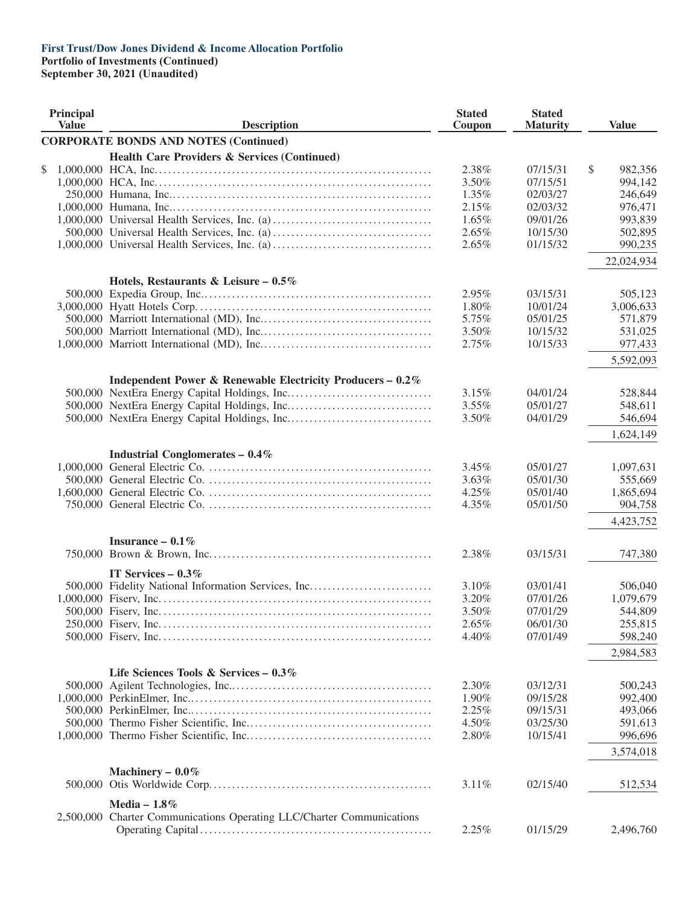**First Trust/Dow Jones Dividend & Income Allocation Portfolio**
**Portfolio of Investments (Continued)**
**September 30, 2021 (Unaudited)**

| Principal Value | Description | Stated Coupon | Stated Maturity | Value |
|---|---|---|---|---|
| | **CORPORATE BONDS AND NOTES (Continued)** | | | |
| | **Health Care Providers & Services (Continued)** | | | |
| $ 1,000,000 | HCA, Inc. | 2.38% | 07/15/31 | $ 982,356 |
| 1,000,000 | HCA, Inc. | 3.50% | 07/15/51 | 994,142 |
| 250,000 | Humana, Inc. | 1.35% | 02/03/27 | 246,649 |
| 1,000,000 | Humana, Inc. | 2.15% | 02/03/32 | 976,471 |
| 1,000,000 | Universal Health Services, Inc. (a) | 1.65% | 09/01/26 | 993,839 |
| 500,000 | Universal Health Services, Inc. (a) | 2.65% | 10/15/30 | 502,895 |
| 1,000,000 | Universal Health Services, Inc. (a) | 2.65% | 01/15/32 | 990,235 |
| | | | | 22,024,934 |
| | **Hotels, Restaurants & Leisure – 0.5%** | | | |
| 500,000 | Expedia Group, Inc. | 2.95% | 03/15/31 | 505,123 |
| 3,000,000 | Hyatt Hotels Corp. | 1.80% | 10/01/24 | 3,006,633 |
| 500,000 | Marriott International (MD), Inc. | 5.75% | 05/01/25 | 571,879 |
| 500,000 | Marriott International (MD), Inc. | 3.50% | 10/15/32 | 531,025 |
| 1,000,000 | Marriott International (MD), Inc. | 2.75% | 10/15/33 | 977,433 |
| | | | | 5,592,093 |
| | **Independent Power & Renewable Electricity Producers – 0.2%** | | | |
| 500,000 | NextEra Energy Capital Holdings, Inc. | 3.15% | 04/01/24 | 528,844 |
| 500,000 | NextEra Energy Capital Holdings, Inc. | 3.55% | 05/01/27 | 548,611 |
| 500,000 | NextEra Energy Capital Holdings, Inc. | 3.50% | 04/01/29 | 546,694 |
| | | | | 1,624,149 |
| | **Industrial Conglomerates – 0.4%** | | | |
| 1,000,000 | General Electric Co. | 3.45% | 05/01/27 | 1,097,631 |
| 500,000 | General Electric Co. | 3.63% | 05/01/30 | 555,669 |
| 1,600,000 | General Electric Co. | 4.25% | 05/01/40 | 1,865,694 |
| 750,000 | General Electric Co. | 4.35% | 05/01/50 | 904,758 |
| | | | | 4,423,752 |
| | **Insurance – 0.1%** | | | |
| 750,000 | Brown & Brown, Inc. | 2.38% | 03/15/31 | 747,380 |
| | **IT Services – 0.3%** | | | |
| 500,000 | Fidelity National Information Services, Inc. | 3.10% | 03/01/41 | 506,040 |
| 1,000,000 | Fiserv, Inc. | 3.20% | 07/01/26 | 1,079,679 |
| 500,000 | Fiserv, Inc. | 3.50% | 07/01/29 | 544,809 |
| 250,000 | Fiserv, Inc. | 2.65% | 06/01/30 | 255,815 |
| 500,000 | Fiserv, Inc. | 4.40% | 07/01/49 | 598,240 |
| | | | | 2,984,583 |
| | **Life Sciences Tools & Services – 0.3%** | | | |
| 500,000 | Agilent Technologies, Inc. | 2.30% | 03/12/31 | 500,243 |
| 1,000,000 | PerkinElmer, Inc. | 1.90% | 09/15/28 | 992,400 |
| 500,000 | PerkinElmer, Inc. | 2.25% | 09/15/31 | 493,066 |
| 500,000 | Thermo Fisher Scientific, Inc. | 4.50% | 03/25/30 | 591,613 |
| 1,000,000 | Thermo Fisher Scientific, Inc. | 2.80% | 10/15/41 | 996,696 |
| | | | | 3,574,018 |
| | **Machinery – 0.0%** | | | |
| 500,000 | Otis Worldwide Corp. | 3.11% | 02/15/40 | 512,534 |
| | **Media – 1.8%** | | | |
| 2,500,000 | Charter Communications Operating LLC/Charter Communications Operating Capital | 2.25% | 01/15/29 | 2,496,760 |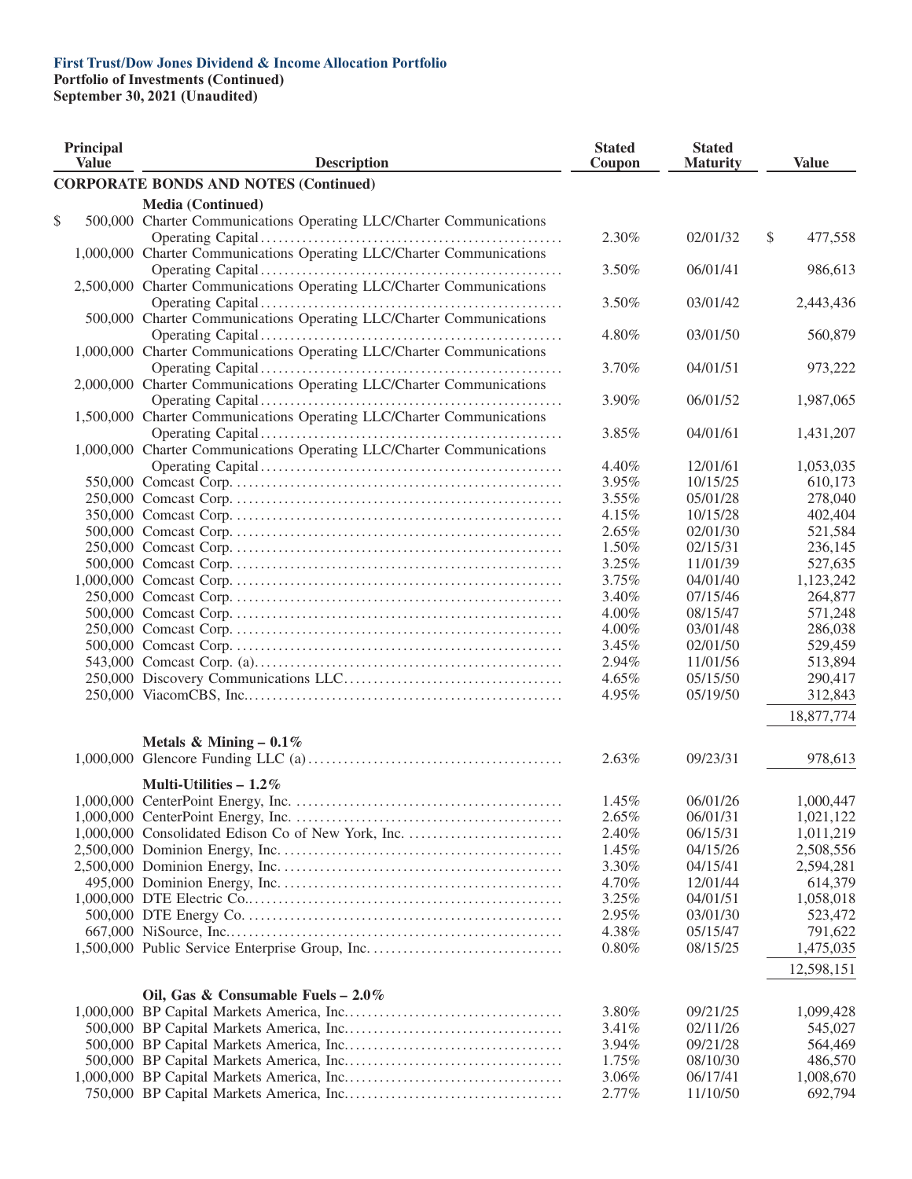**First Trust/Dow Jones Dividend & Income Allocation Portfolio**
**Portfolio of Investments (Continued)**
**September 30, 2021 (Unaudited)**

| Principal Value | Description | Stated Coupon | Stated Maturity | Value |
|---|---|---|---|---|
| | **CORPORATE BONDS AND NOTES (Continued)** | | | |
| | **Media (Continued)** | | | |
| $ 500,000 | Charter Communications Operating LLC/Charter Communications Operating Capital | 2.30% | 02/01/32 | $ 477,558 |
| 1,000,000 | Charter Communications Operating LLC/Charter Communications Operating Capital | 3.50% | 06/01/41 | 986,613 |
| 2,500,000 | Charter Communications Operating LLC/Charter Communications Operating Capital | 3.50% | 03/01/42 | 2,443,436 |
| 500,000 | Charter Communications Operating LLC/Charter Communications Operating Capital | 4.80% | 03/01/50 | 560,879 |
| 1,000,000 | Charter Communications Operating LLC/Charter Communications Operating Capital | 3.70% | 04/01/51 | 973,222 |
| 2,000,000 | Charter Communications Operating LLC/Charter Communications Operating Capital | 3.90% | 06/01/52 | 1,987,065 |
| 1,500,000 | Charter Communications Operating LLC/Charter Communications Operating Capital | 3.85% | 04/01/61 | 1,431,207 |
| 1,000,000 | Charter Communications Operating LLC/Charter Communications Operating Capital | 4.40% | 12/01/61 | 1,053,035 |
| 550,000 | Comcast Corp. | 3.95% | 10/15/25 | 610,173 |
| 250,000 | Comcast Corp. | 3.55% | 05/01/28 | 278,040 |
| 350,000 | Comcast Corp. | 4.15% | 10/15/28 | 402,404 |
| 500,000 | Comcast Corp. | 2.65% | 02/01/30 | 521,584 |
| 250,000 | Comcast Corp. | 1.50% | 02/15/31 | 236,145 |
| 500,000 | Comcast Corp. | 3.25% | 11/01/39 | 527,635 |
| 1,000,000 | Comcast Corp. | 3.75% | 04/01/40 | 1,123,242 |
| 250,000 | Comcast Corp. | 3.40% | 07/15/46 | 264,877 |
| 500,000 | Comcast Corp. | 4.00% | 08/15/47 | 571,248 |
| 250,000 | Comcast Corp. | 4.00% | 03/01/48 | 286,038 |
| 500,000 | Comcast Corp. | 3.45% | 02/01/50 | 529,459 |
| 543,000 | Comcast Corp. (a) | 2.94% | 11/01/56 | 513,894 |
| 250,000 | Discovery Communications LLC | 4.65% | 05/15/50 | 290,417 |
| 250,000 | ViacomCBS, Inc. | 4.95% | 05/19/50 | 312,843 |
| | | | | 18,877,774 |
| | **Metals & Mining – 0.1%** | | | |
| 1,000,000 | Glencore Funding LLC (a) | 2.63% | 09/23/31 | 978,613 |
| | **Multi-Utilities – 1.2%** | | | |
| 1,000,000 | CenterPoint Energy, Inc. | 1.45% | 06/01/26 | 1,000,447 |
| 1,000,000 | CenterPoint Energy, Inc. | 2.65% | 06/01/31 | 1,021,122 |
| 1,000,000 | Consolidated Edison Co of New York, Inc. | 2.40% | 06/15/31 | 1,011,219 |
| 2,500,000 | Dominion Energy, Inc. | 1.45% | 04/15/26 | 2,508,556 |
| 2,500,000 | Dominion Energy, Inc. | 3.30% | 04/15/41 | 2,594,281 |
| 495,000 | Dominion Energy, Inc. | 4.70% | 12/01/44 | 614,379 |
| 1,000,000 | DTE Electric Co. | 3.25% | 04/01/51 | 1,058,018 |
| 500,000 | DTE Energy Co. | 2.95% | 03/01/30 | 523,472 |
| 667,000 | NiSource, Inc. | 4.38% | 05/15/47 | 791,622 |
| 1,500,000 | Public Service Enterprise Group, Inc. | 0.80% | 08/15/25 | 1,475,035 |
| | | | | 12,598,151 |
| | **Oil, Gas & Consumable Fuels – 2.0%** | | | |
| 1,000,000 | BP Capital Markets America, Inc. | 3.80% | 09/21/25 | 1,099,428 |
| 500,000 | BP Capital Markets America, Inc. | 3.41% | 02/11/26 | 545,027 |
| 500,000 | BP Capital Markets America, Inc. | 3.94% | 09/21/28 | 564,469 |
| 500,000 | BP Capital Markets America, Inc. | 1.75% | 08/10/30 | 486,570 |
| 1,000,000 | BP Capital Markets America, Inc. | 3.06% | 06/17/41 | 1,008,670 |
| 750,000 | BP Capital Markets America, Inc. | 2.77% | 11/10/50 | 692,794 |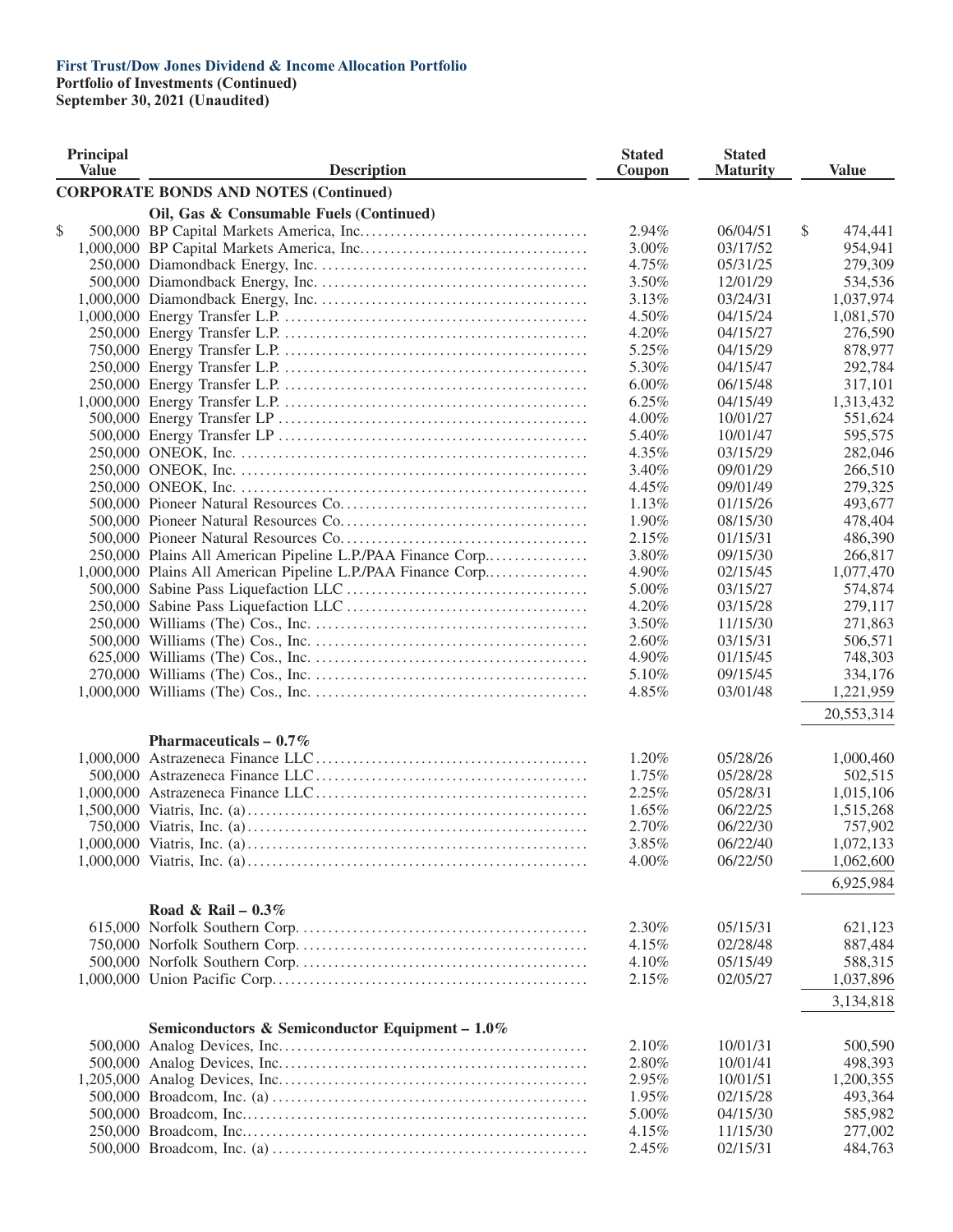**First Trust/Dow Jones Dividend & Income Allocation Portfolio**
**Portfolio of Investments (Continued)**
**September 30, 2021 (Unaudited)**

| Principal Value | Description | Stated Coupon | Stated Maturity | Value |
|---|---|---|---|---|
| | **CORPORATE BONDS AND NOTES (Continued)** | | | |
| | **Oil, Gas & Consumable Fuels (Continued)** | | | |
| $ 500,000 | BP Capital Markets America, Inc. | 2.94% | 06/04/51 | $ 474,441 |
| 1,000,000 | BP Capital Markets America, Inc. | 3.00% | 03/17/52 | 954,941 |
| 250,000 | Diamondback Energy, Inc. | 4.75% | 05/31/25 | 279,309 |
| 500,000 | Diamondback Energy, Inc. | 3.50% | 12/01/29 | 534,536 |
| 1,000,000 | Diamondback Energy, Inc. | 3.13% | 03/24/31 | 1,037,974 |
| 1,000,000 | Energy Transfer L.P. | 4.50% | 04/15/24 | 1,081,570 |
| 250,000 | Energy Transfer L.P. | 4.20% | 04/15/27 | 276,590 |
| 750,000 | Energy Transfer L.P. | 5.25% | 04/15/29 | 878,977 |
| 250,000 | Energy Transfer L.P. | 5.30% | 04/15/47 | 292,784 |
| 250,000 | Energy Transfer L.P. | 6.00% | 06/15/48 | 317,101 |
| 1,000,000 | Energy Transfer L.P. | 6.25% | 04/15/49 | 1,313,432 |
| 500,000 | Energy Transfer LP | 4.00% | 10/01/27 | 551,624 |
| 500,000 | Energy Transfer LP | 5.40% | 10/01/47 | 595,575 |
| 250,000 | ONEOK, Inc. | 4.35% | 03/15/29 | 282,046 |
| 250,000 | ONEOK, Inc. | 3.40% | 09/01/29 | 266,510 |
| 250,000 | ONEOK, Inc. | 4.45% | 09/01/49 | 279,325 |
| 500,000 | Pioneer Natural Resources Co. | 1.13% | 01/15/26 | 493,677 |
| 500,000 | Pioneer Natural Resources Co. | 1.90% | 08/15/30 | 478,404 |
| 500,000 | Pioneer Natural Resources Co. | 2.15% | 01/15/31 | 486,390 |
| 250,000 | Plains All American Pipeline L.P./PAA Finance Corp. | 3.80% | 09/15/30 | 266,817 |
| 1,000,000 | Plains All American Pipeline L.P./PAA Finance Corp. | 4.90% | 02/15/45 | 1,077,470 |
| 500,000 | Sabine Pass Liquefaction LLC | 5.00% | 03/15/27 | 574,874 |
| 250,000 | Sabine Pass Liquefaction LLC | 4.20% | 03/15/28 | 279,117 |
| 250,000 | Williams (The) Cos., Inc. | 3.50% | 11/15/30 | 271,863 |
| 500,000 | Williams (The) Cos., Inc. | 2.60% | 03/15/31 | 506,571 |
| 625,000 | Williams (The) Cos., Inc. | 4.90% | 01/15/45 | 748,303 |
| 270,000 | Williams (The) Cos., Inc. | 5.10% | 09/15/45 | 334,176 |
| 1,000,000 | Williams (The) Cos., Inc. | 4.85% | 03/01/48 | 1,221,959 |
| | | | | 20,553,314 |
| | **Pharmaceuticals – 0.7%** | | | |
| 1,000,000 | Astrazeneca Finance LLC | 1.20% | 05/28/26 | 1,000,460 |
| 500,000 | Astrazeneca Finance LLC | 1.75% | 05/28/28 | 502,515 |
| 1,000,000 | Astrazeneca Finance LLC | 2.25% | 05/28/31 | 1,015,106 |
| 1,500,000 | Viatris, Inc. (a) | 1.65% | 06/22/25 | 1,515,268 |
| 750,000 | Viatris, Inc. (a) | 2.70% | 06/22/30 | 757,902 |
| 1,000,000 | Viatris, Inc. (a) | 3.85% | 06/22/40 | 1,072,133 |
| 1,000,000 | Viatris, Inc. (a) | 4.00% | 06/22/50 | 1,062,600 |
| | | | | 6,925,984 |
| | **Road & Rail – 0.3%** | | | |
| 615,000 | Norfolk Southern Corp. | 2.30% | 05/15/31 | 621,123 |
| 750,000 | Norfolk Southern Corp. | 4.15% | 02/28/48 | 887,484 |
| 500,000 | Norfolk Southern Corp. | 4.10% | 05/15/49 | 588,315 |
| 1,000,000 | Union Pacific Corp. | 2.15% | 02/05/27 | 1,037,896 |
| | | | | 3,134,818 |
| | **Semiconductors & Semiconductor Equipment – 1.0%** | | | |
| 500,000 | Analog Devices, Inc. | 2.10% | 10/01/31 | 500,590 |
| 500,000 | Analog Devices, Inc. | 2.80% | 10/01/41 | 498,393 |
| 1,205,000 | Analog Devices, Inc. | 2.95% | 10/01/51 | 1,200,355 |
| 500,000 | Broadcom, Inc. (a) | 1.95% | 02/15/28 | 493,364 |
| 500,000 | Broadcom, Inc. | 5.00% | 04/15/30 | 585,982 |
| 250,000 | Broadcom, Inc. | 4.15% | 11/15/30 | 277,002 |
| 500,000 | Broadcom, Inc. (a) | 2.45% | 02/15/31 | 484,763 |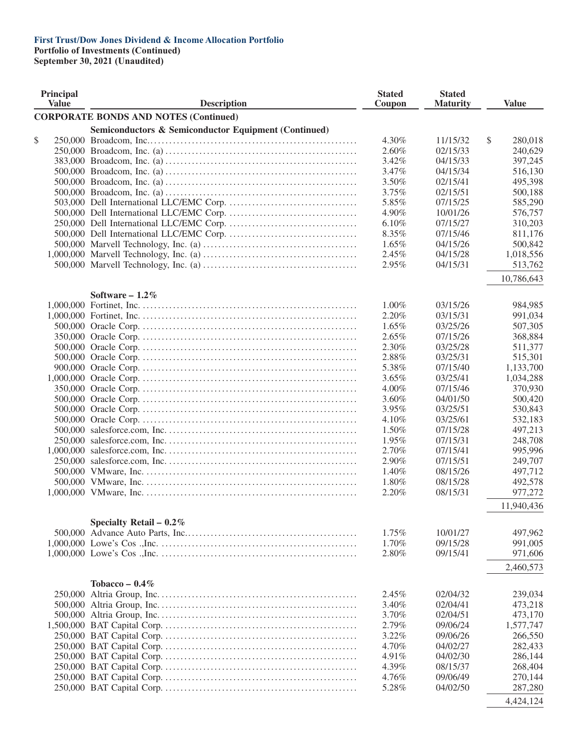**First Trust/Dow Jones Dividend & Income Allocation Portfolio**
**Portfolio of Investments (Continued)**
**September 30, 2021 (Unaudited)**

| Principal Value | Description | Stated Coupon | Stated Maturity | Value |
|---|---|---|---|---|
| | **CORPORATE BONDS AND NOTES (Continued)** | | | |
| | **Semiconductors & Semiconductor Equipment (Continued)** | | | |
| $ 250,000 | Broadcom, Inc. | 4.30% | 11/15/32 | $ 280,018 |
| 250,000 | Broadcom, Inc. (a) | 2.60% | 02/15/33 | 240,629 |
| 383,000 | Broadcom, Inc. (a) | 3.42% | 04/15/33 | 397,245 |
| 500,000 | Broadcom, Inc. (a) | 3.47% | 04/15/34 | 516,130 |
| 500,000 | Broadcom, Inc. (a) | 3.50% | 02/15/41 | 495,398 |
| 500,000 | Broadcom, Inc. (a) | 3.75% | 02/15/51 | 500,188 |
| 503,000 | Dell International LLC/EMC Corp. | 5.85% | 07/15/25 | 585,290 |
| 500,000 | Dell International LLC/EMC Corp. | 4.90% | 10/01/26 | 576,757 |
| 250,000 | Dell International LLC/EMC Corp. | 6.10% | 07/15/27 | 310,203 |
| 500,000 | Dell International LLC/EMC Corp. | 8.35% | 07/15/46 | 811,176 |
| 500,000 | Marvell Technology, Inc. (a) | 1.65% | 04/15/26 | 500,842 |
| 1,000,000 | Marvell Technology, Inc. (a) | 2.45% | 04/15/28 | 1,018,556 |
| 500,000 | Marvell Technology, Inc. (a) | 2.95% | 04/15/31 | 513,762 |
| | | | | 10,786,643 |
| | **Software – 1.2%** | | | |
| 1,000,000 | Fortinet, Inc. | 1.00% | 03/15/26 | 984,985 |
| 1,000,000 | Fortinet, Inc. | 2.20% | 03/15/31 | 991,034 |
| 500,000 | Oracle Corp. | 1.65% | 03/25/26 | 507,305 |
| 350,000 | Oracle Corp. | 2.65% | 07/15/26 | 368,884 |
| 500,000 | Oracle Corp. | 2.30% | 03/25/28 | 511,377 |
| 500,000 | Oracle Corp. | 2.88% | 03/25/31 | 515,301 |
| 900,000 | Oracle Corp. | 5.38% | 07/15/40 | 1,133,700 |
| 1,000,000 | Oracle Corp. | 3.65% | 03/25/41 | 1,034,288 |
| 350,000 | Oracle Corp. | 4.00% | 07/15/46 | 370,930 |
| 500,000 | Oracle Corp. | 3.60% | 04/01/50 | 500,420 |
| 500,000 | Oracle Corp. | 3.95% | 03/25/51 | 530,843 |
| 500,000 | Oracle Corp. | 4.10% | 03/25/61 | 532,183 |
| 500,000 | salesforce.com, Inc. | 1.50% | 07/15/28 | 497,213 |
| 250,000 | salesforce.com, Inc. | 1.95% | 07/15/31 | 248,708 |
| 1,000,000 | salesforce.com, Inc. | 2.70% | 07/15/41 | 995,996 |
| 250,000 | salesforce.com, Inc. | 2.90% | 07/15/51 | 249,707 |
| 500,000 | VMware, Inc. | 1.40% | 08/15/26 | 497,712 |
| 500,000 | VMware, Inc. | 1.80% | 08/15/28 | 492,578 |
| 1,000,000 | VMware, Inc. | 2.20% | 08/15/31 | 977,272 |
| | | | | 11,940,436 |
| | **Specialty Retail – 0.2%** | | | |
| 500,000 | Advance Auto Parts, Inc. | 1.75% | 10/01/27 | 497,962 |
| 1,000,000 | Lowe's Cos .,Inc. | 1.70% | 09/15/28 | 991,005 |
| 1,000,000 | Lowe's Cos .,Inc. | 2.80% | 09/15/41 | 971,606 |
| | | | | 2,460,573 |
| | **Tobacco – 0.4%** | | | |
| 250,000 | Altria Group, Inc. | 2.45% | 02/04/32 | 239,034 |
| 500,000 | Altria Group, Inc. | 3.40% | 02/04/41 | 473,218 |
| 500,000 | Altria Group, Inc. | 3.70% | 02/04/51 | 473,170 |
| 1,500,000 | BAT Capital Corp. | 2.79% | 09/06/24 | 1,577,747 |
| 250,000 | BAT Capital Corp. | 3.22% | 09/06/26 | 266,550 |
| 250,000 | BAT Capital Corp. | 4.70% | 04/02/27 | 282,433 |
| 250,000 | BAT Capital Corp. | 4.91% | 04/02/30 | 286,144 |
| 250,000 | BAT Capital Corp. | 4.39% | 08/15/37 | 268,404 |
| 250,000 | BAT Capital Corp. | 4.76% | 09/06/49 | 270,144 |
| 250,000 | BAT Capital Corp. | 5.28% | 04/02/50 | 287,280 |
| | | | | 4,424,124 |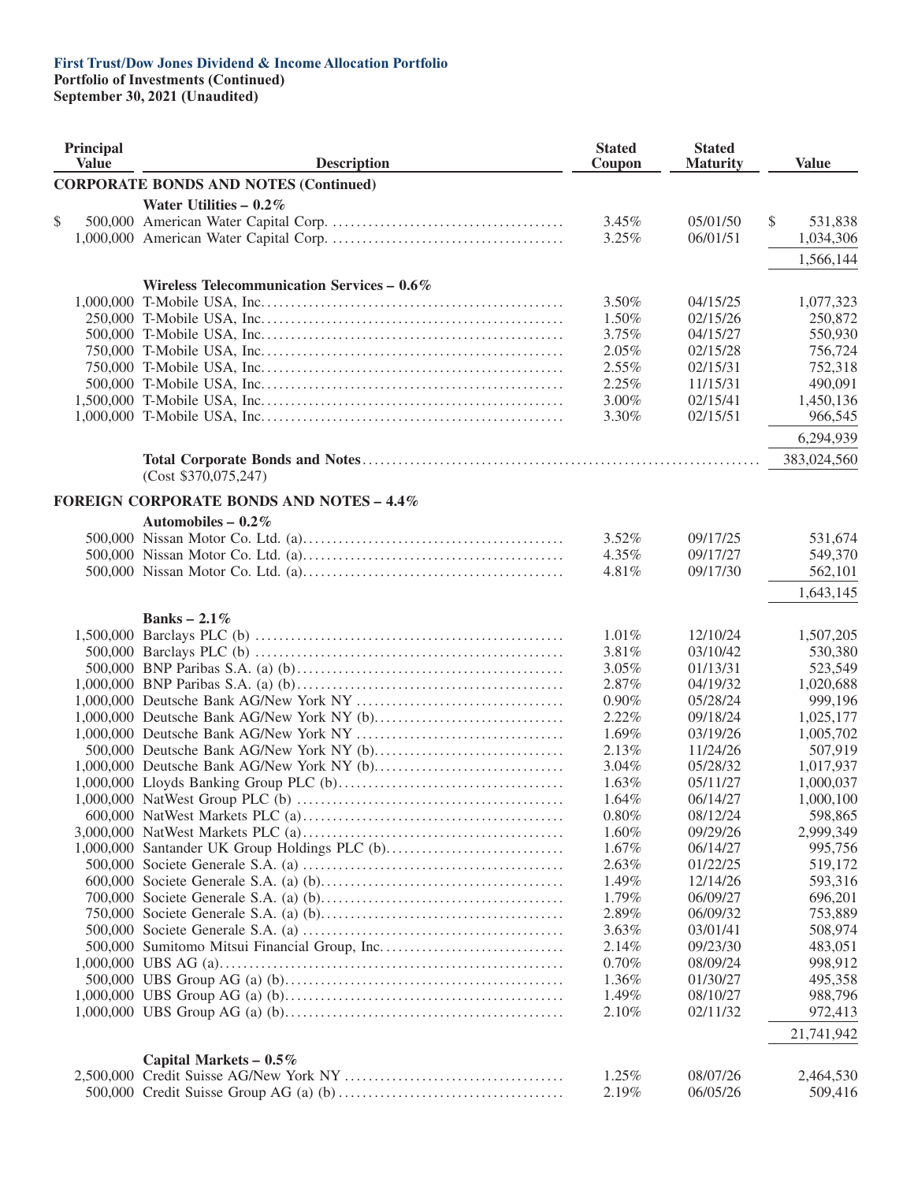**First Trust/Dow Jones Dividend & Income Allocation Portfolio**
**Portfolio of Investments (Continued)**
**September 30, 2021 (Unaudited)**

| Principal Value | Description | Stated Coupon | Stated Maturity | Value |
|---|---|---|---|---|
| | **CORPORATE BONDS AND NOTES (Continued)** | | | |
| | **Water Utilities – 0.2%** | | | |
| $ 500,000 | American Water Capital Corp. | 3.45% | 05/01/50 | $ 531,838 |
| 1,000,000 | American Water Capital Corp. | 3.25% | 06/01/51 | 1,034,306 |
| | | | | 1,566,144 |
| | **Wireless Telecommunication Services – 0.6%** | | | |
| 1,000,000 | T-Mobile USA, Inc. | 3.50% | 04/15/25 | 1,077,323 |
| 250,000 | T-Mobile USA, Inc. | 1.50% | 02/15/26 | 250,872 |
| 500,000 | T-Mobile USA, Inc. | 3.75% | 04/15/27 | 550,930 |
| 750,000 | T-Mobile USA, Inc. | 2.05% | 02/15/28 | 756,724 |
| 750,000 | T-Mobile USA, Inc. | 2.55% | 02/15/31 | 752,318 |
| 500,000 | T-Mobile USA, Inc. | 2.25% | 11/15/31 | 490,091 |
| 1,500,000 | T-Mobile USA, Inc. | 3.00% | 02/15/41 | 1,450,136 |
| 1,000,000 | T-Mobile USA, Inc. | 3.30% | 02/15/51 | 966,545 |
| | | | | 6,294,939 |
| | **Total Corporate Bonds and Notes** (Cost $370,075,247) | | | 383,024,560 |
| | **FOREIGN CORPORATE BONDS AND NOTES – 4.4%** | | | |
| | **Automobiles – 0.2%** | | | |
| 500,000 | Nissan Motor Co. Ltd. (a) | 3.52% | 09/17/25 | 531,674 |
| 500,000 | Nissan Motor Co. Ltd. (a) | 4.35% | 09/17/27 | 549,370 |
| 500,000 | Nissan Motor Co. Ltd. (a) | 4.81% | 09/17/30 | 562,101 |
| | | | | 1,643,145 |
| | **Banks – 2.1%** | | | |
| 1,500,000 | Barclays PLC (b) | 1.01% | 12/10/24 | 1,507,205 |
| 500,000 | Barclays PLC (b) | 3.81% | 03/10/42 | 530,380 |
| 500,000 | BNP Paribas S.A. (a) (b) | 3.05% | 01/13/31 | 523,549 |
| 1,000,000 | BNP Paribas S.A. (a) (b) | 2.87% | 04/19/32 | 1,020,688 |
| 1,000,000 | Deutsche Bank AG/New York NY | 0.90% | 05/28/24 | 999,196 |
| 1,000,000 | Deutsche Bank AG/New York NY (b) | 2.22% | 09/18/24 | 1,025,177 |
| 1,000,000 | Deutsche Bank AG/New York NY | 1.69% | 03/19/26 | 1,005,702 |
| 500,000 | Deutsche Bank AG/New York NY (b) | 2.13% | 11/24/26 | 507,919 |
| 1,000,000 | Deutsche Bank AG/New York NY (b) | 3.04% | 05/28/32 | 1,017,937 |
| 1,000,000 | Lloyds Banking Group PLC (b) | 1.63% | 05/11/27 | 1,000,037 |
| 1,000,000 | NatWest Group PLC (b) | 1.64% | 06/14/27 | 1,000,100 |
| 600,000 | NatWest Markets PLC (a) | 0.80% | 08/12/24 | 598,865 |
| 3,000,000 | NatWest Markets PLC (a) | 1.60% | 09/29/26 | 2,999,349 |
| 1,000,000 | Santander UK Group Holdings PLC (b) | 1.67% | 06/14/27 | 995,756 |
| 500,000 | Societe Generale S.A. (a) | 2.63% | 01/22/25 | 519,172 |
| 600,000 | Societe Generale S.A. (a) (b) | 1.49% | 12/14/26 | 593,316 |
| 700,000 | Societe Generale S.A. (a) (b) | 1.79% | 06/09/27 | 696,201 |
| 750,000 | Societe Generale S.A. (a) (b) | 2.89% | 06/09/32 | 753,889 |
| 500,000 | Societe Generale S.A. (a) | 3.63% | 03/01/41 | 508,974 |
| 500,000 | Sumitomo Mitsui Financial Group, Inc. | 2.14% | 09/23/30 | 483,051 |
| 1,000,000 | UBS AG (a) | 0.70% | 08/09/24 | 998,912 |
| 500,000 | UBS Group AG (a) (b) | 1.36% | 01/30/27 | 495,358 |
| 1,000,000 | UBS Group AG (a) (b) | 1.49% | 08/10/27 | 988,796 |
| 1,000,000 | UBS Group AG (a) (b) | 2.10% | 02/11/32 | 972,413 |
| | | | | 21,741,942 |
| | **Capital Markets – 0.5%** | | | |
| 2,500,000 | Credit Suisse AG/New York NY | 1.25% | 08/07/26 | 2,464,530 |
| 500,000 | Credit Suisse Group AG (a) (b) | 2.19% | 06/05/26 | 509,416 |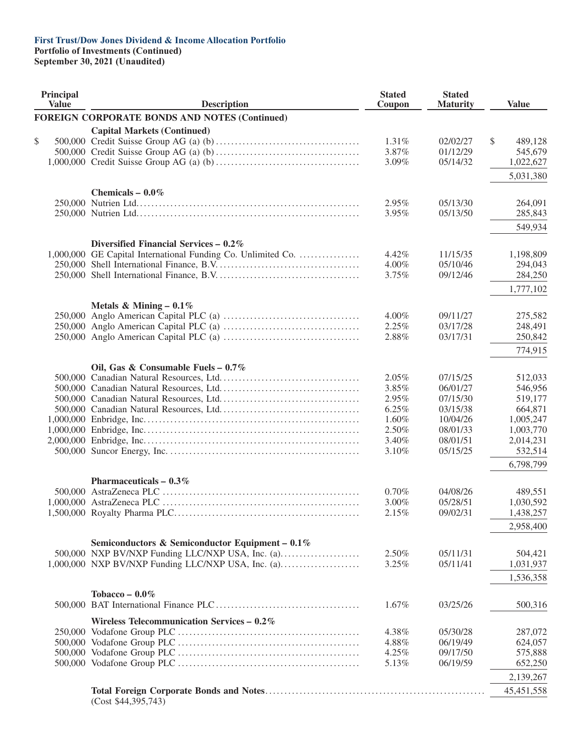**First Trust/Dow Jones Dividend & Income Allocation Portfolio**
**Portfolio of Investments (Continued)**
**September 30, 2021 (Unaudited)**

| Principal Value | Description | Stated Coupon | Stated Maturity | Value |
|---|---|---|---|---|
| | **FOREIGN CORPORATE BONDS AND NOTES (Continued)** | | | |
| | **Capital Markets (Continued)** | | | |
| $ 500,000 | Credit Suisse Group AG (a) (b) | 1.31% | 02/02/27 | $ 489,128 |
| 500,000 | Credit Suisse Group AG (a) (b) | 3.87% | 01/12/29 | 545,679 |
| 1,000,000 | Credit Suisse Group AG (a) (b) | 3.09% | 05/14/32 | 1,022,627 |
| | | | | 5,031,380 |
| | **Chemicals – 0.0%** | | | |
| 250,000 | Nutrien Ltd. | 2.95% | 05/13/30 | 264,091 |
| 250,000 | Nutrien Ltd. | 3.95% | 05/13/50 | 285,843 |
| | | | | 549,934 |
| | **Diversified Financial Services – 0.2%** | | | |
| 1,000,000 | GE Capital International Funding Co. Unlimited Co. | 4.42% | 11/15/35 | 1,198,809 |
| 250,000 | Shell International Finance, B.V. | 4.00% | 05/10/46 | 294,043 |
| 250,000 | Shell International Finance, B.V. | 3.75% | 09/12/46 | 284,250 |
| | | | | 1,777,102 |
| | **Metals & Mining – 0.1%** | | | |
| 250,000 | Anglo American Capital PLC (a) | 4.00% | 09/11/27 | 275,582 |
| 250,000 | Anglo American Capital PLC (a) | 2.25% | 03/17/28 | 248,491 |
| 250,000 | Anglo American Capital PLC (a) | 2.88% | 03/17/31 | 250,842 |
| | | | | 774,915 |
| | **Oil, Gas & Consumable Fuels – 0.7%** | | | |
| 500,000 | Canadian Natural Resources, Ltd. | 2.05% | 07/15/25 | 512,033 |
| 500,000 | Canadian Natural Resources, Ltd. | 3.85% | 06/01/27 | 546,956 |
| 500,000 | Canadian Natural Resources, Ltd. | 2.95% | 07/15/30 | 519,177 |
| 500,000 | Canadian Natural Resources, Ltd. | 6.25% | 03/15/38 | 664,871 |
| 1,000,000 | Enbridge, Inc. | 1.60% | 10/04/26 | 1,005,247 |
| 1,000,000 | Enbridge, Inc. | 2.50% | 08/01/33 | 1,003,770 |
| 2,000,000 | Enbridge, Inc. | 3.40% | 08/01/51 | 2,014,231 |
| 500,000 | Suncor Energy, Inc. | 3.10% | 05/15/25 | 532,514 |
| | | | | 6,798,799 |
| | **Pharmaceuticals – 0.3%** | | | |
| 500,000 | AstraZeneca PLC | 0.70% | 04/08/26 | 489,551 |
| 1,000,000 | AstraZeneca PLC | 3.00% | 05/28/51 | 1,030,592 |
| 1,500,000 | Royalty Pharma PLC | 2.15% | 09/02/31 | 1,438,257 |
| | | | | 2,958,400 |
| | **Semiconductors & Semiconductor Equipment – 0.1%** | | | |
| 500,000 | NXP BV/NXP Funding LLC/NXP USA, Inc. (a) | 2.50% | 05/11/31 | 504,421 |
| 1,000,000 | NXP BV/NXP Funding LLC/NXP USA, Inc. (a) | 3.25% | 05/11/41 | 1,031,937 |
| | | | | 1,536,358 |
| | **Tobacco – 0.0%** | | | |
| 500,000 | BAT International Finance PLC | 1.67% | 03/25/26 | 500,316 |
| | **Wireless Telecommunication Services – 0.2%** | | | |
| 250,000 | Vodafone Group PLC | 4.38% | 05/30/28 | 287,072 |
| 500,000 | Vodafone Group PLC | 4.88% | 06/19/49 | 624,057 |
| 500,000 | Vodafone Group PLC | 4.25% | 09/17/50 | 575,888 |
| 500,000 | Vodafone Group PLC | 5.13% | 06/19/59 | 652,250 |
| | | | | 2,139,267 |
| | **Total Foreign Corporate Bonds and Notes** (Cost $44,395,743) | | | 45,451,558 |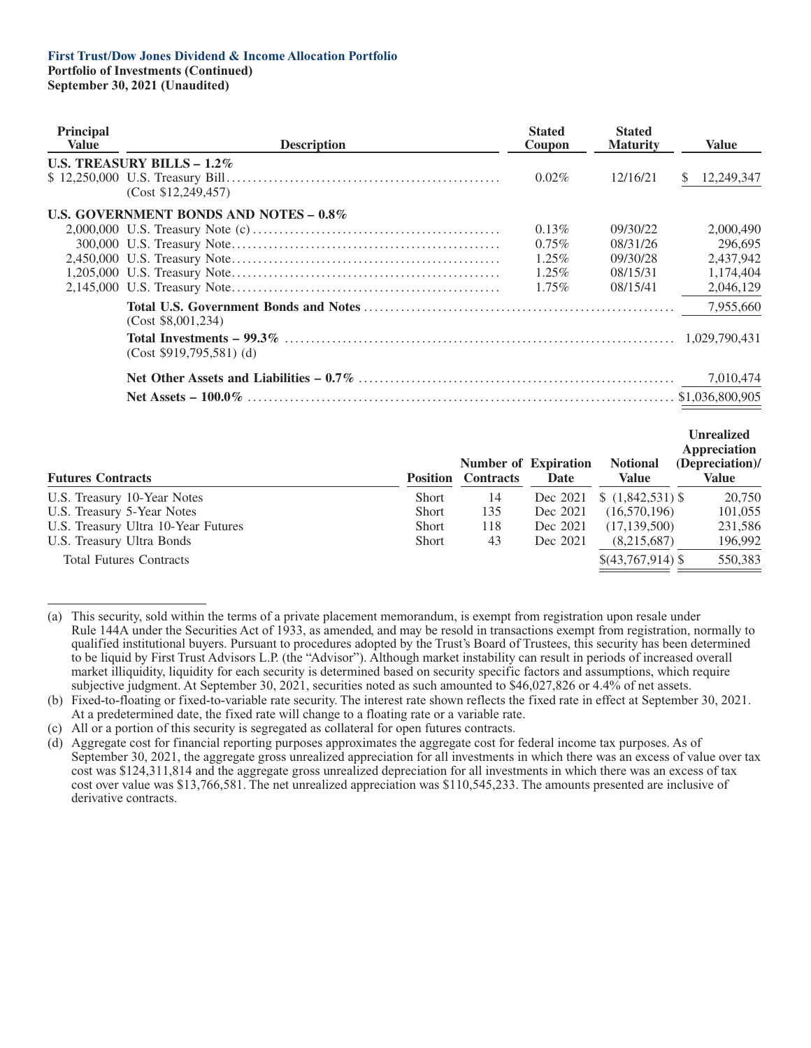**First Trust/Dow Jones Dividend & Income Allocation Portfolio**
**Portfolio of Investments (Continued)**
**September 30, 2021 (Unaudited)**

| Principal Value | Description | Stated Coupon | Stated Maturity | Value |
|---|---|---|---|---|
| | **U.S. TREASURY BILLS – 1.2%** | | | |
| $ 12,250,000 | U.S. Treasury Bill | 0.02% | 12/16/21 | $ 12,249,347 |
| | (Cost $12,249,457) | | | |
| | **U.S. GOVERNMENT BONDS AND NOTES – 0.8%** | | | |
| 2,000,000 | U.S. Treasury Note (c) | 0.13% | 09/30/22 | 2,000,490 |
| 300,000 | U.S. Treasury Note | 0.75% | 08/31/26 | 296,695 |
| 2,450,000 | U.S. Treasury Note | 1.25% | 09/30/28 | 2,437,942 |
| 1,205,000 | U.S. Treasury Note | 1.25% | 08/15/31 | 1,174,404 |
| 2,145,000 | U.S. Treasury Note | 1.75% | 08/15/41 | 2,046,129 |
| | **Total U.S. Government Bonds and Notes** | | | 7,955,660 |
| | (Cost $8,001,234) | | | |
| | **Total Investments – 99.3%** | | | 1,029,790,431 |
| | (Cost $919,795,581) (d) | | | |
| | **Net Other Assets and Liabilities – 0.7%** | | | 7,010,474 |
| | **Net Assets – 100.0%** | | | $1,036,800,905 |

| Futures Contracts | Position | Number of Contracts | Expiration Date | Notional Value | Unrealized Appreciation (Depreciation)/ Value |
|---|---|---|---|---|---|
| U.S. Treasury 10-Year Notes | Short | 14 | Dec 2021 | $ (1,842,531) | $ 20,750 |
| U.S. Treasury 5-Year Notes | Short | 135 | Dec 2021 | (16,570,196) | 101,055 |
| U.S. Treasury Ultra 10-Year Futures | Short | 118 | Dec 2021 | (17,139,500) | 231,586 |
| U.S. Treasury Ultra Bonds | Short | 43 | Dec 2021 | (8,215,687) | 196,992 |
| Total Futures Contracts | | | | $(43,767,914) | $ 550,383 |

(a) This security, sold within the terms of a private placement memorandum, is exempt from registration upon resale under Rule 144A under the Securities Act of 1933, as amended, and may be resold in transactions exempt from registration, normally to qualified institutional buyers. Pursuant to procedures adopted by the Trust's Board of Trustees, this security has been determined to be liquid by First Trust Advisors L.P. (the "Advisor"). Although market instability can result in periods of increased overall market illiquidity, liquidity for each security is determined based on security specific factors and assumptions, which require subjective judgment. At September 30, 2021, securities noted as such amounted to $46,027,826 or 4.4% of net assets.

(b) Fixed-to-floating or fixed-to-variable rate security. The interest rate shown reflects the fixed rate in effect at September 30, 2021. At a predetermined date, the fixed rate will change to a floating rate or a variable rate.

(c) All or a portion of this security is segregated as collateral for open futures contracts.

(d) Aggregate cost for financial reporting purposes approximates the aggregate cost for federal income tax purposes. As of September 30, 2021, the aggregate gross unrealized appreciation for all investments in which there was an excess of value over tax cost was $124,311,814 and the aggregate gross unrealized depreciation for all investments in which there was an excess of tax cost over value was $13,766,581. The net unrealized appreciation was $110,545,233. The amounts presented are inclusive of derivative contracts.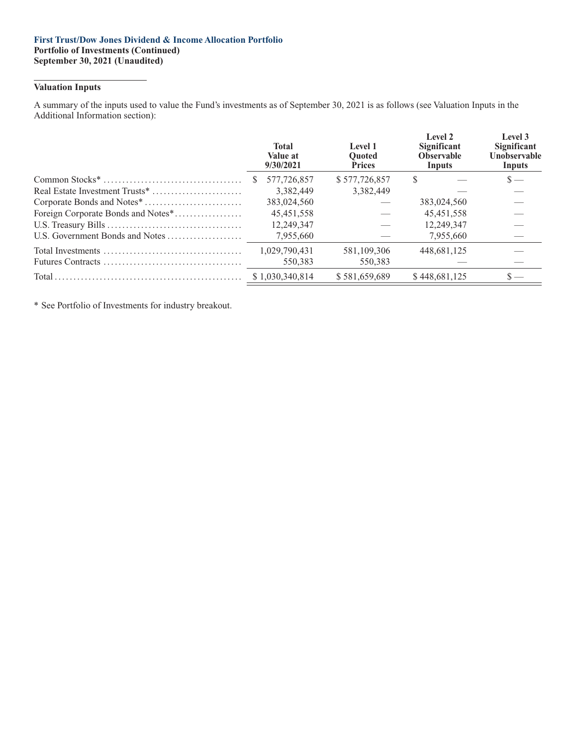**First Trust/Dow Jones Dividend & Income Allocation Portfolio**
**Portfolio of Investments (Continued)**
**September 30, 2021 (Unaudited)**

### Valuation Inputs

A summary of the inputs used to value the Fund's investments as of September 30, 2021 is as follows (see Valuation Inputs in the Additional Information section):

| | Total Value at 9/30/2021 | Level 1 Quoted Prices | Level 2 Significant Observable Inputs | Level 3 Significant Unobservable Inputs |
|---|---|---|---|---|
| Common Stocks* | $ 577,726,857 | $ 577,726,857 | $ — | $ — |
| Real Estate Investment Trusts* | 3,382,449 | 3,382,449 | — | — |
| Corporate Bonds and Notes* | 383,024,560 | — | 383,024,560 | — |
| Foreign Corporate Bonds and Notes* | 45,451,558 | — | 45,451,558 | — |
| U.S. Treasury Bills | 12,249,347 | — | 12,249,347 | — |
| U.S. Government Bonds and Notes | 7,955,660 | — | 7,955,660 | — |
| Total Investments | 1,029,790,431 | 581,109,306 | 448,681,125 | — |
| Futures Contracts | 550,383 | 550,383 | — | — |
| Total | $ 1,030,340,814 | $ 581,659,689 | $ 448,681,125 | $ — |

* See Portfolio of Investments for industry breakout.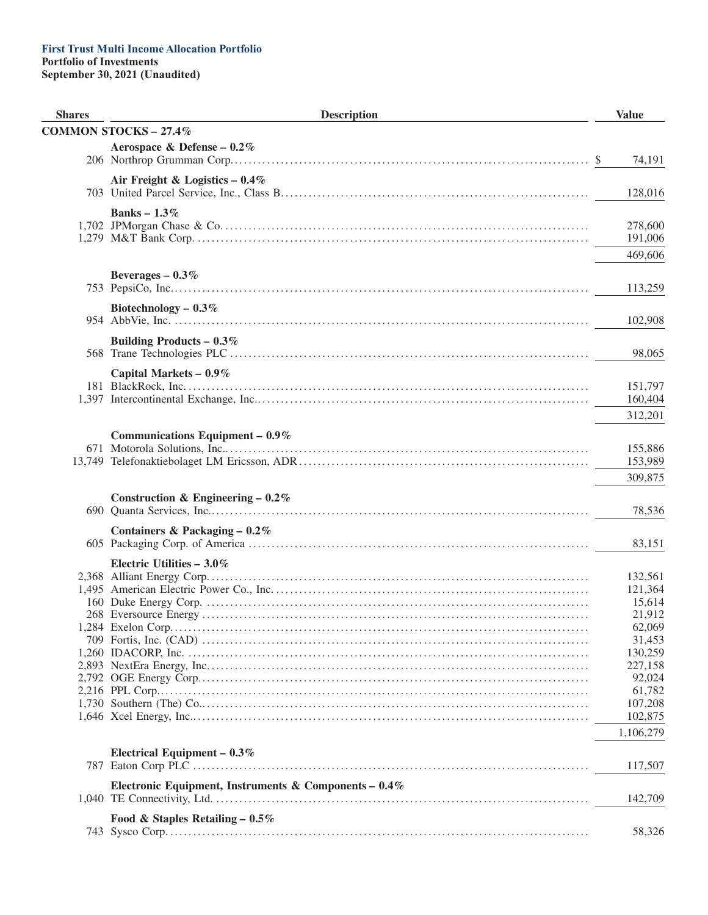**First Trust Multi Income Allocation Portfolio**
**Portfolio of Investments**
**September 30, 2021 (Unaudited)**

| Shares | Description | Value |
|---|---|---|
| | **COMMON STOCKS – 27.4%** | |
| | **Aerospace & Defense – 0.2%** | |
| 206 | Northrop Grumman Corp. | $ 74,191 |
| | **Air Freight & Logistics – 0.4%** | |
| 703 | United Parcel Service, Inc., Class B | 128,016 |
| | **Banks – 1.3%** | |
| 1,702 | JPMorgan Chase & Co. | 278,600 |
| 1,279 | M&T Bank Corp. | 191,006 |
| | | 469,606 |
| | **Beverages – 0.3%** | |
| 753 | PepsiCo, Inc. | 113,259 |
| | **Biotechnology – 0.3%** | |
| 954 | AbbVie, Inc. | 102,908 |
| | **Building Products – 0.3%** | |
| 568 | Trane Technologies PLC | 98,065 |
| | **Capital Markets – 0.9%** | |
| 181 | BlackRock, Inc. | 151,797 |
| 1,397 | Intercontinental Exchange, Inc. | 160,404 |
| | | 312,201 |
| | **Communications Equipment – 0.9%** | |
| 671 | Motorola Solutions, Inc. | 155,886 |
| 13,749 | Telefonaktiebolaget LM Ericsson, ADR | 153,989 |
| | | 309,875 |
| | **Construction & Engineering – 0.2%** | |
| 690 | Quanta Services, Inc. | 78,536 |
| | **Containers & Packaging – 0.2%** | |
| 605 | Packaging Corp. of America | 83,151 |
| | **Electric Utilities – 3.0%** | |
| 2,368 | Alliant Energy Corp. | 132,561 |
| 1,495 | American Electric Power Co., Inc. | 121,364 |
| 160 | Duke Energy Corp. | 15,614 |
| 268 | Eversource Energy | 21,912 |
| 1,284 | Exelon Corp. | 62,069 |
| 709 | Fortis, Inc. (CAD) | 31,453 |
| 1,260 | IDACORP, Inc. | 130,259 |
| 2,893 | NextEra Energy, Inc. | 227,158 |
| 2,792 | OGE Energy Corp. | 92,024 |
| 2,216 | PPL Corp. | 61,782 |
| 1,730 | Southern (The) Co. | 107,208 |
| 1,646 | Xcel Energy, Inc. | 102,875 |
| | | 1,106,279 |
| | **Electrical Equipment – 0.3%** | |
| 787 | Eaton Corp PLC | 117,507 |
| | **Electronic Equipment, Instruments & Components – 0.4%** | |
| 1,040 | TE Connectivity, Ltd. | 142,709 |
| | **Food & Staples Retailing – 0.5%** | |
| 743 | Sysco Corp. | 58,326 |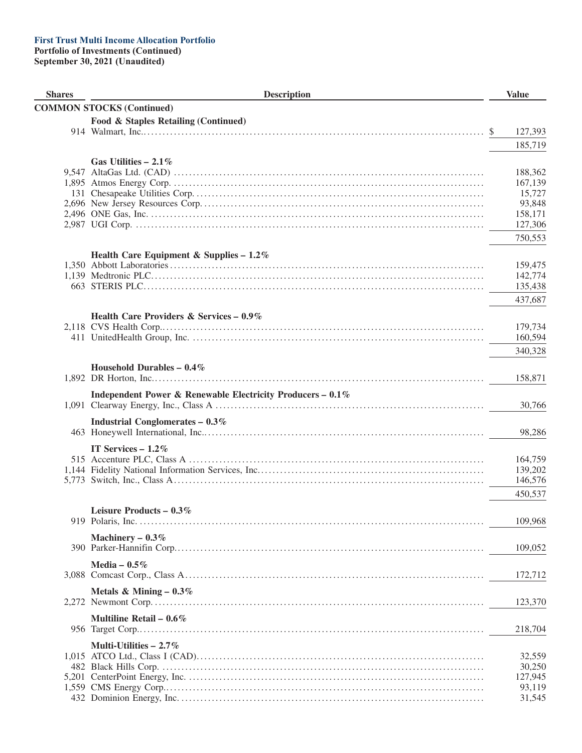**First Trust Multi Income Allocation Portfolio**
**Portfolio of Investments (Continued)**
**September 30, 2021 (Unaudited)**

| Shares | Description | Value |
|---|---|---|
| | **COMMON STOCKS (Continued)** | |
| | **Food & Staples Retailing (Continued)** | |
| 914 | Walmart, Inc. | $ 127,393 |
| | | 185,719 |
| | **Gas Utilities – 2.1%** | |
| 9,547 | AltaGas Ltd. (CAD) | 188,362 |
| 1,895 | Atmos Energy Corp. | 167,139 |
| 131 | Chesapeake Utilities Corp. | 15,727 |
| 2,696 | New Jersey Resources Corp. | 93,848 |
| 2,496 | ONE Gas, Inc. | 158,171 |
| 2,987 | UGI Corp. | 127,306 |
| | | 750,553 |
| | **Health Care Equipment & Supplies – 1.2%** | |
| 1,350 | Abbott Laboratories | 159,475 |
| 1,139 | Medtronic PLC | 142,774 |
| 663 | STERIS PLC | 135,438 |
| | | 437,687 |
| | **Health Care Providers & Services – 0.9%** | |
| 2,118 | CVS Health Corp. | 179,734 |
| 411 | UnitedHealth Group, Inc. | 160,594 |
| | | 340,328 |
| | **Household Durables – 0.4%** | |
| 1,892 | DR Horton, Inc. | 158,871 |
| | **Independent Power & Renewable Electricity Producers – 0.1%** | |
| 1,091 | Clearway Energy, Inc., Class A | 30,766 |
| | **Industrial Conglomerates – 0.3%** | |
| 463 | Honeywell International, Inc. | 98,286 |
| | **IT Services – 1.2%** | |
| 515 | Accenture PLC, Class A | 164,759 |
| 1,144 | Fidelity National Information Services, Inc. | 139,202 |
| 5,773 | Switch, Inc., Class A | 146,576 |
| | | 450,537 |
| | **Leisure Products – 0.3%** | |
| 919 | Polaris, Inc. | 109,968 |
| | **Machinery – 0.3%** | |
| 390 | Parker-Hannifin Corp. | 109,052 |
| | **Media – 0.5%** | |
| 3,088 | Comcast Corp., Class A | 172,712 |
| | **Metals & Mining – 0.3%** | |
| 2,272 | Newmont Corp. | 123,370 |
| | **Multiline Retail – 0.6%** | |
| 956 | Target Corp. | 218,704 |
| | **Multi-Utilities – 2.7%** | |
| 1,015 | ATCO Ltd., Class I (CAD) | 32,559 |
| 482 | Black Hills Corp. | 30,250 |
| 5,201 | CenterPoint Energy, Inc. | 127,945 |
| 1,559 | CMS Energy Corp. | 93,119 |
| 432 | Dominion Energy, Inc. | 31,545 |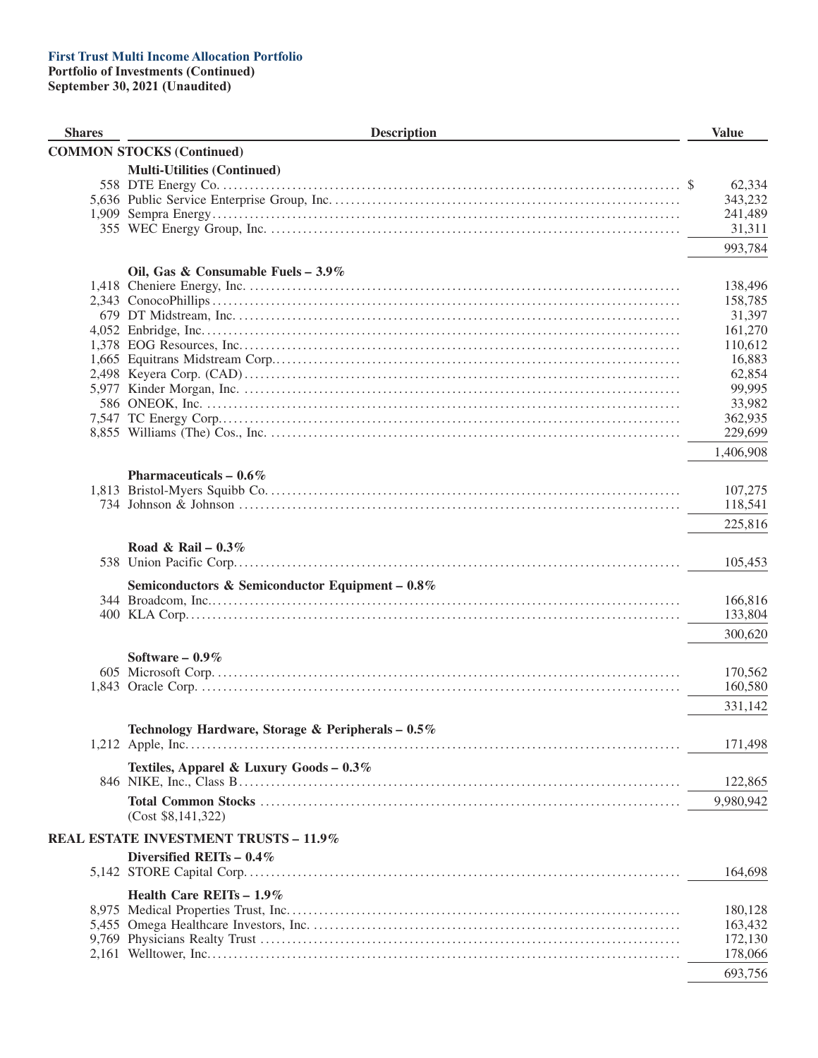**First Trust Multi Income Allocation Portfolio**
**Portfolio of Investments (Continued)**
**September 30, 2021 (Unaudited)**

| Shares | Description | Value |
|---|---|---|
| | **COMMON STOCKS (Continued)** | |
| | **Multi-Utilities (Continued)** | |
| 558 | DTE Energy Co. | $ 62,334 |
| 5,636 | Public Service Enterprise Group, Inc. | 343,232 |
| 1,909 | Sempra Energy | 241,489 |
| 355 | WEC Energy Group, Inc. | 31,311 |
| | | 993,784 |
| | **Oil, Gas & Consumable Fuels – 3.9%** | |
| 1,418 | Cheniere Energy, Inc. | 138,496 |
| 2,343 | ConocoPhillips | 158,785 |
| 679 | DT Midstream, Inc. | 31,397 |
| 4,052 | Enbridge, Inc. | 161,270 |
| 1,378 | EOG Resources, Inc. | 110,612 |
| 1,665 | Equitrans Midstream Corp. | 16,883 |
| 2,498 | Keyera Corp. (CAD) | 62,854 |
| 5,977 | Kinder Morgan, Inc. | 99,995 |
| 586 | ONEOK, Inc. | 33,982 |
| 7,547 | TC Energy Corp. | 362,935 |
| 8,855 | Williams (The) Cos., Inc. | 229,699 |
| | | 1,406,908 |
| | **Pharmaceuticals – 0.6%** | |
| 1,813 | Bristol-Myers Squibb Co. | 107,275 |
| 734 | Johnson & Johnson | 118,541 |
| | | 225,816 |
| | **Road & Rail – 0.3%** | |
| 538 | Union Pacific Corp. | 105,453 |
| | **Semiconductors & Semiconductor Equipment – 0.8%** | |
| 344 | Broadcom, Inc. | 166,816 |
| 400 | KLA Corp. | 133,804 |
| | | 300,620 |
| | **Software – 0.9%** | |
| 605 | Microsoft Corp. | 170,562 |
| 1,843 | Oracle Corp. | 160,580 |
| | | 331,142 |
| | **Technology Hardware, Storage & Peripherals – 0.5%** | |
| 1,212 | Apple, Inc. | 171,498 |
| | **Textiles, Apparel & Luxury Goods – 0.3%** | |
| 846 | NIKE, Inc., Class B | 122,865 |
| | **Total Common Stocks** (Cost $8,141,322) | 9,980,942 |
| | **REAL ESTATE INVESTMENT TRUSTS – 11.9%** | |
| | **Diversified REITs – 0.4%** | |
| 5,142 | STORE Capital Corp. | 164,698 |
| | **Health Care REITs – 1.9%** | |
| 8,975 | Medical Properties Trust, Inc. | 180,128 |
| 5,455 | Omega Healthcare Investors, Inc. | 163,432 |
| 9,769 | Physicians Realty Trust | 172,130 |
| 2,161 | Welltower, Inc. | 178,066 |
| | | 693,756 |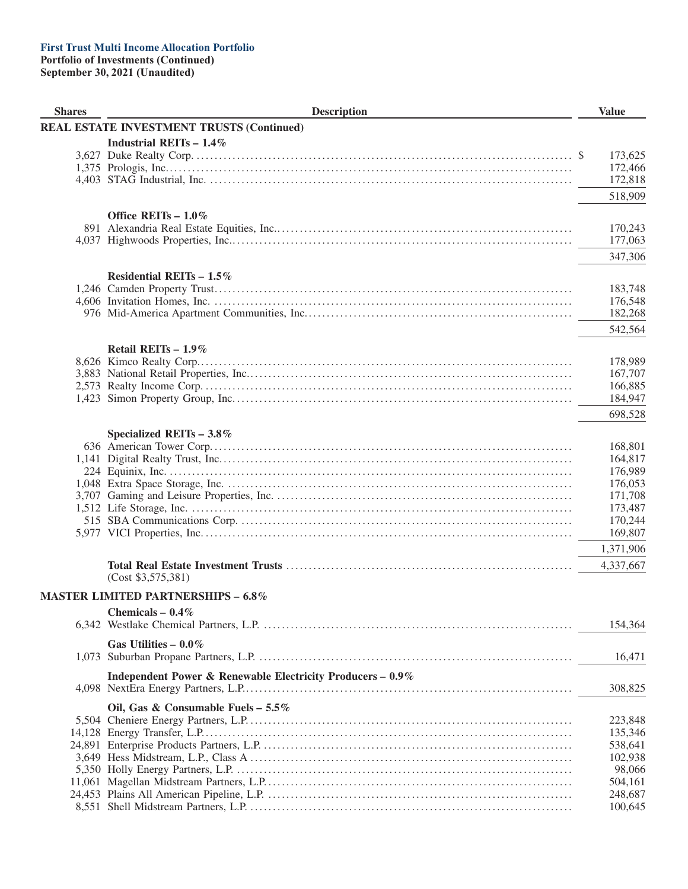**First Trust Multi Income Allocation Portfolio**
**Portfolio of Investments (Continued)**
**September 30, 2021 (Unaudited)**

| Shares | Description | Value |
|---|---|---|
| | **REAL ESTATE INVESTMENT TRUSTS (Continued)** | |
| | **Industrial REITs – 1.4%** | |
| 3,627 | Duke Realty Corp. | $ 173,625 |
| 1,375 | Prologis, Inc. | 172,466 |
| 4,403 | STAG Industrial, Inc. | 172,818 |
| | | 518,909 |
| | **Office REITs – 1.0%** | |
| 891 | Alexandria Real Estate Equities, Inc. | 170,243 |
| 4,037 | Highwoods Properties, Inc. | 177,063 |
| | | 347,306 |
| | **Residential REITs – 1.5%** | |
| 1,246 | Camden Property Trust | 183,748 |
| 4,606 | Invitation Homes, Inc. | 176,548 |
| 976 | Mid-America Apartment Communities, Inc. | 182,268 |
| | | 542,564 |
| | **Retail REITs – 1.9%** | |
| 8,626 | Kimco Realty Corp. | 178,989 |
| 3,883 | National Retail Properties, Inc. | 167,707 |
| 2,573 | Realty Income Corp. | 166,885 |
| 1,423 | Simon Property Group, Inc. | 184,947 |
| | | 698,528 |
| | **Specialized REITs – 3.8%** | |
| 636 | American Tower Corp. | 168,801 |
| 1,141 | Digital Realty Trust, Inc. | 164,817 |
| 224 | Equinix, Inc. | 176,989 |
| 1,048 | Extra Space Storage, Inc. | 176,053 |
| 3,707 | Gaming and Leisure Properties, Inc. | 171,708 |
| 1,512 | Life Storage, Inc. | 173,487 |
| 515 | SBA Communications Corp. | 170,244 |
| 5,977 | VICI Properties, Inc. | 169,807 |
| | | 1,371,906 |
| | **Total Real Estate Investment Trusts** (Cost $3,575,381) | 4,337,667 |
| | **MASTER LIMITED PARTNERSHIPS – 6.8%** | |
| | **Chemicals – 0.4%** | |
| 6,342 | Westlake Chemical Partners, L.P. | 154,364 |
| | **Gas Utilities – 0.0%** | |
| 1,073 | Suburban Propane Partners, L.P. | 16,471 |
| | **Independent Power & Renewable Electricity Producers – 0.9%** | |
| 4,098 | NextEra Energy Partners, L.P. | 308,825 |
| | **Oil, Gas & Consumable Fuels – 5.5%** | |
| 5,504 | Cheniere Energy Partners, L.P. | 223,848 |
| 14,128 | Energy Transfer, L.P. | 135,346 |
| 24,891 | Enterprise Products Partners, L.P. | 538,641 |
| 3,649 | Hess Midstream, L.P., Class A | 102,938 |
| 5,350 | Holly Energy Partners, L.P. | 98,066 |
| 11,061 | Magellan Midstream Partners, L.P. | 504,161 |
| 24,453 | Plains All American Pipeline, L.P. | 248,687 |
| 8,551 | Shell Midstream Partners, L.P. | 100,645 |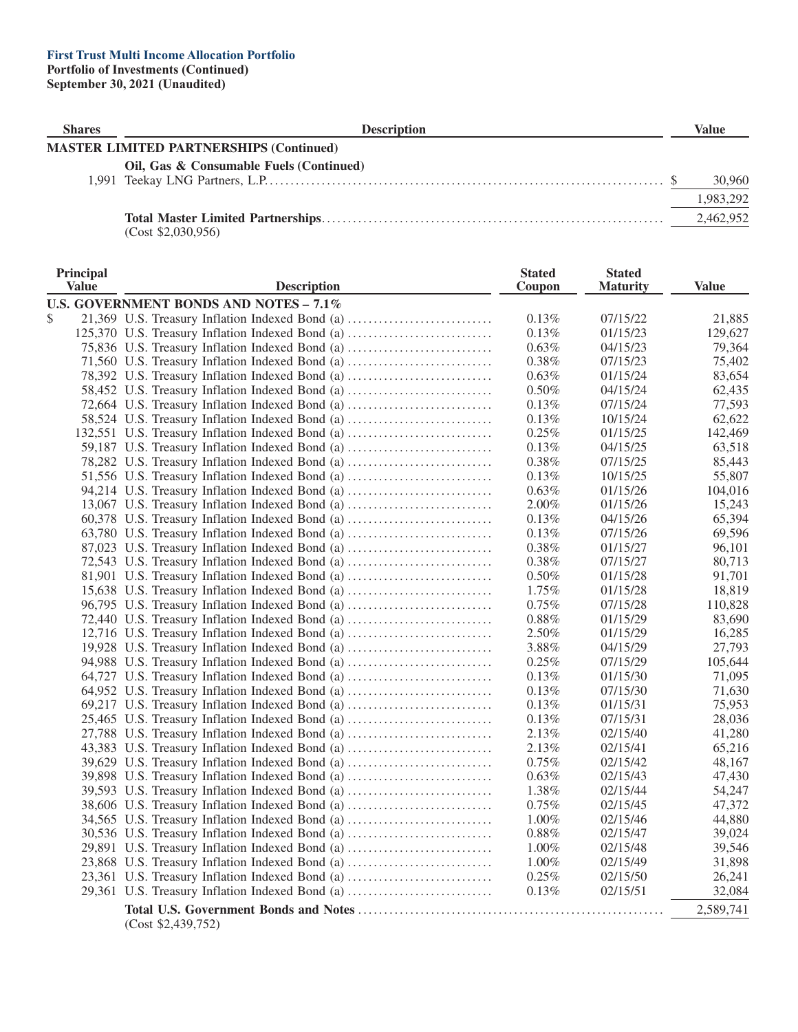**First Trust Multi Income Allocation Portfolio**
**Portfolio of Investments (Continued)**
**September 30, 2021 (Unaudited)**

| Shares | Description | Value |
|---|---|---|
| | **MASTER LIMITED PARTNERSHIPS (Continued)** | |
| | **Oil, Gas & Consumable Fuels (Continued)** | |
| 1,991 | Teekay LNG Partners, L.P. | $ 30,960 |
| | | 1,983,292 |
| | **Total Master Limited Partnerships** | 2,462,952 |
| | (Cost $2,030,956) | |

| Principal Value | Description | Stated Coupon | Stated Maturity | Value |
|---|---|---|---|---|
| | **U.S. GOVERNMENT BONDS AND NOTES – 7.1%** | | | |
| $ 21,369 | U.S. Treasury Inflation Indexed Bond (a) | 0.13% | 07/15/22 | 21,885 |
| 125,370 | U.S. Treasury Inflation Indexed Bond (a) | 0.13% | 01/15/23 | 129,627 |
| 75,836 | U.S. Treasury Inflation Indexed Bond (a) | 0.63% | 04/15/23 | 79,364 |
| 71,560 | U.S. Treasury Inflation Indexed Bond (a) | 0.38% | 07/15/23 | 75,402 |
| 78,392 | U.S. Treasury Inflation Indexed Bond (a) | 0.63% | 01/15/24 | 83,654 |
| 58,452 | U.S. Treasury Inflation Indexed Bond (a) | 0.50% | 04/15/24 | 62,435 |
| 72,664 | U.S. Treasury Inflation Indexed Bond (a) | 0.13% | 07/15/24 | 77,593 |
| 58,524 | U.S. Treasury Inflation Indexed Bond (a) | 0.13% | 10/15/24 | 62,622 |
| 132,551 | U.S. Treasury Inflation Indexed Bond (a) | 0.25% | 01/15/25 | 142,469 |
| 59,187 | U.S. Treasury Inflation Indexed Bond (a) | 0.13% | 04/15/25 | 63,518 |
| 78,282 | U.S. Treasury Inflation Indexed Bond (a) | 0.38% | 07/15/25 | 85,443 |
| 51,556 | U.S. Treasury Inflation Indexed Bond (a) | 0.13% | 10/15/25 | 55,807 |
| 94,214 | U.S. Treasury Inflation Indexed Bond (a) | 0.63% | 01/15/26 | 104,016 |
| 13,067 | U.S. Treasury Inflation Indexed Bond (a) | 2.00% | 01/15/26 | 15,243 |
| 60,378 | U.S. Treasury Inflation Indexed Bond (a) | 0.13% | 04/15/26 | 65,394 |
| 63,780 | U.S. Treasury Inflation Indexed Bond (a) | 0.13% | 07/15/26 | 69,596 |
| 87,023 | U.S. Treasury Inflation Indexed Bond (a) | 0.38% | 01/15/27 | 96,101 |
| 72,543 | U.S. Treasury Inflation Indexed Bond (a) | 0.38% | 07/15/27 | 80,713 |
| 81,901 | U.S. Treasury Inflation Indexed Bond (a) | 0.50% | 01/15/28 | 91,701 |
| 15,638 | U.S. Treasury Inflation Indexed Bond (a) | 1.75% | 01/15/28 | 18,819 |
| 96,795 | U.S. Treasury Inflation Indexed Bond (a) | 0.75% | 07/15/28 | 110,828 |
| 72,440 | U.S. Treasury Inflation Indexed Bond (a) | 0.88% | 01/15/29 | 83,690 |
| 12,716 | U.S. Treasury Inflation Indexed Bond (a) | 2.50% | 01/15/29 | 16,285 |
| 19,928 | U.S. Treasury Inflation Indexed Bond (a) | 3.88% | 04/15/29 | 27,793 |
| 94,988 | U.S. Treasury Inflation Indexed Bond (a) | 0.25% | 07/15/29 | 105,644 |
| 64,727 | U.S. Treasury Inflation Indexed Bond (a) | 0.13% | 01/15/30 | 71,095 |
| 64,952 | U.S. Treasury Inflation Indexed Bond (a) | 0.13% | 07/15/30 | 71,630 |
| 69,217 | U.S. Treasury Inflation Indexed Bond (a) | 0.13% | 01/15/31 | 75,953 |
| 25,465 | U.S. Treasury Inflation Indexed Bond (a) | 0.13% | 07/15/31 | 28,036 |
| 27,788 | U.S. Treasury Inflation Indexed Bond (a) | 2.13% | 02/15/40 | 41,280 |
| 43,383 | U.S. Treasury Inflation Indexed Bond (a) | 2.13% | 02/15/41 | 65,216 |
| 39,629 | U.S. Treasury Inflation Indexed Bond (a) | 0.75% | 02/15/42 | 48,167 |
| 39,898 | U.S. Treasury Inflation Indexed Bond (a) | 0.63% | 02/15/43 | 47,430 |
| 39,593 | U.S. Treasury Inflation Indexed Bond (a) | 1.38% | 02/15/44 | 54,247 |
| 38,606 | U.S. Treasury Inflation Indexed Bond (a) | 0.75% | 02/15/45 | 47,372 |
| 34,565 | U.S. Treasury Inflation Indexed Bond (a) | 1.00% | 02/15/46 | 44,880 |
| 30,536 | U.S. Treasury Inflation Indexed Bond (a) | 0.88% | 02/15/47 | 39,024 |
| 29,891 | U.S. Treasury Inflation Indexed Bond (a) | 1.00% | 02/15/48 | 39,546 |
| 23,868 | U.S. Treasury Inflation Indexed Bond (a) | 1.00% | 02/15/49 | 31,898 |
| 23,361 | U.S. Treasury Inflation Indexed Bond (a) | 0.25% | 02/15/50 | 26,241 |
| 29,361 | U.S. Treasury Inflation Indexed Bond (a) | 0.13% | 02/15/51 | 32,084 |
| | **Total U.S. Government Bonds and Notes** | | | 2,589,741 |
| | (Cost $2,439,752) | | | |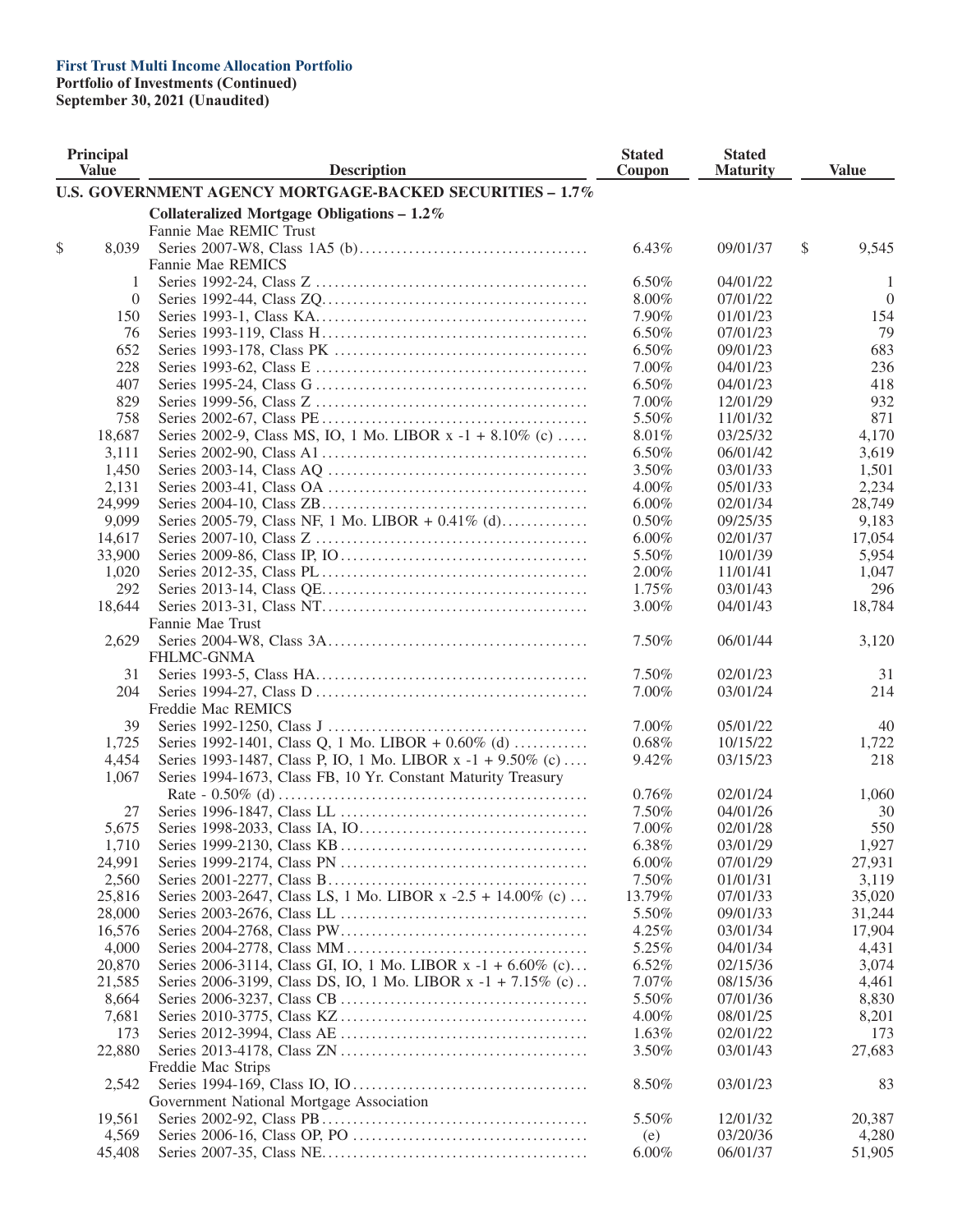**First Trust Multi Income Allocation Portfolio**
**Portfolio of Investments (Continued)**
**September 30, 2021 (Unaudited)**

| Principal Value | Description | Stated Coupon | Stated Maturity | Value |
|---|---|---|---|---|
| | **U.S. GOVERNMENT AGENCY MORTGAGE-BACKED SECURITIES – 1.7%** | | | |
| | **Collateralized Mortgage Obligations – 1.2%** | | | |
| | Fannie Mae REMIC Trust | | | |
| $ 8,039 | Series 2007-W8, Class 1A5 (b) | 6.43% | 09/01/37 | $ 9,545 |
| | Fannie Mae REMICS | | | |
| 1 | Series 1992-24, Class Z | 6.50% | 04/01/22 | 1 |
| 0 | Series 1992-44, Class ZQ | 8.00% | 07/01/22 | 0 |
| 150 | Series 1993-1, Class KA | 7.90% | 01/01/23 | 154 |
| 76 | Series 1993-119, Class H | 6.50% | 07/01/23 | 79 |
| 652 | Series 1993-178, Class PK | 6.50% | 09/01/23 | 683 |
| 228 | Series 1993-62, Class E | 7.00% | 04/01/23 | 236 |
| 407 | Series 1995-24, Class G | 6.50% | 04/01/23 | 418 |
| 829 | Series 1999-56, Class Z | 7.00% | 12/01/29 | 932 |
| 758 | Series 2002-67, Class PE | 5.50% | 11/01/32 | 871 |
| 18,687 | Series 2002-9, Class MS, IO, 1 Mo. LIBOR x -1 + 8.10% (c) | 8.01% | 03/25/32 | 4,170 |
| 3,111 | Series 2002-90, Class A1 | 6.50% | 06/01/42 | 3,619 |
| 1,450 | Series 2003-14, Class AQ | 3.50% | 03/01/33 | 1,501 |
| 2,131 | Series 2003-41, Class OA | 4.00% | 05/01/33 | 2,234 |
| 24,999 | Series 2004-10, Class ZB | 6.00% | 02/01/34 | 28,749 |
| 9,099 | Series 2005-79, Class NF, 1 Mo. LIBOR + 0.41% (d) | 0.50% | 09/25/35 | 9,183 |
| 14,617 | Series 2007-10, Class Z | 6.00% | 02/01/37 | 17,054 |
| 33,900 | Series 2009-86, Class IP, IO | 5.50% | 10/01/39 | 5,954 |
| 1,020 | Series 2012-35, Class PL | 2.00% | 11/01/41 | 1,047 |
| 292 | Series 2013-14, Class QE | 1.75% | 03/01/43 | 296 |
| 18,644 | Series 2013-31, Class NT | 3.00% | 04/01/43 | 18,784 |
| | Fannie Mae Trust | | | |
| 2,629 | Series 2004-W8, Class 3A | 7.50% | 06/01/44 | 3,120 |
| | FHLMC-GNMA | | | |
| 31 | Series 1993-5, Class HA | 7.50% | 02/01/23 | 31 |
| 204 | Series 1994-27, Class D | 7.00% | 03/01/24 | 214 |
| | Freddie Mac REMICS | | | |
| 39 | Series 1992-1250, Class J | 7.00% | 05/01/22 | 40 |
| 1,725 | Series 1992-1401, Class Q, 1 Mo. LIBOR + 0.60% (d) | 0.68% | 10/15/22 | 1,722 |
| 4,454 | Series 1993-1487, Class P, IO, 1 Mo. LIBOR x -1 + 9.50% (c) | 9.42% | 03/15/23 | 218 |
| 1,067 | Series 1994-1673, Class FB, 10 Yr. Constant Maturity Treasury Rate - 0.50% (d) | 0.76% | 02/01/24 | 1,060 |
| 27 | Series 1996-1847, Class LL | 7.50% | 04/01/26 | 30 |
| 5,675 | Series 1998-2033, Class IA, IO | 7.00% | 02/01/28 | 550 |
| 1,710 | Series 1999-2130, Class KB | 6.38% | 03/01/29 | 1,927 |
| 24,991 | Series 1999-2174, Class PN | 6.00% | 07/01/29 | 27,931 |
| 2,560 | Series 2001-2277, Class B | 7.50% | 01/01/31 | 3,119 |
| 25,816 | Series 2003-2647, Class LS, 1 Mo. LIBOR x -2.5 + 14.00% (c) | 13.79% | 07/01/33 | 35,020 |
| 28,000 | Series 2003-2676, Class LL | 5.50% | 09/01/33 | 31,244 |
| 16,576 | Series 2004-2768, Class PW | 4.25% | 03/01/34 | 17,904 |
| 4,000 | Series 2004-2778, Class MM | 5.25% | 04/01/34 | 4,431 |
| 20,870 | Series 2006-3114, Class GI, IO, 1 Mo. LIBOR x -1 + 6.60% (c) | 6.52% | 02/15/36 | 3,074 |
| 21,585 | Series 2006-3199, Class DS, IO, 1 Mo. LIBOR x -1 + 7.15% (c) | 7.07% | 08/15/36 | 4,461 |
| 8,664 | Series 2006-3237, Class CB | 5.50% | 07/01/36 | 8,830 |
| 7,681 | Series 2010-3775, Class KZ | 4.00% | 08/01/25 | 8,201 |
| 173 | Series 2012-3994, Class AE | 1.63% | 02/01/22 | 173 |
| 22,880 | Series 2013-4178, Class ZN | 3.50% | 03/01/43 | 27,683 |
| | Freddie Mac Strips | | | |
| 2,542 | Series 1994-169, Class IO, IO | 8.50% | 03/01/23 | 83 |
| | Government National Mortgage Association | | | |
| 19,561 | Series 2002-92, Class PB | 5.50% | 12/01/32 | 20,387 |
| 4,569 | Series 2006-16, Class OP, PO | (e) | 03/20/36 | 4,280 |
| 45,408 | Series 2007-35, Class NE | 6.00% | 06/01/37 | 51,905 |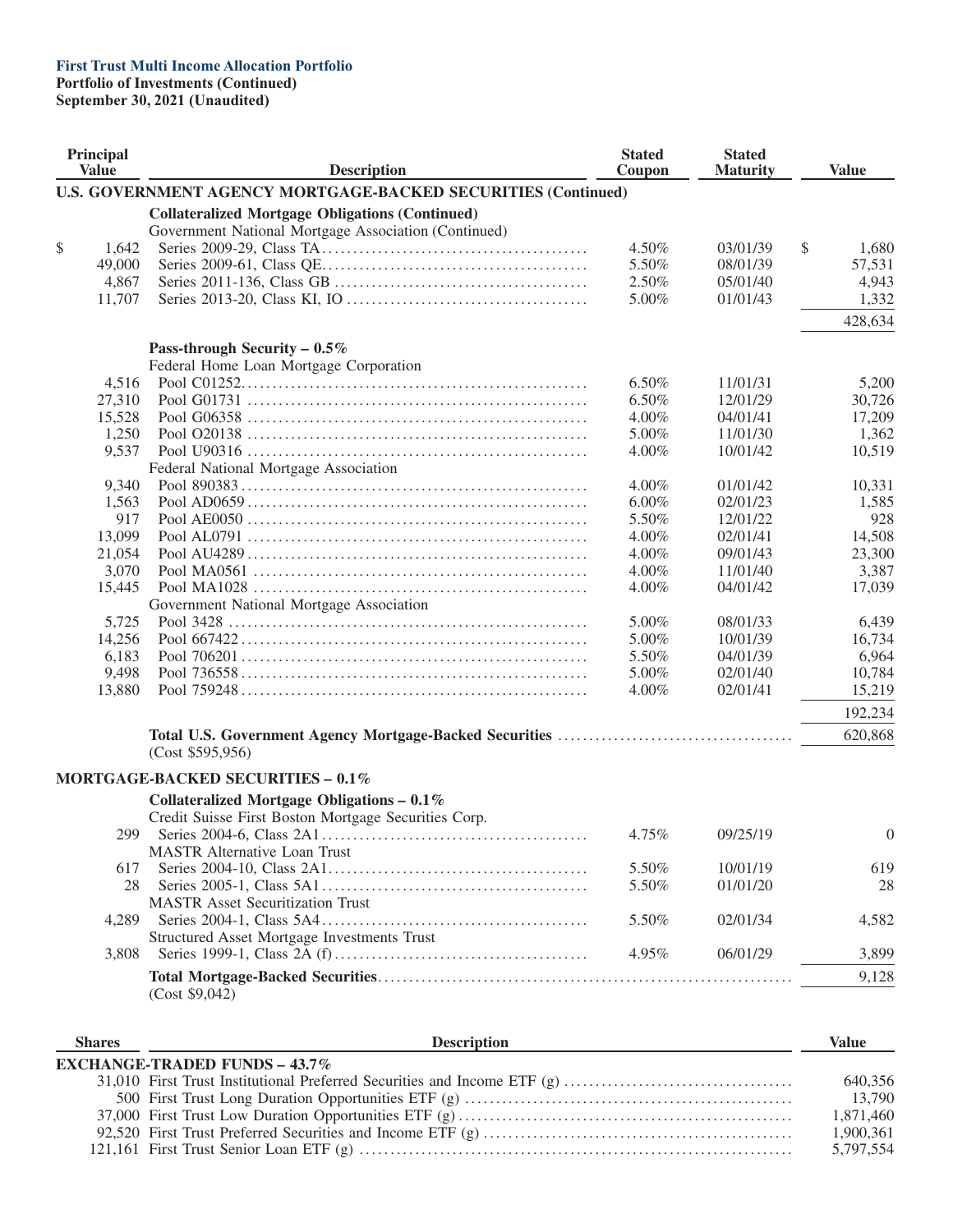**First Trust Multi Income Allocation Portfolio**
**Portfolio of Investments (Continued)**
**September 30, 2021 (Unaudited)**

| Principal Value | Description | Stated Coupon | Stated Maturity | Value |
|---|---|---|---|---|
| | **U.S. GOVERNMENT AGENCY MORTGAGE-BACKED SECURITIES (Continued)** | | | |
| | **Collateralized Mortgage Obligations (Continued)** | | | |
| | Government National Mortgage Association (Continued) | | | |
| $ 1,642 | Series 2009-29, Class TA | 4.50% | 03/01/39 | $ 1,680 |
| 49,000 | Series 2009-61, Class QE | 5.50% | 08/01/39 | 57,531 |
| 4,867 | Series 2011-136, Class GB | 2.50% | 05/01/40 | 4,943 |
| 11,707 | Series 2013-20, Class KI, IO | 5.00% | 01/01/43 | 1,332 |
| | | | | 428,634 |
| | **Pass-through Security – 0.5%** | | | |
| | Federal Home Loan Mortgage Corporation | | | |
| 4,516 | Pool C01252 | 6.50% | 11/01/31 | 5,200 |
| 27,310 | Pool G01731 | 6.50% | 12/01/29 | 30,726 |
| 15,528 | Pool G06358 | 4.00% | 04/01/41 | 17,209 |
| 1,250 | Pool O20138 | 5.00% | 11/01/30 | 1,362 |
| 9,537 | Pool U90316 | 4.00% | 10/01/42 | 10,519 |
| | Federal National Mortgage Association | | | |
| 9,340 | Pool 890383 | 4.00% | 01/01/42 | 10,331 |
| 1,563 | Pool AD0659 | 6.00% | 02/01/23 | 1,585 |
| 917 | Pool AE0050 | 5.50% | 12/01/22 | 928 |
| 13,099 | Pool AL0791 | 4.00% | 02/01/41 | 14,508 |
| 21,054 | Pool AU4289 | 4.00% | 09/01/43 | 23,300 |
| 3,070 | Pool MA0561 | 4.00% | 11/01/40 | 3,387 |
| 15,445 | Pool MA1028 | 4.00% | 04/01/42 | 17,039 |
| | Government National Mortgage Association | | | |
| 5,725 | Pool 3428 | 5.00% | 08/01/33 | 6,439 |
| 14,256 | Pool 667422 | 5.00% | 10/01/39 | 16,734 |
| 6,183 | Pool 706201 | 5.50% | 04/01/39 | 6,964 |
| 9,498 | Pool 736558 | 5.00% | 02/01/40 | 10,784 |
| 13,880 | Pool 759248 | 4.00% | 02/01/41 | 15,219 |
| | | | | 192,234 |
| | **Total U.S. Government Agency Mortgage-Backed Securities** (Cost $595,956) | | | 620,868 |
| | **MORTGAGE-BACKED SECURITIES – 0.1%** | | | |
| | **Collateralized Mortgage Obligations – 0.1%** | | | |
| | Credit Suisse First Boston Mortgage Securities Corp. | | | |
| 299 | Series 2004-6, Class 2A1 | 4.75% | 09/25/19 | 0 |
| | MASTR Alternative Loan Trust | | | |
| 617 | Series 2004-10, Class 2A1 | 5.50% | 10/01/19 | 619 |
| 28 | Series 2005-1, Class 5A1 | 5.50% | 01/01/20 | 28 |
| | MASTR Asset Securitization Trust | | | |
| 4,289 | Series 2004-1, Class 5A4 | 5.50% | 02/01/34 | 4,582 |
| | Structured Asset Mortgage Investments Trust | | | |
| 3,808 | Series 1999-1, Class 2A (f) | 4.95% | 06/01/29 | 3,899 |
| | **Total Mortgage-Backed Securities** (Cost $9,042) | | | 9,128 |

| Shares | Description | Value |
|---|---|---|
| | **EXCHANGE-TRADED FUNDS – 43.7%** | |
| 31,010 | First Trust Institutional Preferred Securities and Income ETF (g) | 640,356 |
| 500 | First Trust Long Duration Opportunities ETF (g) | 13,790 |
| 37,000 | First Trust Low Duration Opportunities ETF (g) | 1,871,460 |
| 92,520 | First Trust Preferred Securities and Income ETF (g) | 1,900,361 |
| 121,161 | First Trust Senior Loan ETF (g) | 5,797,554 |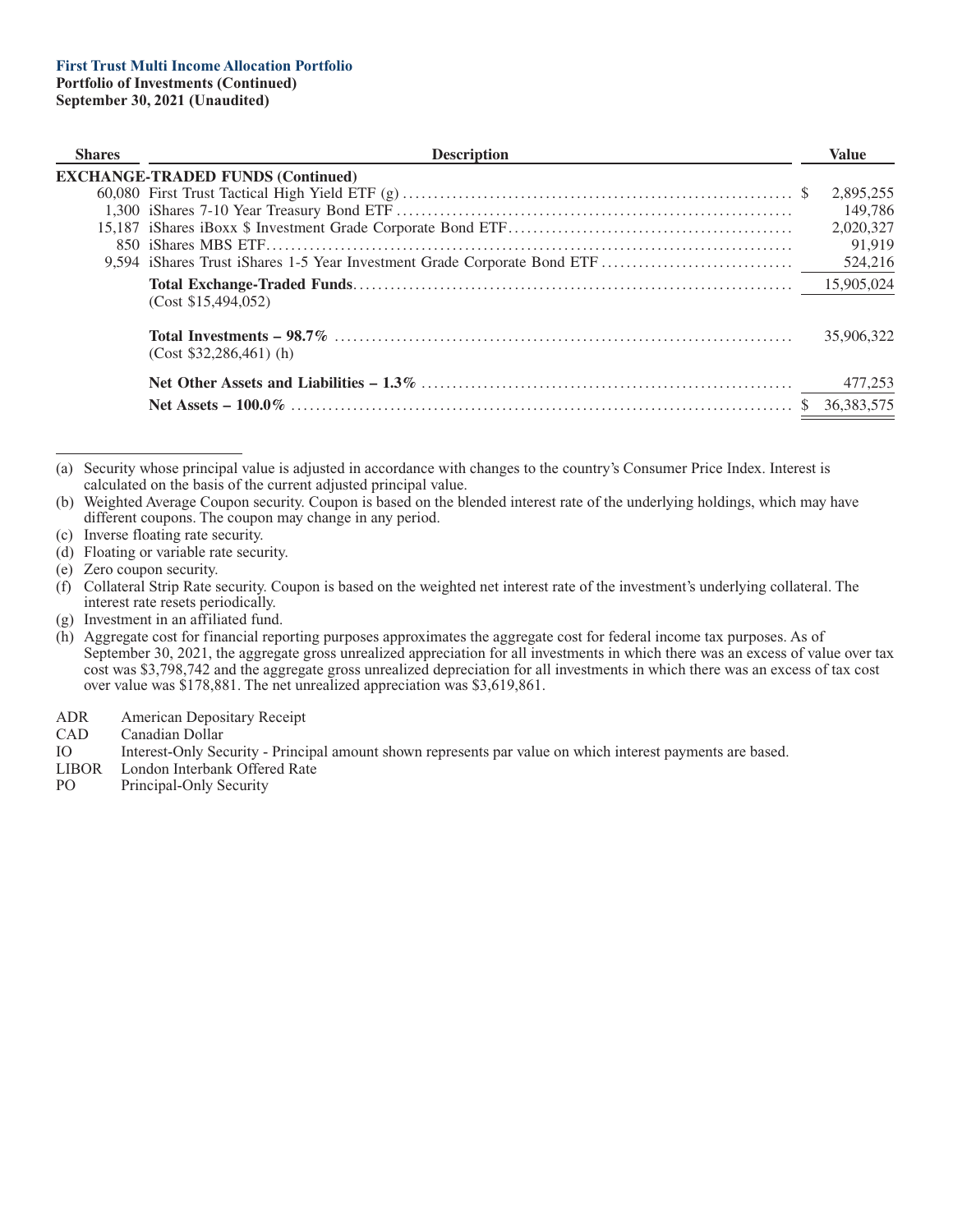**First Trust Multi Income Allocation Portfolio**
**Portfolio of Investments (Continued)**
**September 30, 2021 (Unaudited)**

| Shares | Description | Value |
|---|---|---|
| | **EXCHANGE-TRADED FUNDS (Continued)** | |
| 60,080 | First Trust Tactical High Yield ETF (g) | $ 2,895,255 |
| 1,300 | iShares 7-10 Year Treasury Bond ETF | 149,786 |
| 15,187 | iShares iBoxx $ Investment Grade Corporate Bond ETF | 2,020,327 |
| 850 | iShares MBS ETF | 91,919 |
| 9,594 | iShares Trust iShares 1-5 Year Investment Grade Corporate Bond ETF | 524,216 |
| | **Total Exchange-Traded Funds** (Cost $15,494,052) | 15,905,024 |
| | **Total Investments – 98.7%** (Cost $32,286,461) (h) | 35,906,322 |
| | **Net Other Assets and Liabilities – 1.3%** | 477,253 |
| | **Net Assets – 100.0%** | $ 36,383,575 |

(a) Security whose principal value is adjusted in accordance with changes to the country's Consumer Price Index. Interest is calculated on the basis of the current adjusted principal value.

(b) Weighted Average Coupon security. Coupon is based on the blended interest rate of the underlying holdings, which may have different coupons. The coupon may change in any period.

(c) Inverse floating rate security.

(d) Floating or variable rate security.

(e) Zero coupon security.

(f) Collateral Strip Rate security. Coupon is based on the weighted net interest rate of the investment's underlying collateral. The interest rate resets periodically.

(g) Investment in an affiliated fund.

(h) Aggregate cost for financial reporting purposes approximates the aggregate cost for federal income tax purposes. As of September 30, 2021, the aggregate gross unrealized appreciation for all investments in which there was an excess of value over tax cost was $3,798,742 and the aggregate gross unrealized depreciation for all investments in which there was an excess of tax cost over value was $178,881. The net unrealized appreciation was $3,619,861.

ADR American Depositary Receipt
CAD Canadian Dollar
IO Interest-Only Security - Principal amount shown represents par value on which interest payments are based.
LIBOR London Interbank Offered Rate
PO Principal-Only Security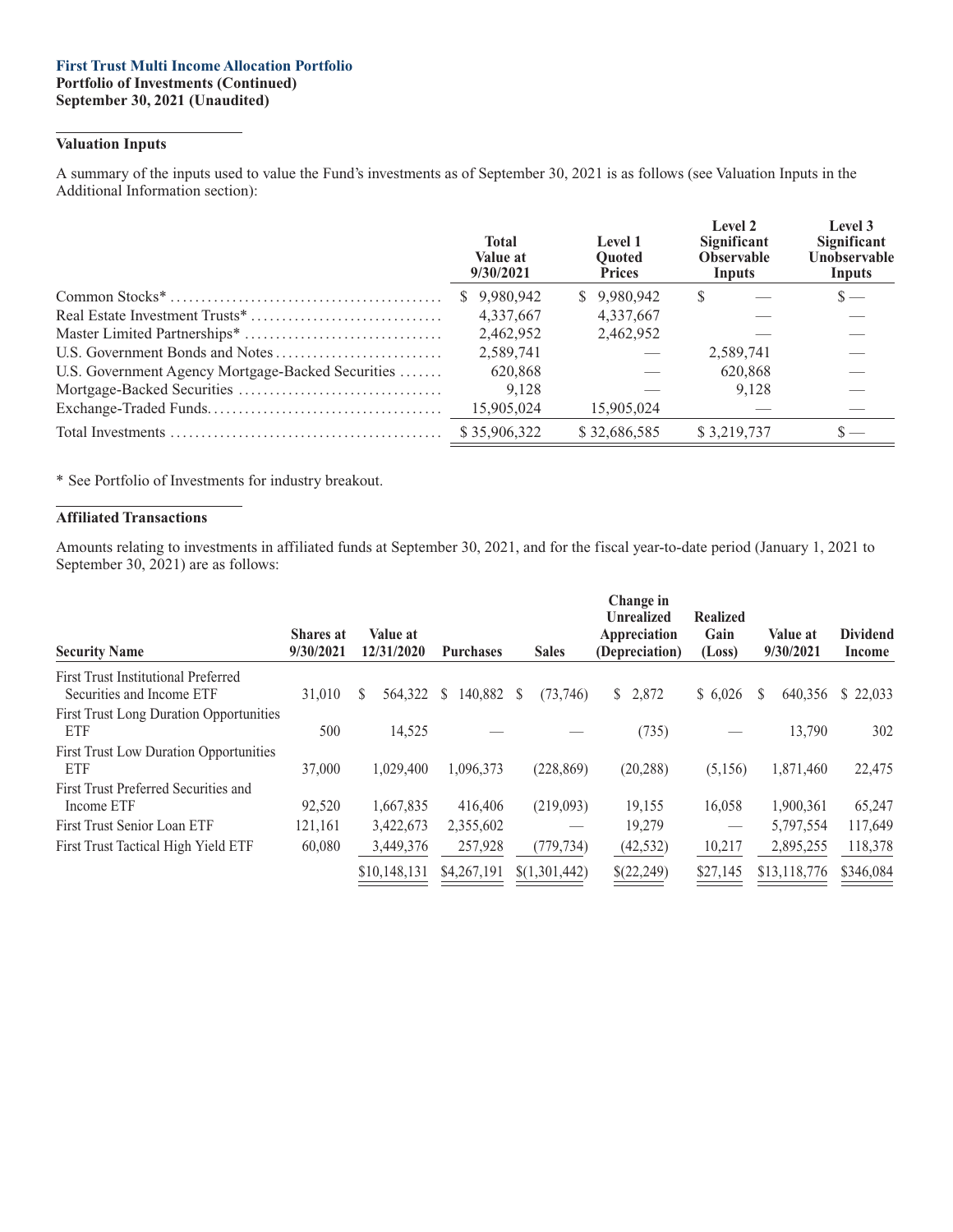**First Trust Multi Income Allocation Portfolio**
**Portfolio of Investments (Continued)**
**September 30, 2021 (Unaudited)**

### Valuation Inputs

A summary of the inputs used to value the Fund's investments as of September 30, 2021 is as follows (see Valuation Inputs in the Additional Information section):

| | Total Value at 9/30/2021 | Level 1 Quoted Prices | Level 2 Significant Observable Inputs | Level 3 Significant Unobservable Inputs |
|---|---|---|---|---|
| Common Stocks* | $ 9,980,942 | $ 9,980,942 | $ — | $ — |
| Real Estate Investment Trusts* | 4,337,667 | 4,337,667 | — | — |
| Master Limited Partnerships* | 2,462,952 | 2,462,952 | — | — |
| U.S. Government Bonds and Notes | 2,589,741 | — | 2,589,741 | — |
| U.S. Government Agency Mortgage-Backed Securities | 620,868 | — | 620,868 | — |
| Mortgage-Backed Securities | 9,128 | — | 9,128 | — |
| Exchange-Traded Funds | 15,905,024 | 15,905,024 | — | — |
| Total Investments | $ 35,906,322 | $ 32,686,585 | $ 3,219,737 | $ — |

\* See Portfolio of Investments for industry breakout.

### Affiliated Transactions

Amounts relating to investments in affiliated funds at September 30, 2021, and for the fiscal year-to-date period (January 1, 2021 to September 30, 2021) are as follows:

| Security Name | Shares at 9/30/2021 | Value at 12/31/2020 | Purchases | Sales | Change in Unrealized Appreciation (Depreciation) | Realized Gain (Loss) | Value at 9/30/2021 | Dividend Income |
|---|---|---|---|---|---|---|---|---|
| First Trust Institutional Preferred Securities and Income ETF | 31,010 | $ 564,322 | $ 140,882 | $ (73,746) | $ 2,872 | $ 6,026 | $ 640,356 | $ 22,033 |
| First Trust Long Duration Opportunities ETF | 500 | 14,525 | — | — | (735) | — | 13,790 | 302 |
| First Trust Low Duration Opportunities ETF | 37,000 | 1,029,400 | 1,096,373 | (228,869) | (20,288) | (5,156) | 1,871,460 | 22,475 |
| First Trust Preferred Securities and Income ETF | 92,520 | 1,667,835 | 416,406 | (219,093) | 19,155 | 16,058 | 1,900,361 | 65,247 |
| First Trust Senior Loan ETF | 121,161 | 3,422,673 | 2,355,602 | — | 19,279 | — | 5,797,554 | 117,649 |
| First Trust Tactical High Yield ETF | 60,080 | 3,449,376 | 257,928 | (779,734) | (42,532) | 10,217 | 2,895,255 | 118,378 |
| | | $10,148,131 | $4,267,191 | $(1,301,442) | $(22,249) | $27,145 | $13,118,776 | $346,084 |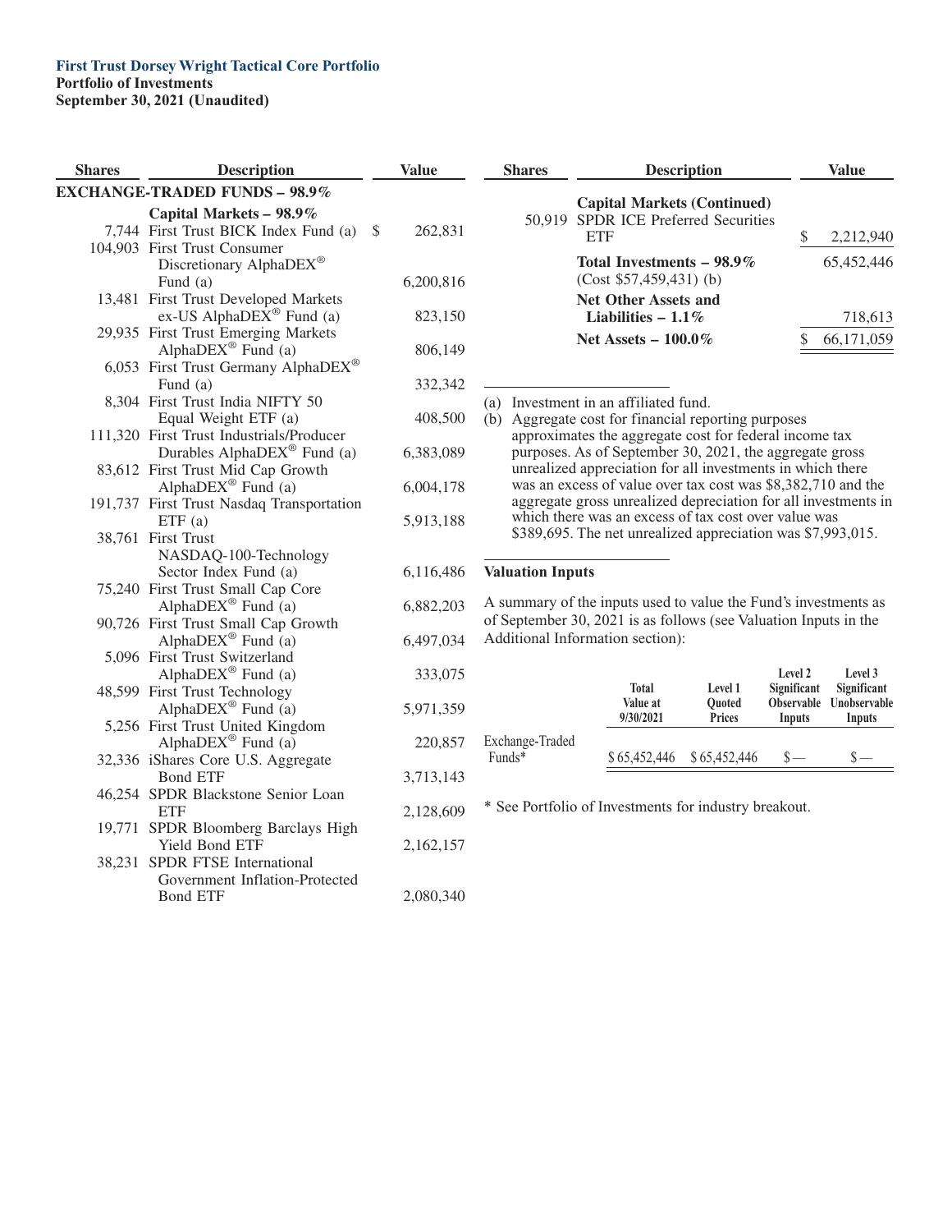**First Trust Dorsey Wright Tactical Core Portfolio**
**Portfolio of Investments**
**September 30, 2021 (Unaudited)**

| Shares | Description | Value |
|---|---|---|
| | **EXCHANGE-TRADED FUNDS – 98.9%** | |
| | **Capital Markets – 98.9%** | |
| 7,744 | First Trust BICK Index Fund (a) | $ 262,831 |
| 104,903 | First Trust Consumer Discretionary AlphaDEX® Fund (a) | 6,200,816 |
| 13,481 | First Trust Developed Markets ex-US AlphaDEX® Fund (a) | 823,150 |
| 29,935 | First Trust Emerging Markets AlphaDEX® Fund (a) | 806,149 |
| 6,053 | First Trust Germany AlphaDEX® Fund (a) | 332,342 |
| 8,304 | First Trust India NIFTY 50 Equal Weight ETF (a) | 408,500 |
| 111,320 | First Trust Industrials/Producer Durables AlphaDEX® Fund (a) | 6,383,089 |
| 83,612 | First Trust Mid Cap Growth AlphaDEX® Fund (a) | 6,004,178 |
| 191,737 | First Trust Nasdaq Transportation ETF (a) | 5,913,188 |
| 38,761 | First Trust NASDAQ-100-Technology Sector Index Fund (a) | 6,116,486 |
| 75,240 | First Trust Small Cap Core AlphaDEX® Fund (a) | 6,882,203 |
| 90,726 | First Trust Small Cap Growth AlphaDEX® Fund (a) | 6,497,034 |
| 5,096 | First Trust Switzerland AlphaDEX® Fund (a) | 333,075 |
| 48,599 | First Trust Technology AlphaDEX® Fund (a) | 5,971,359 |
| 5,256 | First Trust United Kingdom AlphaDEX® Fund (a) | 220,857 |
| 32,336 | iShares Core U.S. Aggregate Bond ETF | 3,713,143 |
| 46,254 | SPDR Blackstone Senior Loan ETF | 2,128,609 |
| 19,771 | SPDR Bloomberg Barclays High Yield Bond ETF | 2,162,157 |
| 38,231 | SPDR FTSE International Government Inflation-Protected Bond ETF | 2,080,340 |
| | **Capital Markets (Continued)** | |
| 50,919 | SPDR ICE Preferred Securities ETF | $ 2,212,940 |
| | **Total Investments – 98.9%** (Cost $57,459,431) (b) | 65,452,446 |
| | **Net Other Assets and Liabilities – 1.1%** | 718,613 |
| | **Net Assets – 100.0%** | $ 66,171,059 |

(a) Investment in an affiliated fund.

(b) Aggregate cost for financial reporting purposes approximates the aggregate cost for federal income tax purposes. As of September 30, 2021, the aggregate gross unrealized appreciation for all investments in which there was an excess of value over tax cost was $8,382,710 and the aggregate gross unrealized depreciation for all investments in which there was an excess of tax cost over value was $389,695. The net unrealized appreciation was $7,993,015.

**Valuation Inputs**

A summary of the inputs used to value the Fund's investments as of September 30, 2021 is as follows (see Valuation Inputs in the Additional Information section):

| | Total Value at 9/30/2021 | Level 1 Quoted Prices | Level 2 Significant Observable Inputs | Level 3 Significant Unobservable Inputs |
|---|---|---|---|---|
| Exchange-Traded Funds* | $ 65,452,446 | $ 65,452,446 | $— | $— |

* See Portfolio of Investments for industry breakout.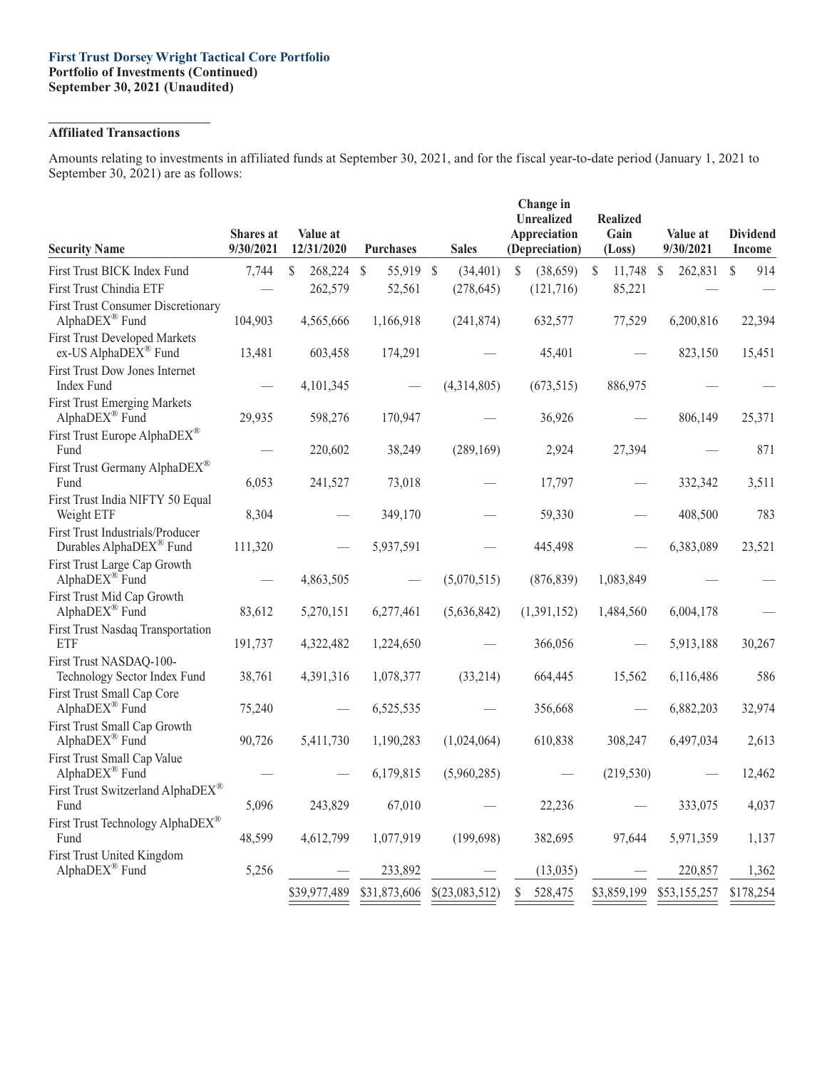**First Trust Dorsey Wright Tactical Core Portfolio**
**Portfolio of Investments (Continued)**
**September 30, 2021 (Unaudited)**

**Affiliated Transactions**

Amounts relating to investments in affiliated funds at September 30, 2021, and for the fiscal year-to-date period (January 1, 2021 to September 30, 2021) are as follows:

| Security Name | Shares at 9/30/2021 | Value at 12/31/2020 | Purchases | Sales | Change in Unrealized Appreciation (Depreciation) | Realized Gain (Loss) | Value at 9/30/2021 | Dividend Income |
|---|---|---|---|---|---|---|---|---|
| First Trust BICK Index Fund | 7,744 | $ 268,224 | $ 55,919 | $ (34,401) | $ (38,659) | $ 11,748 | $ 262,831 | $ 914 |
| First Trust Chindia ETF | — | 262,579 | 52,561 | (278,645) | (121,716) | 85,221 | — | — |
| First Trust Consumer Discretionary AlphaDEX® Fund | 104,903 | 4,565,666 | 1,166,918 | (241,874) | 632,577 | 77,529 | 6,200,816 | 22,394 |
| First Trust Developed Markets ex-US AlphaDEX® Fund | 13,481 | 603,458 | 174,291 | — | 45,401 | — | 823,150 | 15,451 |
| First Trust Dow Jones Internet Index Fund | — | 4,101,345 | — | (4,314,805) | (673,515) | 886,975 | — | — |
| First Trust Emerging Markets AlphaDEX® Fund | 29,935 | 598,276 | 170,947 | — | 36,926 | — | 806,149 | 25,371 |
| First Trust Europe AlphaDEX® Fund | — | 220,602 | 38,249 | (289,169) | 2,924 | 27,394 | — | 871 |
| First Trust Germany AlphaDEX® Fund | 6,053 | 241,527 | 73,018 | — | 17,797 | — | 332,342 | 3,511 |
| First Trust India NIFTY 50 Equal Weight ETF | 8,304 | — | 349,170 | — | 59,330 | — | 408,500 | 783 |
| First Trust Industrials/Producer Durables AlphaDEX® Fund | 111,320 | — | 5,937,591 | — | 445,498 | — | 6,383,089 | 23,521 |
| First Trust Large Cap Growth AlphaDEX® Fund | — | 4,863,505 | — | (5,070,515) | (876,839) | 1,083,849 | — | — |
| First Trust Mid Cap Growth AlphaDEX® Fund | 83,612 | 5,270,151 | 6,277,461 | (5,636,842) | (1,391,152) | 1,484,560 | 6,004,178 | — |
| First Trust Nasdaq Transportation ETF | 191,737 | 4,322,482 | 1,224,650 | — | 366,056 | — | 5,913,188 | 30,267 |
| First Trust NASDAQ-100-Technology Sector Index Fund | 38,761 | 4,391,316 | 1,078,377 | (33,214) | 664,445 | 15,562 | 6,116,486 | 586 |
| First Trust Small Cap Core AlphaDEX® Fund | 75,240 | — | 6,525,535 | — | 356,668 | — | 6,882,203 | 32,974 |
| First Trust Small Cap Growth AlphaDEX® Fund | 90,726 | 5,411,730 | 1,190,283 | (1,024,064) | 610,838 | 308,247 | 6,497,034 | 2,613 |
| First Trust Small Cap Value AlphaDEX® Fund | — | — | 6,179,815 | (5,960,285) | — | (219,530) | — | 12,462 |
| First Trust Switzerland AlphaDEX® Fund | 5,096 | 243,829 | 67,010 | — | 22,236 | — | 333,075 | 4,037 |
| First Trust Technology AlphaDEX® Fund | 48,599 | 4,612,799 | 1,077,919 | (199,698) | 382,695 | 97,644 | 5,971,359 | 1,137 |
| First Trust United Kingdom AlphaDEX® Fund | 5,256 | — | 233,892 | — | (13,035) | — | 220,857 | 1,362 |
| | | $39,977,489 | $31,873,606 | $(23,083,512) | $ 528,475 | $3,859,199 | $53,155,257 | $178,254 |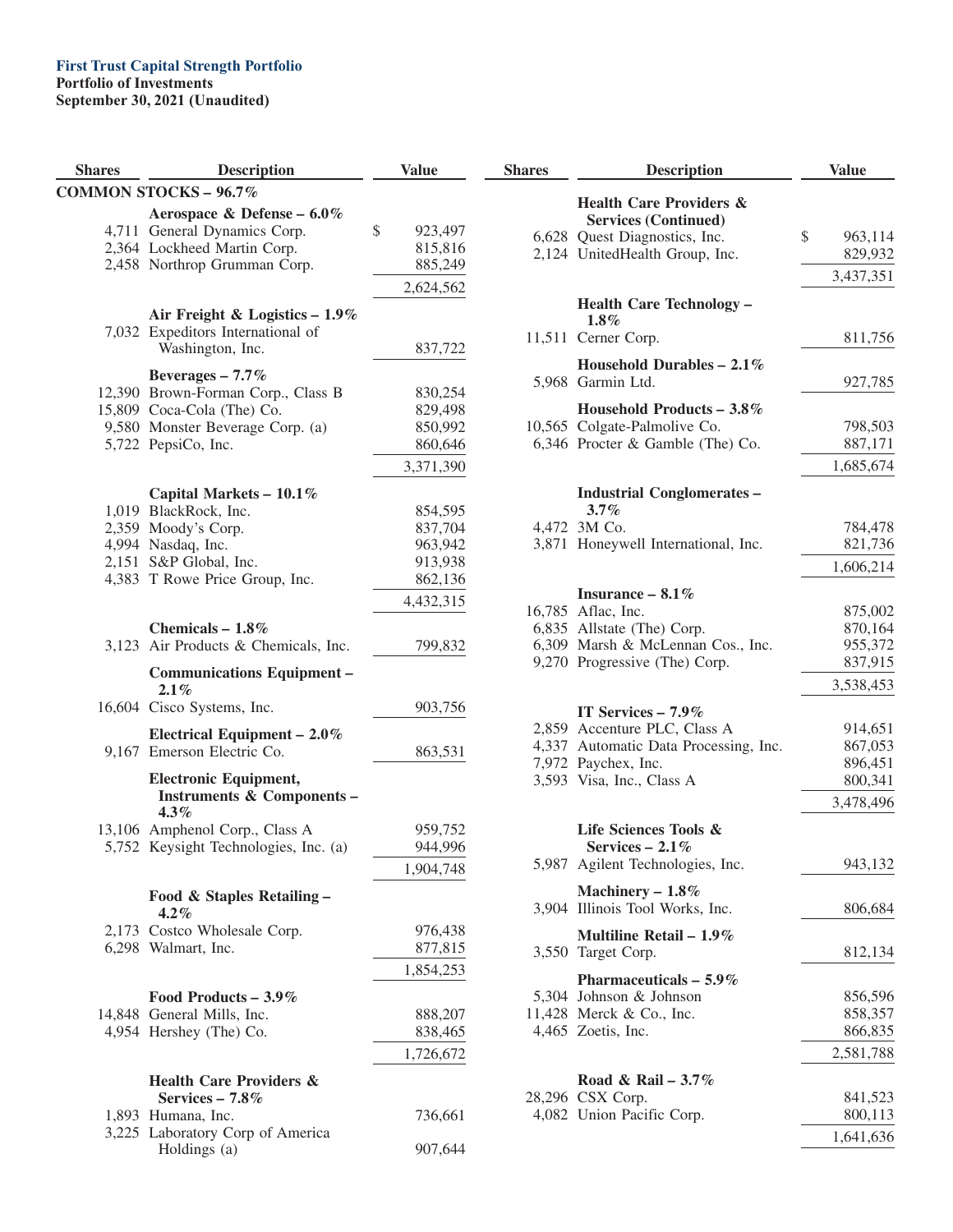**First Trust Capital Strength Portfolio**
**Portfolio of Investments**
**September 30, 2021 (Unaudited)**

| Shares | Description | Value |
|---|---|---|
| | **COMMON STOCKS – 96.7%** | |
| | **Aerospace & Defense – 6.0%** | |
| 4,711 | General Dynamics Corp. | $ 923,497 |
| 2,364 | Lockheed Martin Corp. | 815,816 |
| 2,458 | Northrop Grumman Corp. | 885,249 |
| | | 2,624,562 |
| | **Air Freight & Logistics – 1.9%** | |
| 7,032 | Expeditors International of Washington, Inc. | 837,722 |
| | **Beverages – 7.7%** | |
| 12,390 | Brown-Forman Corp., Class B | 830,254 |
| 15,809 | Coca-Cola (The) Co. | 829,498 |
| 9,580 | Monster Beverage Corp. (a) | 850,992 |
| 5,722 | PepsiCo, Inc. | 860,646 |
| | | 3,371,390 |
| | **Capital Markets – 10.1%** | |
| 1,019 | BlackRock, Inc. | 854,595 |
| 2,359 | Moody's Corp. | 837,704 |
| 4,994 | Nasdaq, Inc. | 963,942 |
| 2,151 | S&P Global, Inc. | 913,938 |
| 4,383 | T Rowe Price Group, Inc. | 862,136 |
| | | 4,432,315 |
| | **Chemicals – 1.8%** | |
| 3,123 | Air Products & Chemicals, Inc. | 799,832 |
| | **Communications Equipment – 2.1%** | |
| 16,604 | Cisco Systems, Inc. | 903,756 |
| | **Electrical Equipment – 2.0%** | |
| 9,167 | Emerson Electric Co. | 863,531 |
| | **Electronic Equipment, Instruments & Components – 4.3%** | |
| 13,106 | Amphenol Corp., Class A | 959,752 |
| 5,752 | Keysight Technologies, Inc. (a) | 944,996 |
| | | 1,904,748 |
| | **Food & Staples Retailing – 4.2%** | |
| 2,173 | Costco Wholesale Corp. | 976,438 |
| 6,298 | Walmart, Inc. | 877,815 |
| | | 1,854,253 |
| | **Food Products – 3.9%** | |
| 14,848 | General Mills, Inc. | 888,207 |
| 4,954 | Hershey (The) Co. | 838,465 |
| | | 1,726,672 |
| | **Health Care Providers & Services – 7.8%** | |
| 1,893 | Humana, Inc. | 736,661 |
| 3,225 | Laboratory Corp of America Holdings (a) | 907,644 |
| | **Health Care Providers & Services (Continued)** | |
| 6,628 | Quest Diagnostics, Inc. | $ 963,114 |
| 2,124 | UnitedHealth Group, Inc. | 829,932 |
| | | 3,437,351 |
| | **Health Care Technology – 1.8%** | |
| 11,511 | Cerner Corp. | 811,756 |
| | **Household Durables – 2.1%** | |
| 5,968 | Garmin Ltd. | 927,785 |
| | **Household Products – 3.8%** | |
| 10,565 | Colgate-Palmolive Co. | 798,503 |
| 6,346 | Procter & Gamble (The) Co. | 887,171 |
| | | 1,685,674 |
| | **Industrial Conglomerates – 3.7%** | |
| 4,472 | 3M Co. | 784,478 |
| 3,871 | Honeywell International, Inc. | 821,736 |
| | | 1,606,214 |
| | **Insurance – 8.1%** | |
| 16,785 | Aflac, Inc. | 875,002 |
| 6,835 | Allstate (The) Corp. | 870,164 |
| 6,309 | Marsh & McLennan Cos., Inc. | 955,372 |
| 9,270 | Progressive (The) Corp. | 837,915 |
| | | 3,538,453 |
| | **IT Services – 7.9%** | |
| 2,859 | Accenture PLC, Class A | 914,651 |
| 4,337 | Automatic Data Processing, Inc. | 867,053 |
| 7,972 | Paychex, Inc. | 896,451 |
| 3,593 | Visa, Inc., Class A | 800,341 |
| | | 3,478,496 |
| | **Life Sciences Tools & Services – 2.1%** | |
| 5,987 | Agilent Technologies, Inc. | 943,132 |
| | **Machinery – 1.8%** | |
| 3,904 | Illinois Tool Works, Inc. | 806,684 |
| | **Multiline Retail – 1.9%** | |
| 3,550 | Target Corp. | 812,134 |
| | **Pharmaceuticals – 5.9%** | |
| 5,304 | Johnson & Johnson | 856,596 |
| 11,428 | Merck & Co., Inc. | 858,357 |
| 4,465 | Zoetis, Inc. | 866,835 |
| | | 2,581,788 |
| | **Road & Rail – 3.7%** | |
| 28,296 | CSX Corp. | 841,523 |
| 4,082 | Union Pacific Corp. | 800,113 |
| | | 1,641,636 |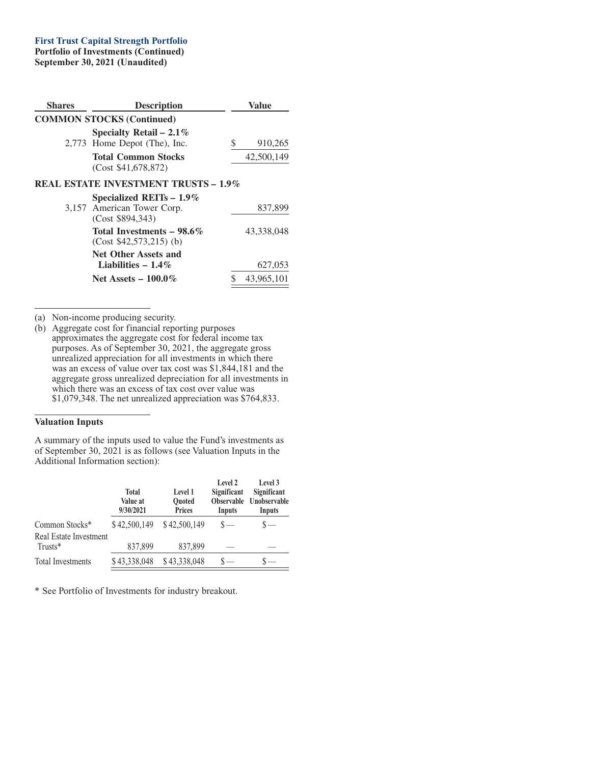**First Trust Capital Strength Portfolio**
**Portfolio of Investments (Continued)**
**September 30, 2021 (Unaudited)**

| Shares | Description | Value |
|---|---|---|
| | **COMMON STOCKS (Continued)** | |
| | **Specialty Retail – 2.1%** | |
| 2,773 | Home Depot (The), Inc. | $ 910,265 |
| | **Total Common Stocks** (Cost $41,678,872) | 42,500,149 |
| | **REAL ESTATE INVESTMENT TRUSTS – 1.9%** | |
| | **Specialized REITs – 1.9%** | |
| 3,157 | American Tower Corp. (Cost $894,343) | 837,899 |
| | **Total Investments – 98.6%** (Cost $42,573,215) (b) | 43,338,048 |
| | **Net Other Assets and Liabilities – 1.4%** | 627,053 |
| | **Net Assets – 100.0%** | $ 43,965,101 |

(a) Non-income producing security.

(b) Aggregate cost for financial reporting purposes approximates the aggregate cost for federal income tax purposes. As of September 30, 2021, the aggregate gross unrealized appreciation for all investments in which there was an excess of value over tax cost was $1,844,181 and the aggregate gross unrealized depreciation for all investments in which there was an excess of tax cost over value was $1,079,348. The net unrealized appreciation was $764,833.

**Valuation Inputs**

A summary of the inputs used to value the Fund's investments as of September 30, 2021 is as follows (see Valuation Inputs in the Additional Information section):

| | Total Value at 9/30/2021 | Level 1 Quoted Prices | Level 2 Significant Observable Inputs | Level 3 Significant Unobservable Inputs |
|---|---|---|---|---|
| Common Stocks* | $ 42,500,149 | $ 42,500,149 | $ — | $ — |
| Real Estate Investment Trusts* | 837,899 | 837,899 | — | — |
| Total Investments | $ 43,338,048 | $ 43,338,048 | $ — | $ — |

\* See Portfolio of Investments for industry breakout.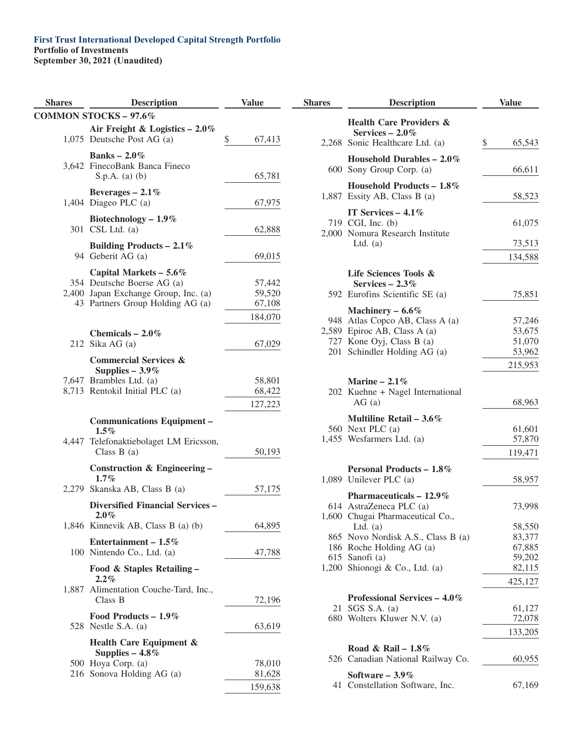**First Trust International Developed Capital Strength Portfolio**
**Portfolio of Investments**
**September 30, 2021 (Unaudited)**

| Shares | Description | Value |
|---|---|---|
| | **COMMON STOCKS – 97.6%** | |
| | **Air Freight & Logistics – 2.0%** | |
| 1,075 | Deutsche Post AG (a) | $ 67,413 |
| | **Banks – 2.0%** | |
| 3,642 | FinecoBank Banca Fineco S.p.A. (a) (b) | 65,781 |
| | **Beverages – 2.1%** | |
| 1,404 | Diageo PLC (a) | 67,975 |
| | **Biotechnology – 1.9%** | |
| 301 | CSL Ltd. (a) | 62,888 |
| | **Building Products – 2.1%** | |
| 94 | Geberit AG (a) | 69,015 |
| | **Capital Markets – 5.6%** | |
| 354 | Deutsche Boerse AG (a) | 57,442 |
| 2,400 | Japan Exchange Group, Inc. (a) | 59,520 |
| 43 | Partners Group Holding AG (a) | 67,108 |
| | | 184,070 |
| | **Chemicals – 2.0%** | |
| 212 | Sika AG (a) | 67,029 |
| | **Commercial Services & Supplies – 3.9%** | |
| 7,647 | Brambles Ltd. (a) | 58,801 |
| 8,713 | Rentokil Initial PLC (a) | 68,422 |
| | | 127,223 |
| | **Communications Equipment – 1.5%** | |
| 4,447 | Telefonaktiebolaget LM Ericsson, Class B (a) | 50,193 |
| | **Construction & Engineering – 1.7%** | |
| 2,279 | Skanska AB, Class B (a) | 57,175 |
| | **Diversified Financial Services – 2.0%** | |
| 1,846 | Kinnevik AB, Class B (a) (b) | 64,895 |
| | **Entertainment – 1.5%** | |
| 100 | Nintendo Co., Ltd. (a) | 47,788 |
| | **Food & Staples Retailing – 2.2%** | |
| 1,887 | Alimentation Couche-Tard, Inc., Class B | 72,196 |
| | **Food Products – 1.9%** | |
| 528 | Nestle S.A. (a) | 63,619 |
| | **Health Care Equipment & Supplies – 4.8%** | |
| 500 | Hoya Corp. (a) | 78,010 |
| 216 | Sonova Holding AG (a) | 81,628 |
| | | 159,638 |
| | **Health Care Providers & Services – 2.0%** | |
| 2,268 | Sonic Healthcare Ltd. (a) | $ 65,543 |
| | **Household Durables – 2.0%** | |
| 600 | Sony Group Corp. (a) | 66,611 |
| | **Household Products – 1.8%** | |
| 1,887 | Essity AB, Class B (a) | 58,523 |
| | **IT Services – 4.1%** | |
| 719 | CGI, Inc. (b) | 61,075 |
| 2,000 | Nomura Research Institute Ltd. (a) | 73,513 |
| | | 134,588 |
| | **Life Sciences Tools & Services – 2.3%** | |
| 592 | Eurofins Scientific SE (a) | 75,851 |
| | **Machinery – 6.6%** | |
| 948 | Atlas Copco AB, Class A (a) | 57,246 |
| 2,589 | Epiroc AB, Class A (a) | 53,675 |
| 727 | Kone Oyj, Class B (a) | 51,070 |
| 201 | Schindler Holding AG (a) | 53,962 |
| | | 215,953 |
| | **Marine – 2.1%** | |
| 202 | Kuehne + Nagel International AG (a) | 68,963 |
| | **Multiline Retail – 3.6%** | |
| 560 | Next PLC (a) | 61,601 |
| 1,455 | Wesfarmers Ltd. (a) | 57,870 |
| | | 119,471 |
| | **Personal Products – 1.8%** | |
| 1,089 | Unilever PLC (a) | 58,957 |
| | **Pharmaceuticals – 12.9%** | |
| 614 | AstraZeneca PLC (a) | 73,998 |
| 1,600 | Chugai Pharmaceutical Co., Ltd. (a) | 58,550 |
| 865 | Novo Nordisk A.S., Class B (a) | 83,377 |
| 186 | Roche Holding AG (a) | 67,885 |
| 615 | Sanofi (a) | 59,202 |
| 1,200 | Shionogi & Co., Ltd. (a) | 82,115 |
| | | 425,127 |
| | **Professional Services – 4.0%** | |
| 21 | SGS S.A. (a) | 61,127 |
| 680 | Wolters Kluwer N.V. (a) | 72,078 |
| | | 133,205 |
| | **Road & Rail – 1.8%** | |
| 526 | Canadian National Railway Co. | 60,955 |
| | **Software – 3.9%** | |
| 41 | Constellation Software, Inc. | 67,169 |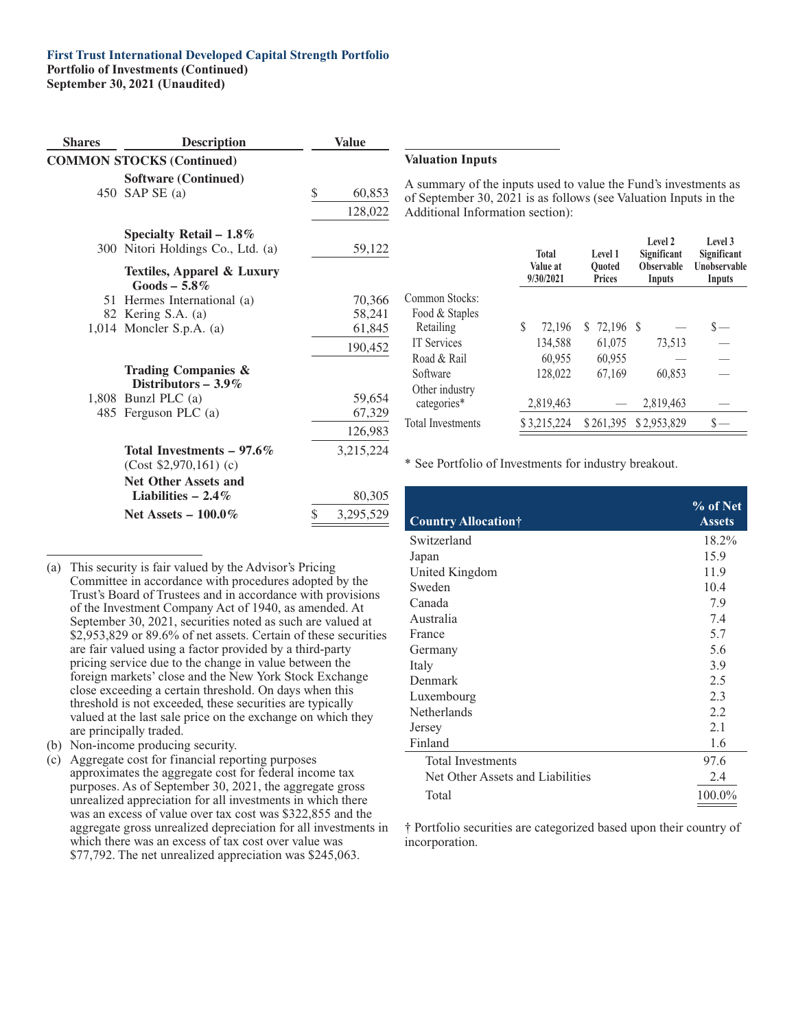**First Trust International Developed Capital Strength Portfolio**
**Portfolio of Investments (Continued)**
**September 30, 2021 (Unaudited)**

| Shares | Description | Value |
|---|---|---|
| | **COMMON STOCKS (Continued)** | |
| | **Software (Continued)** | |
| 450 | SAP SE (a) | $ 60,853 |
| | | 128,022 |
| | **Specialty Retail – 1.8%** | |
| 300 | Nitori Holdings Co., Ltd. (a) | 59,122 |
| | **Textiles, Apparel & Luxury Goods – 5.8%** | |
| 51 | Hermes International (a) | 70,366 |
| 82 | Kering S.A. (a) | 58,241 |
| 1,014 | Moncler S.p.A. (a) | 61,845 |
| | | 190,452 |
| | **Trading Companies & Distributors – 3.9%** | |
| 1,808 | Bunzl PLC (a) | 59,654 |
| 485 | Ferguson PLC (a) | 67,329 |
| | | 126,983 |
| | **Total Investments – 97.6%** | 3,215,224 |
| | (Cost $2,970,161) (c) | |
| | **Net Other Assets and Liabilities – 2.4%** | 80,305 |
| | **Net Assets – 100.0%** | $ 3,295,529 |

(a) This security is fair valued by the Advisor's Pricing Committee in accordance with procedures adopted by the Trust's Board of Trustees and in accordance with provisions of the Investment Company Act of 1940, as amended. At September 30, 2021, securities noted as such are valued at $2,953,829 or 89.6% of net assets. Certain of these securities are fair valued using a factor provided by a third-party pricing service due to the change in value between the foreign markets' close and the New York Stock Exchange close exceeding a certain threshold. On days when this threshold is not exceeded, these securities are typically valued at the last sale price on the exchange on which they are principally traded.

(b) Non-income producing security.

(c) Aggregate cost for financial reporting purposes approximates the aggregate cost for federal income tax purposes. As of September 30, 2021, the aggregate gross unrealized appreciation for all investments in which there was an excess of value over tax cost was $322,855 and the aggregate gross unrealized depreciation for all investments in which there was an excess of tax cost over value was $77,792. The net unrealized appreciation was $245,063.

**Valuation Inputs**

A summary of the inputs used to value the Fund's investments as of September 30, 2021 is as follows (see Valuation Inputs in the Additional Information section):

| | Total Value at 9/30/2021 | Level 1 Quoted Prices | Level 2 Significant Observable Inputs | Level 3 Significant Unobservable Inputs |
|---|---|---|---|---|
| Common Stocks: | | | | |
| Food & Staples Retailing | $ 72,196 | $ 72,196 | $ — | $ — |
| IT Services | 134,588 | 61,075 | 73,513 | — |
| Road & Rail | 60,955 | 60,955 | — | — |
| Software | 128,022 | 67,169 | 60,853 | — |
| Other industry categories* | 2,819,463 | — | 2,819,463 | — |
| Total Investments | $ 3,215,224 | $ 261,395 | $ 2,953,829 | $ — |

\* See Portfolio of Investments for industry breakout.

| Country Allocation† | % of Net Assets |
|---|---|
| Switzerland | 18.2% |
| Japan | 15.9 |
| United Kingdom | 11.9 |
| Sweden | 10.4 |
| Canada | 7.9 |
| Australia | 7.4 |
| France | 5.7 |
| Germany | 5.6 |
| Italy | 3.9 |
| Denmark | 2.5 |
| Luxembourg | 2.3 |
| Netherlands | 2.2 |
| Jersey | 2.1 |
| Finland | 1.6 |
| Total Investments | 97.6 |
| Net Other Assets and Liabilities | 2.4 |
| Total | 100.0% |

† Portfolio securities are categorized based upon their country of incorporation.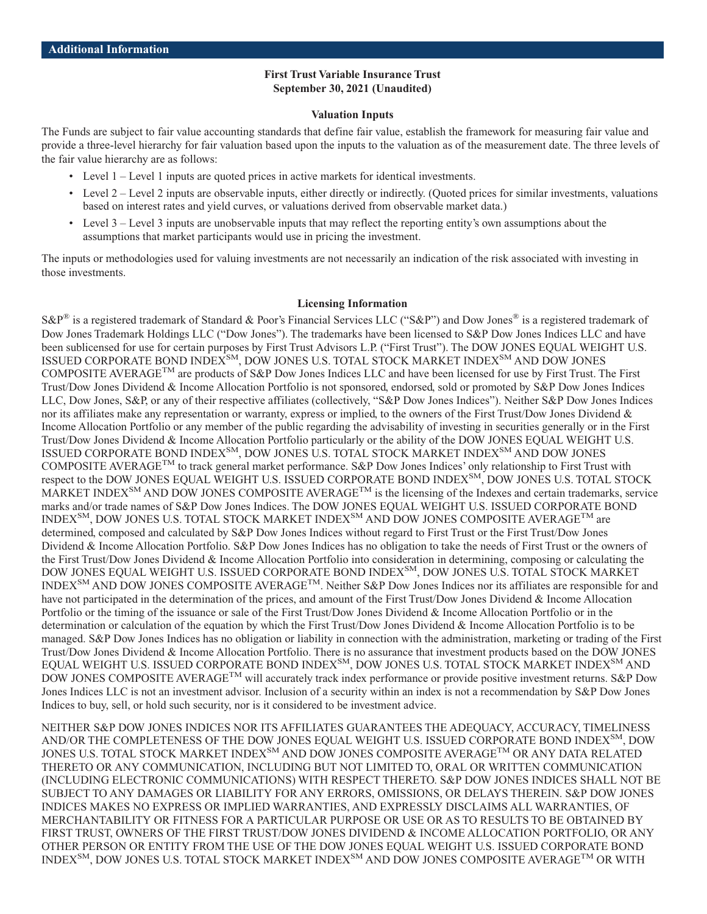## Additional Information

**First Trust Variable Insurance Trust**
**September 30, 2021 (Unaudited)**

### Valuation Inputs

The Funds are subject to fair value accounting standards that define fair value, establish the framework for measuring fair value and provide a three-level hierarchy for fair valuation based upon the inputs to the valuation as of the measurement date. The three levels of the fair value hierarchy are as follows:

- Level 1 – Level 1 inputs are quoted prices in active markets for identical investments.
- Level 2 – Level 2 inputs are observable inputs, either directly or indirectly. (Quoted prices for similar investments, valuations based on interest rates and yield curves, or valuations derived from observable market data.)
- Level 3 – Level 3 inputs are unobservable inputs that may reflect the reporting entity's own assumptions about the assumptions that market participants would use in pricing the investment.

The inputs or methodologies used for valuing investments are not necessarily an indication of the risk associated with investing in those investments.

### Licensing Information

S&P® is a registered trademark of Standard & Poor's Financial Services LLC ("S&P") and Dow Jones® is a registered trademark of Dow Jones Trademark Holdings LLC ("Dow Jones"). The trademarks have been licensed to S&P Dow Jones Indices LLC and have been sublicensed for use for certain purposes by First Trust Advisors L.P. ("First Trust"). The DOW JONES EQUAL WEIGHT U.S. ISSUED CORPORATE BOND INDEX℠, DOW JONES U.S. TOTAL STOCK MARKET INDEX℠ AND DOW JONES COMPOSITE AVERAGE™ are products of S&P Dow Jones Indices LLC and have been licensed for use by First Trust. The First Trust/Dow Jones Dividend & Income Allocation Portfolio is not sponsored, endorsed, sold or promoted by S&P Dow Jones Indices LLC, Dow Jones, S&P, or any of their respective affiliates (collectively, "S&P Dow Jones Indices"). Neither S&P Dow Jones Indices nor its affiliates make any representation or warranty, express or implied, to the owners of the First Trust/Dow Jones Dividend & Income Allocation Portfolio or any member of the public regarding the advisability of investing in securities generally or in the First Trust/Dow Jones Dividend & Income Allocation Portfolio particularly or the ability of the DOW JONES EQUAL WEIGHT U.S. ISSUED CORPORATE BOND INDEX℠, DOW JONES U.S. TOTAL STOCK MARKET INDEX℠ AND DOW JONES COMPOSITE AVERAGE™ to track general market performance. S&P Dow Jones Indices' only relationship to First Trust with respect to the DOW JONES EQUAL WEIGHT U.S. ISSUED CORPORATE BOND INDEX℠, DOW JONES U.S. TOTAL STOCK MARKET INDEX℠ AND DOW JONES COMPOSITE AVERAGE™ is the licensing of the Indexes and certain trademarks, service marks and/or trade names of S&P Dow Jones Indices. The DOW JONES EQUAL WEIGHT U.S. ISSUED CORPORATE BOND INDEX℠, DOW JONES U.S. TOTAL STOCK MARKET INDEX℠ AND DOW JONES COMPOSITE AVERAGE™ are determined, composed and calculated by S&P Dow Jones Indices without regard to First Trust or the First Trust/Dow Jones Dividend & Income Allocation Portfolio. S&P Dow Jones Indices has no obligation to take the needs of First Trust or the owners of the First Trust/Dow Jones Dividend & Income Allocation Portfolio into consideration in determining, composing or calculating the DOW JONES EQUAL WEIGHT U.S. ISSUED CORPORATE BOND INDEX℠, DOW JONES U.S. TOTAL STOCK MARKET INDEX℠ AND DOW JONES COMPOSITE AVERAGE™. Neither S&P Dow Jones Indices nor its affiliates are responsible for and have not participated in the determination of the prices, and amount of the First Trust/Dow Jones Dividend & Income Allocation Portfolio or the timing of the issuance or sale of the First Trust/Dow Jones Dividend & Income Allocation Portfolio or in the determination or calculation of the equation by which the First Trust/Dow Jones Dividend & Income Allocation Portfolio is to be managed. S&P Dow Jones Indices has no obligation or liability in connection with the administration, marketing or trading of the First Trust/Dow Jones Dividend & Income Allocation Portfolio. There is no assurance that investment products based on the DOW JONES EQUAL WEIGHT U.S. ISSUED CORPORATE BOND INDEX℠, DOW JONES U.S. TOTAL STOCK MARKET INDEX℠ AND DOW JONES COMPOSITE AVERAGE™ will accurately track index performance or provide positive investment returns. S&P Dow Jones Indices LLC is not an investment advisor. Inclusion of a security within an index is not a recommendation by S&P Dow Jones Indices to buy, sell, or hold such security, nor is it considered to be investment advice.

NEITHER S&P DOW JONES INDICES NOR ITS AFFILIATES GUARANTEES THE ADEQUACY, ACCURACY, TIMELINESS AND/OR THE COMPLETENESS OF THE DOW JONES EQUAL WEIGHT U.S. ISSUED CORPORATE BOND INDEX℠, DOW JONES U.S. TOTAL STOCK MARKET INDEX℠ AND DOW JONES COMPOSITE AVERAGE™ OR ANY DATA RELATED THERETO OR ANY COMMUNICATION, INCLUDING BUT NOT LIMITED TO, ORAL OR WRITTEN COMMUNICATION (INCLUDING ELECTRONIC COMMUNICATIONS) WITH RESPECT THERETO. S&P DOW JONES INDICES SHALL NOT BE SUBJECT TO ANY DAMAGES OR LIABILITY FOR ANY ERRORS, OMISSIONS, OR DELAYS THEREIN. S&P DOW JONES INDICES MAKES NO EXPRESS OR IMPLIED WARRANTIES, AND EXPRESSLY DISCLAIMS ALL WARRANTIES, OF MERCHANTABILITY OR FITNESS FOR A PARTICULAR PURPOSE OR USE OR AS TO RESULTS TO BE OBTAINED BY FIRST TRUST, OWNERS OF THE FIRST TRUST/DOW JONES DIVIDEND & INCOME ALLOCATION PORTFOLIO, OR ANY OTHER PERSON OR ENTITY FROM THE USE OF THE DOW JONES EQUAL WEIGHT U.S. ISSUED CORPORATE BOND INDEX℠, DOW JONES U.S. TOTAL STOCK MARKET INDEX℠ AND DOW JONES COMPOSITE AVERAGE™ OR WITH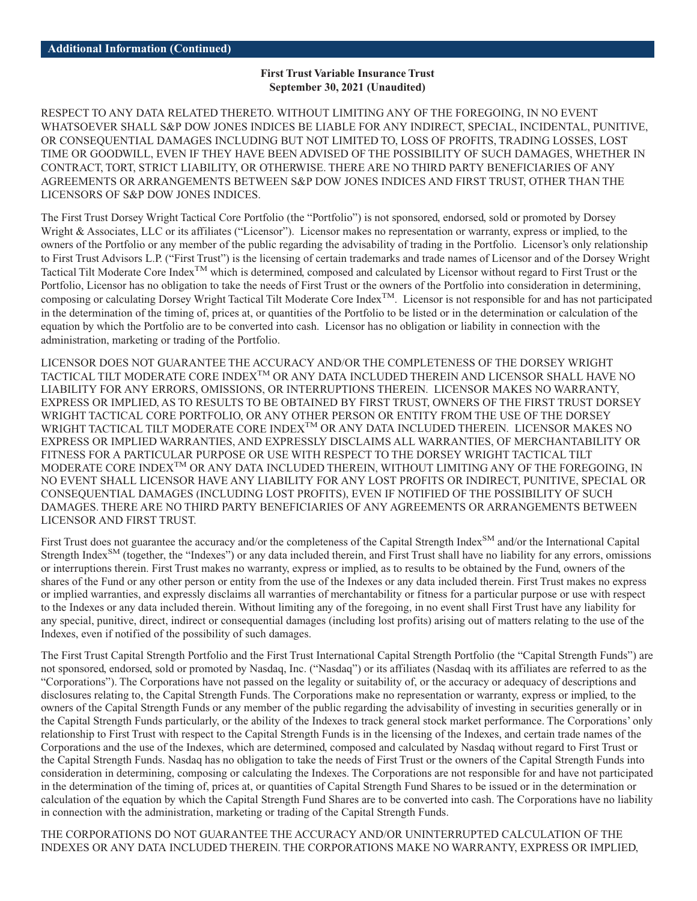RESPECT TO ANY DATA RELATED THERETO. WITHOUT LIMITING ANY OF THE FOREGOING, IN NO EVENT WHATSOEVER SHALL S&P DOW JONES INDICES BE LIABLE FOR ANY INDIRECT, SPECIAL, INCIDENTAL, PUNITIVE, OR CONSEQUENTIAL DAMAGES INCLUDING BUT NOT LIMITED TO, LOSS OF PROFITS, TRADING LOSSES, LOST TIME OR GOODWILL, EVEN IF THEY HAVE BEEN ADVISED OF THE POSSIBILITY OF SUCH DAMAGES, WHETHER IN CONTRACT, TORT, STRICT LIABILITY, OR OTHERWISE. THERE ARE NO THIRD PARTY BENEFICIARIES OF ANY AGREEMENTS OR ARRANGEMENTS BETWEEN S&P DOW JONES INDICES AND FIRST TRUST, OTHER THAN THE LICENSORS OF S&P DOW JONES INDICES.

The First Trust Dorsey Wright Tactical Core Portfolio (the "Portfolio") is not sponsored, endorsed, sold or promoted by Dorsey Wright & Associates, LLC or its affiliates ("Licensor"). Licensor makes no representation or warranty, express or implied, to the owners of the Portfolio or any member of the public regarding the advisability of trading in the Portfolio. Licensor's only relationship to First Trust Advisors L.P. ("First Trust") is the licensing of certain trademarks and trade names of Licensor and of the Dorsey Wright Tactical Tilt Moderate Core Index™ which is determined, composed and calculated by Licensor without regard to First Trust or the Portfolio, Licensor has no obligation to take the needs of First Trust or the owners of the Portfolio into consideration in determining, composing or calculating Dorsey Wright Tactical Tilt Moderate Core Index™. Licensor is not responsible for and has not participated in the determination of the timing of, prices at, or quantities of the Portfolio to be listed or in the determination or calculation of the equation by which the Portfolio are to be converted into cash. Licensor has no obligation or liability in connection with the administration, marketing or trading of the Portfolio.

LICENSOR DOES NOT GUARANTEE THE ACCURACY AND/OR THE COMPLETENESS OF THE DORSEY WRIGHT TACTICAL TILT MODERATE CORE INDEX™ OR ANY DATA INCLUDED THEREIN AND LICENSOR SHALL HAVE NO LIABILITY FOR ANY ERRORS, OMISSIONS, OR INTERRUPTIONS THEREIN. LICENSOR MAKES NO WARRANTY, EXPRESS OR IMPLIED, AS TO RESULTS TO BE OBTAINED BY FIRST TRUST, OWNERS OF THE FIRST TRUST DORSEY WRIGHT TACTICAL CORE PORTFOLIO, OR ANY OTHER PERSON OR ENTITY FROM THE USE OF THE DORSEY WRIGHT TACTICAL TILT MODERATE CORE INDEX™ OR ANY DATA INCLUDED THEREIN. LICENSOR MAKES NO EXPRESS OR IMPLIED WARRANTIES, AND EXPRESSLY DISCLAIMS ALL WARRANTIES, OF MERCHANTABILITY OR FITNESS FOR A PARTICULAR PURPOSE OR USE WITH RESPECT TO THE DORSEY WRIGHT TACTICAL TILT MODERATE CORE INDEX™ OR ANY DATA INCLUDED THEREIN, WITHOUT LIMITING ANY OF THE FOREGOING, IN NO EVENT SHALL LICENSOR HAVE ANY LIABILITY FOR ANY LOST PROFITS OR INDIRECT, PUNITIVE, SPECIAL OR CONSEQUENTIAL DAMAGES (INCLUDING LOST PROFITS), EVEN IF NOTIFIED OF THE POSSIBILITY OF SUCH DAMAGES. THERE ARE NO THIRD PARTY BENEFICIARIES OF ANY AGREEMENTS OR ARRANGEMENTS BETWEEN LICENSOR AND FIRST TRUST.

First Trust does not guarantee the accuracy and/or the completeness of the Capital Strength Index℠ and/or the International Capital Strength Index℠ (together, the "Indexes") or any data included therein, and First Trust shall have no liability for any errors, omissions or interruptions therein. First Trust makes no warranty, express or implied, as to results to be obtained by the Fund, owners of the shares of the Fund or any other person or entity from the use of the Indexes or any data included therein. First Trust makes no express or implied warranties, and expressly disclaims all warranties of merchantability or fitness for a particular purpose or use with respect to the Indexes or any data included therein. Without limiting any of the foregoing, in no event shall First Trust have any liability for any special, punitive, direct, indirect or consequential damages (including lost profits) arising out of matters relating to the use of the Indexes, even if notified of the possibility of such damages.

The First Trust Capital Strength Portfolio and the First Trust International Capital Strength Portfolio (the "Capital Strength Funds") are not sponsored, endorsed, sold or promoted by Nasdaq, Inc. ("Nasdaq") or its affiliates (Nasdaq with its affiliates are referred to as the "Corporations"). The Corporations have not passed on the legality or suitability of, or the accuracy or adequacy of descriptions and disclosures relating to, the Capital Strength Funds. The Corporations make no representation or warranty, express or implied, to the owners of the Capital Strength Funds or any member of the public regarding the advisability of investing in securities generally or in the Capital Strength Funds particularly, or the ability of the Indexes to track general stock market performance. The Corporations' only relationship to First Trust with respect to the Capital Strength Funds is in the licensing of the Indexes, and certain trade names of the Corporations and the use of the Indexes, which are determined, composed and calculated by Nasdaq without regard to First Trust or the Capital Strength Funds. Nasdaq has no obligation to take the needs of First Trust or the owners of the Capital Strength Funds into consideration in determining, composing or calculating the Indexes. The Corporations are not responsible for and have not participated in the determination of the timing of, prices at, or quantities of Capital Strength Fund Shares to be issued or in the determination or calculation of the equation by which the Capital Strength Fund Shares are to be converted into cash. The Corporations have no liability in connection with the administration, marketing or trading of the Capital Strength Funds.

THE CORPORATIONS DO NOT GUARANTEE THE ACCURACY AND/OR UNINTERRUPTED CALCULATION OF THE INDEXES OR ANY DATA INCLUDED THEREIN. THE CORPORATIONS MAKE NO WARRANTY, EXPRESS OR IMPLIED,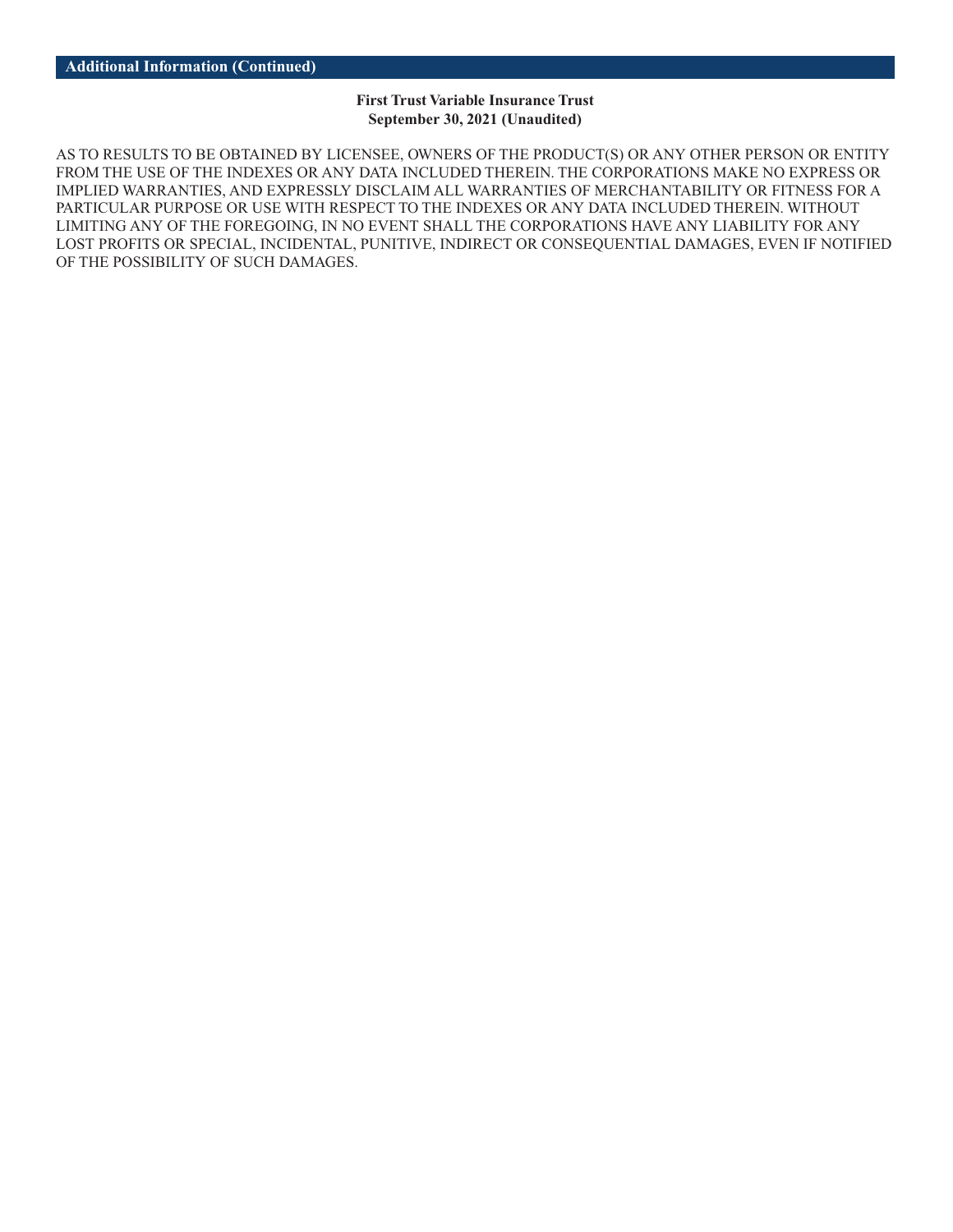AS TO RESULTS TO BE OBTAINED BY LICENSEE, OWNERS OF THE PRODUCT(S) OR ANY OTHER PERSON OR ENTITY FROM THE USE OF THE INDEXES OR ANY DATA INCLUDED THEREIN. THE CORPORATIONS MAKE NO EXPRESS OR IMPLIED WARRANTIES, AND EXPRESSLY DISCLAIM ALL WARRANTIES OF MERCHANTABILITY OR FITNESS FOR A PARTICULAR PURPOSE OR USE WITH RESPECT TO THE INDEXES OR ANY DATA INCLUDED THEREIN. WITHOUT LIMITING ANY OF THE FOREGOING, IN NO EVENT SHALL THE CORPORATIONS HAVE ANY LIABILITY FOR ANY LOST PROFITS OR SPECIAL, INCIDENTAL, PUNITIVE, INDIRECT OR CONSEQUENTIAL DAMAGES, EVEN IF NOTIFIED OF THE POSSIBILITY OF SUCH DAMAGES.